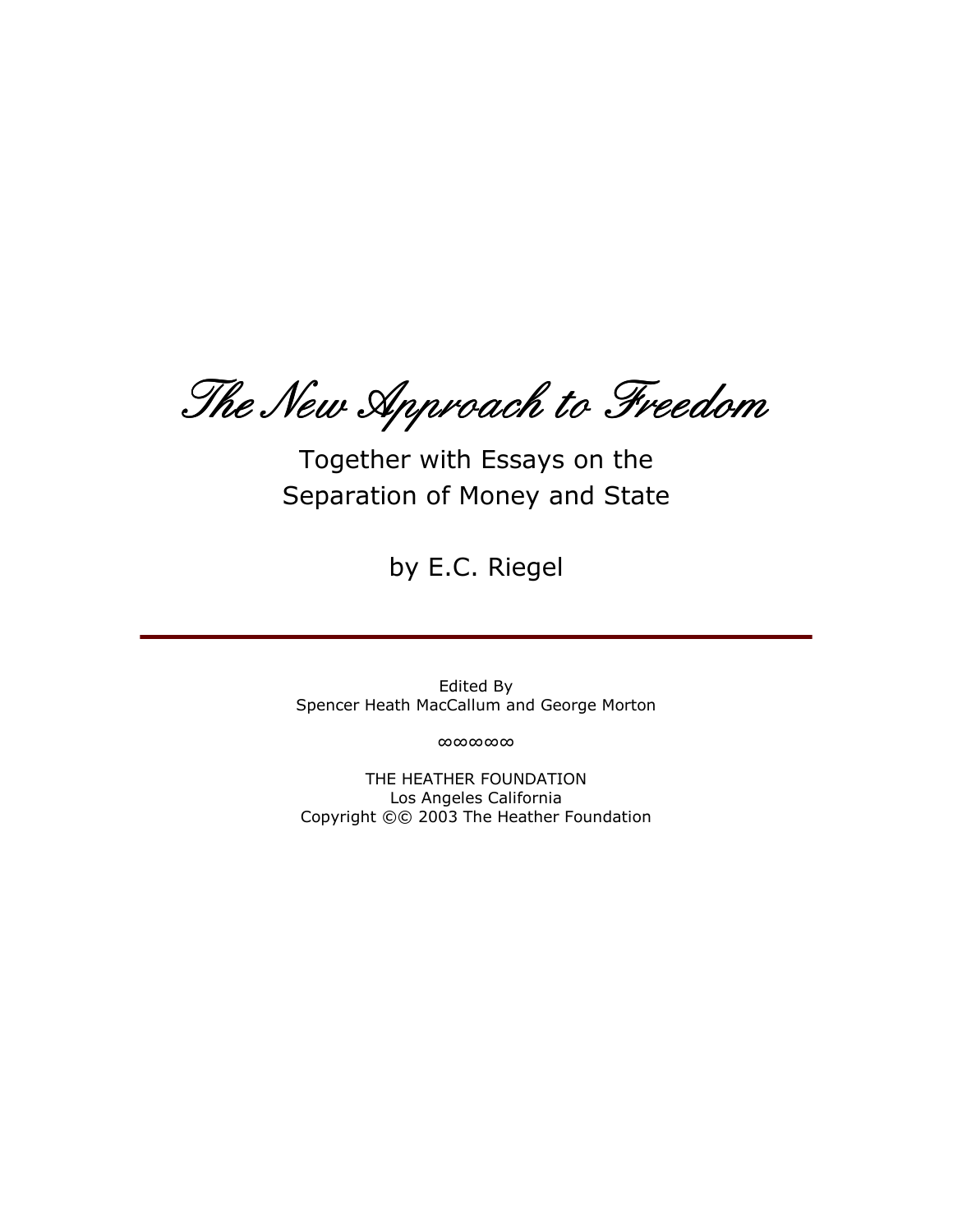# *The New Approach to Freedom*

## Together with Essays on the Separation of Money and State

by E.C. Riegel

---

Edited By
Spencer Heath MacCallum and George Morton

∞∞∞∞∞

THE HEATHER FOUNDATION
Los Angeles California
Copyright ©© 2003 The Heather Foundation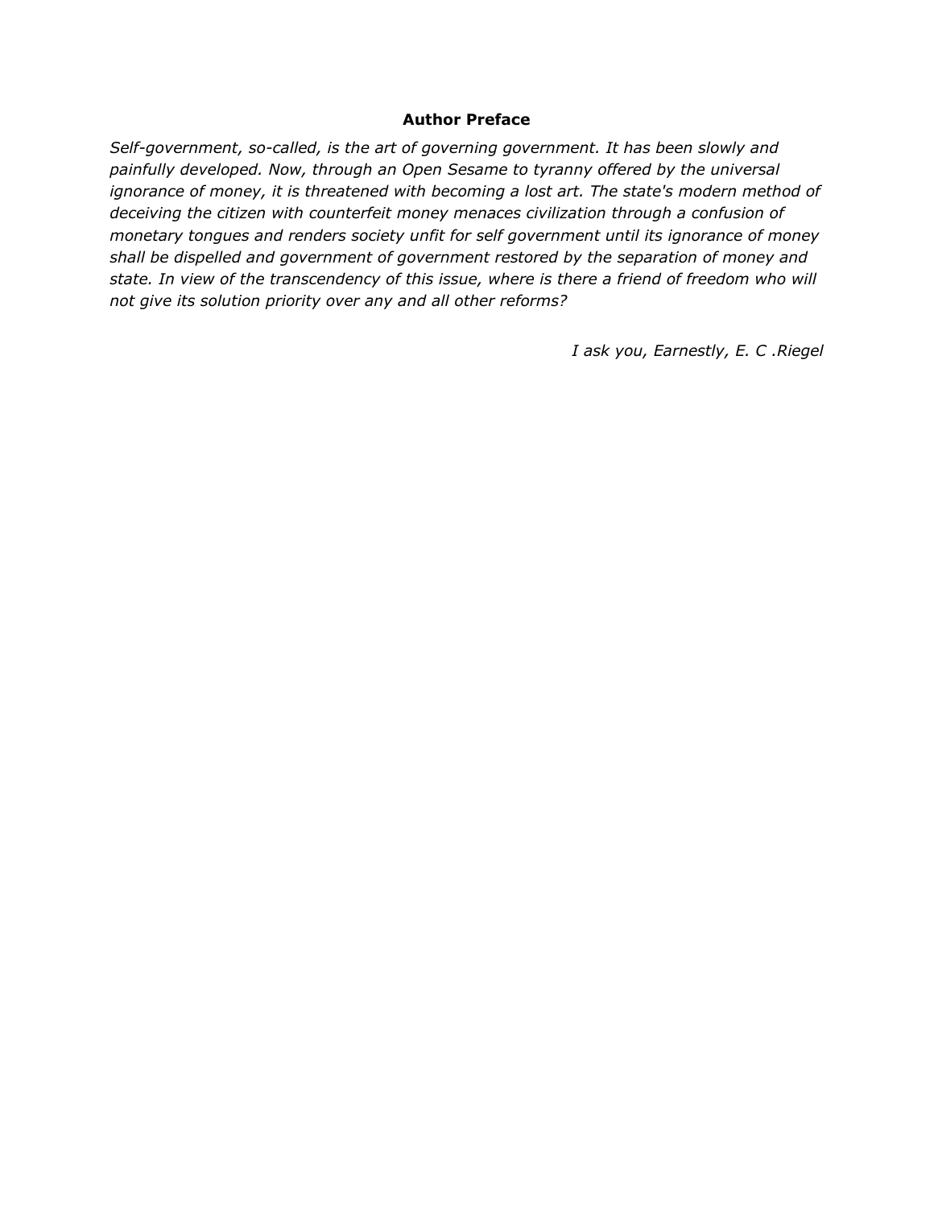## Author Preface

*Self-government, so-called, is the art of governing government. It has been slowly and painfully developed. Now, through an Open Sesame to tyranny offered by the universal ignorance of money, it is threatened with becoming a lost art. The state's modern method of deceiving the citizen with counterfeit money menaces civilization through a confusion of monetary tongues and renders society unfit for self government until its ignorance of money shall be dispelled and government of government restored by the separation of money and state. In view of the transcendency of this issue, where is there a friend of freedom who will not give its solution priority over any and all other reforms?*

*I ask you, Earnestly, E. C .Riegel*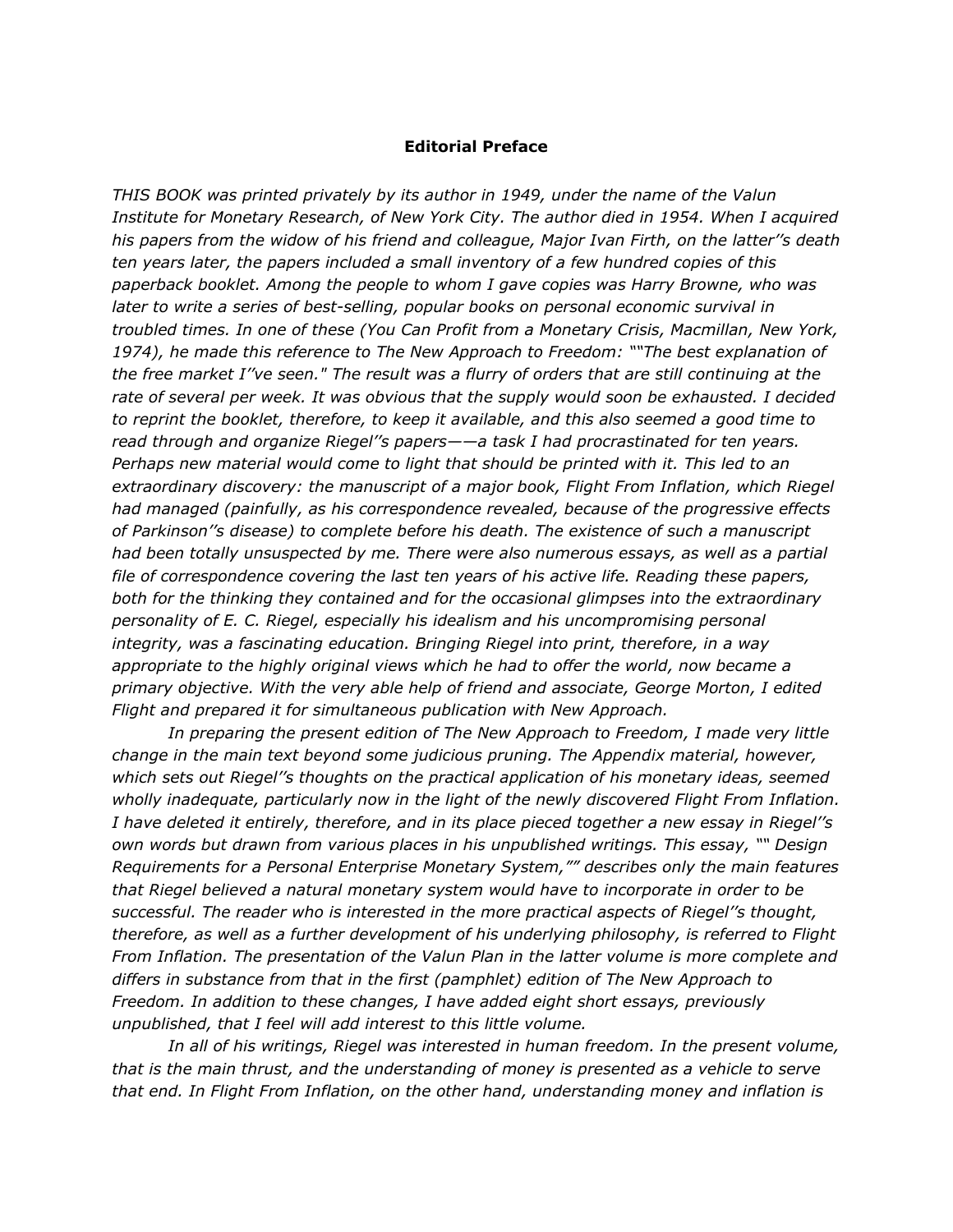**Editorial Preface**

*THIS BOOK was printed privately by its author in 1949, under the name of the Valun Institute for Monetary Research, of New York City. The author died in 1954. When I acquired his papers from the widow of his friend and colleague, Major Ivan Firth, on the latter''s death ten years later, the papers included a small inventory of a few hundred copies of this paperback booklet. Among the people to whom I gave copies was Harry Browne, who was later to write a series of best-selling, popular books on personal economic survival in troubled times. In one of these (You Can Profit from a Monetary Crisis, Macmillan, New York, 1974), he made this reference to The New Approach to Freedom: ""The best explanation of the free market I''ve seen." The result was a flurry of orders that are still continuing at the rate of several per week. It was obvious that the supply would soon be exhausted. I decided to reprint the booklet, therefore, to keep it available, and this also seemed a good time to read through and organize Riegel''s papers——a task I had procrastinated for ten years. Perhaps new material would come to light that should be printed with it. This led to an extraordinary discovery: the manuscript of a major book, Flight From Inflation, which Riegel had managed (painfully, as his correspondence revealed, because of the progressive effects of Parkinson''s disease) to complete before his death. The existence of such a manuscript had been totally unsuspected by me. There were also numerous essays, as well as a partial file of correspondence covering the last ten years of his active life. Reading these papers, both for the thinking they contained and for the occasional glimpses into the extraordinary personality of E. C. Riegel, especially his idealism and his uncompromising personal integrity, was a fascinating education. Bringing Riegel into print, therefore, in a way appropriate to the highly original views which he had to offer the world, now became a primary objective. With the very able help of friend and associate, George Morton, I edited Flight and prepared it for simultaneous publication with New Approach.*

*In preparing the present edition of The New Approach to Freedom, I made very little change in the main text beyond some judicious pruning. The Appendix material, however, which sets out Riegel''s thoughts on the practical application of his monetary ideas, seemed wholly inadequate, particularly now in the light of the newly discovered Flight From Inflation. I have deleted it entirely, therefore, and in its place pieced together a new essay in Riegel''s own words but drawn from various places in his unpublished writings. This essay, "" Design Requirements for a Personal Enterprise Monetary System,"" describes only the main features that Riegel believed a natural monetary system would have to incorporate in order to be successful. The reader who is interested in the more practical aspects of Riegel''s thought, therefore, as well as a further development of his underlying philosophy, is referred to Flight From Inflation. The presentation of the Valun Plan in the latter volume is more complete and differs in substance from that in the first (pamphlet) edition of The New Approach to Freedom. In addition to these changes, I have added eight short essays, previously unpublished, that I feel will add interest to this little volume.*

*In all of his writings, Riegel was interested in human freedom. In the present volume, that is the main thrust, and the understanding of money is presented as a vehicle to serve that end. In Flight From Inflation, on the other hand, understanding money and inflation is*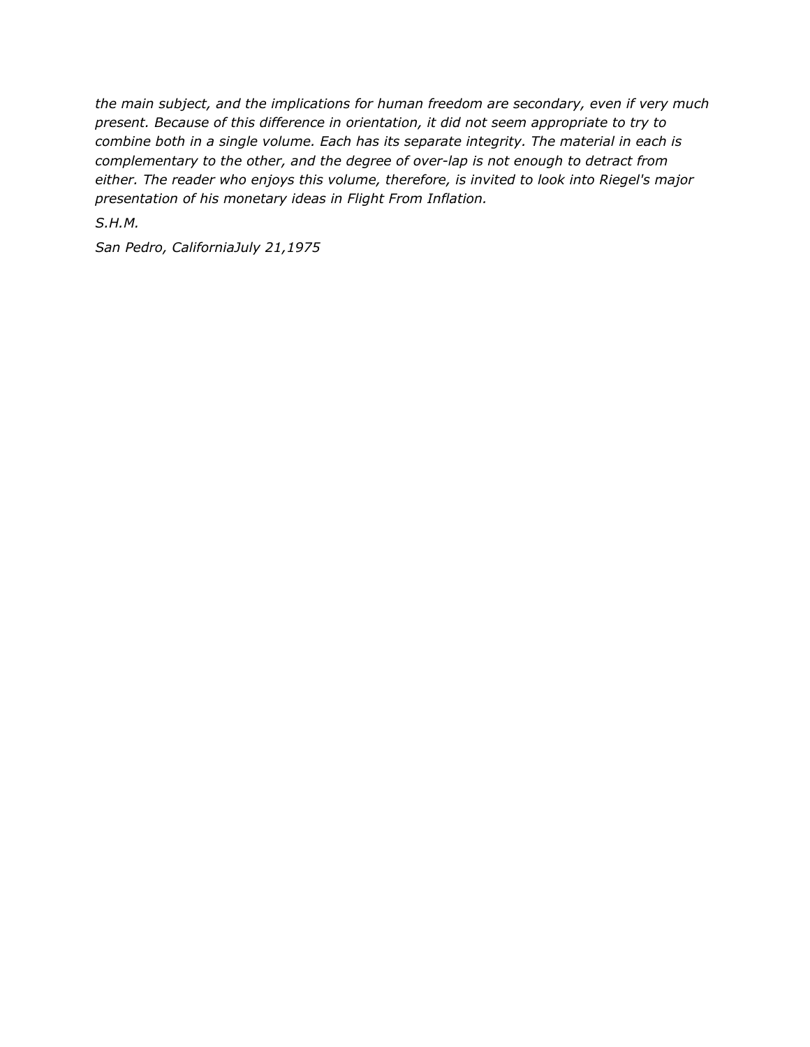*the main subject, and the implications for human freedom are secondary, even if very much present. Because of this difference in orientation, it did not seem appropriate to try to combine both in a single volume. Each has its separate integrity. The material in each is complementary to the other, and the degree of over-lap is not enough to detract from either. The reader who enjoys this volume, therefore, is invited to look into Riegel's major presentation of his monetary ideas in Flight From Inflation.*

*S.H.M.*

*San Pedro, CaliforniaJuly 21,1975*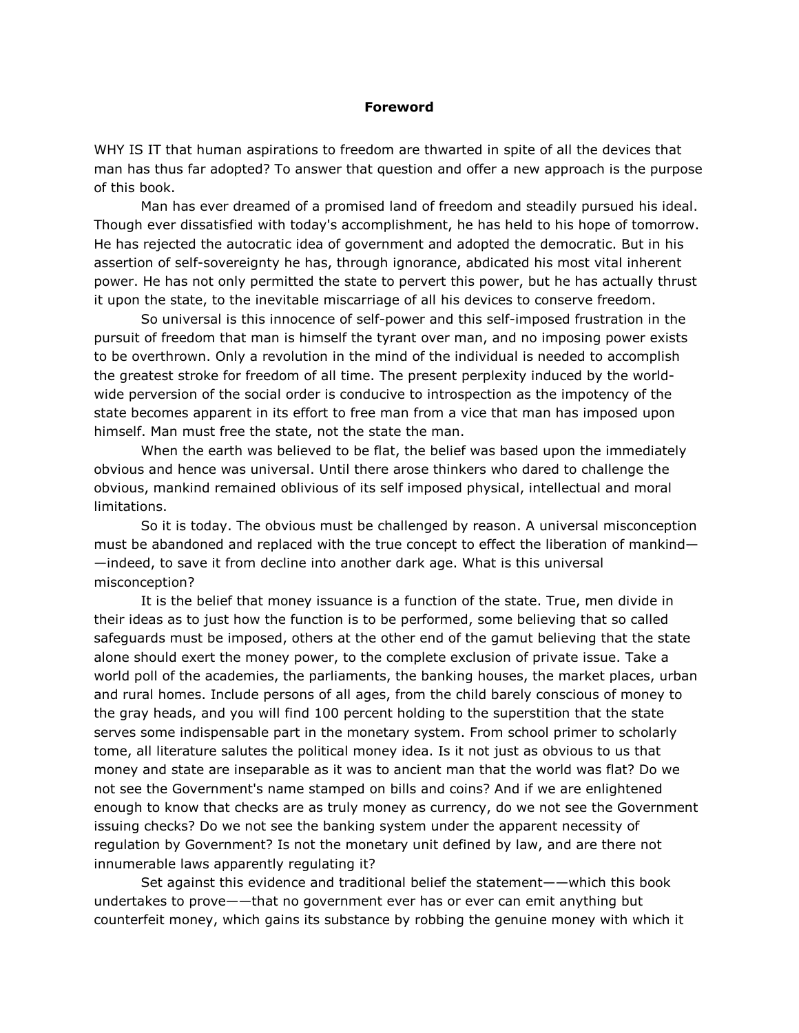## Foreword

WHY IS IT that human aspirations to freedom are thwarted in spite of all the devices that man has thus far adopted? To answer that question and offer a new approach is the purpose of this book.

Man has ever dreamed of a promised land of freedom and steadily pursued his ideal. Though ever dissatisfied with today's accomplishment, he has held to his hope of tomorrow. He has rejected the autocratic idea of government and adopted the democratic. But in his assertion of self-sovereignty he has, through ignorance, abdicated his most vital inherent power. He has not only permitted the state to pervert this power, but he has actually thrust it upon the state, to the inevitable miscarriage of all his devices to conserve freedom.

So universal is this innocence of self-power and this self-imposed frustration in the pursuit of freedom that man is himself the tyrant over man, and no imposing power exists to be overthrown. Only a revolution in the mind of the individual is needed to accomplish the greatest stroke for freedom of all time. The present perplexity induced by the world-wide perversion of the social order is conducive to introspection as the impotency of the state becomes apparent in its effort to free man from a vice that man has imposed upon himself. Man must free the state, not the state the man.

When the earth was believed to be flat, the belief was based upon the immediately obvious and hence was universal. Until there arose thinkers who dared to challenge the obvious, mankind remained oblivious of its self imposed physical, intellectual and moral limitations.

So it is today. The obvious must be challenged by reason. A universal misconception must be abandoned and replaced with the true concept to effect the liberation of mankind——indeed, to save it from decline into another dark age. What is this universal misconception?

It is the belief that money issuance is a function of the state. True, men divide in their ideas as to just how the function is to be performed, some believing that so called safeguards must be imposed, others at the other end of the gamut believing that the state alone should exert the money power, to the complete exclusion of private issue. Take a world poll of the academies, the parliaments, the banking houses, the market places, urban and rural homes. Include persons of all ages, from the child barely conscious of money to the gray heads, and you will find 100 percent holding to the superstition that the state serves some indispensable part in the monetary system. From school primer to scholarly tome, all literature salutes the political money idea. Is it not just as obvious to us that money and state are inseparable as it was to ancient man that the world was flat? Do we not see the Government's name stamped on bills and coins? And if we are enlightened enough to know that checks are as truly money as currency, do we not see the Government issuing checks? Do we not see the banking system under the apparent necessity of regulation by Government? Is not the monetary unit defined by law, and are there not innumerable laws apparently regulating it?

Set against this evidence and traditional belief the statement——which this book undertakes to prove——that no government ever has or ever can emit anything but counterfeit money, which gains its substance by robbing the genuine money with which it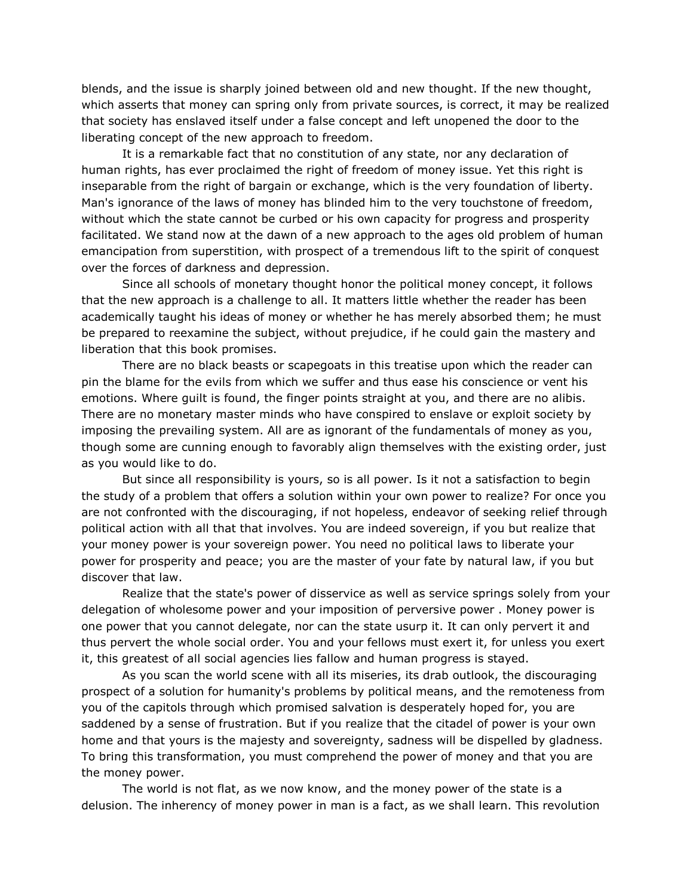blends, and the issue is sharply joined between old and new thought. If the new thought, which asserts that money can spring only from private sources, is correct, it may be realized that society has enslaved itself under a false concept and left unopened the door to the liberating concept of the new approach to freedom.

It is a remarkable fact that no constitution of any state, nor any declaration of human rights, has ever proclaimed the right of freedom of money issue. Yet this right is inseparable from the right of bargain or exchange, which is the very foundation of liberty. Man's ignorance of the laws of money has blinded him to the very touchstone of freedom, without which the state cannot be curbed or his own capacity for progress and prosperity facilitated. We stand now at the dawn of a new approach to the ages old problem of human emancipation from superstition, with prospect of a tremendous lift to the spirit of conquest over the forces of darkness and depression.

Since all schools of monetary thought honor the political money concept, it follows that the new approach is a challenge to all. It matters little whether the reader has been academically taught his ideas of money or whether he has merely absorbed them; he must be prepared to reexamine the subject, without prejudice, if he could gain the mastery and liberation that this book promises.

There are no black beasts or scapegoats in this treatise upon which the reader can pin the blame for the evils from which we suffer and thus ease his conscience or vent his emotions. Where guilt is found, the finger points straight at you, and there are no alibis. There are no monetary master minds who have conspired to enslave or exploit society by imposing the prevailing system. All are as ignorant of the fundamentals of money as you, though some are cunning enough to favorably align themselves with the existing order, just as you would like to do.

But since all responsibility is yours, so is all power. Is it not a satisfaction to begin the study of a problem that offers a solution within your own power to realize? For once you are not confronted with the discouraging, if not hopeless, endeavor of seeking relief through political action with all that that involves. You are indeed sovereign, if you but realize that your money power is your sovereign power. You need no political laws to liberate your power for prosperity and peace; you are the master of your fate by natural law, if you but discover that law.

Realize that the state's power of disservice as well as service springs solely from your delegation of wholesome power and your imposition of perversive power . Money power is one power that you cannot delegate, nor can the state usurp it. It can only pervert it and thus pervert the whole social order. You and your fellows must exert it, for unless you exert it, this greatest of all social agencies lies fallow and human progress is stayed.

As you scan the world scene with all its miseries, its drab outlook, the discouraging prospect of a solution for humanity's problems by political means, and the remoteness from you of the capitols through which promised salvation is desperately hoped for, you are saddened by a sense of frustration. But if you realize that the citadel of power is your own home and that yours is the majesty and sovereignty, sadness will be dispelled by gladness. To bring this transformation, you must comprehend the power of money and that you are the money power.

The world is not flat, as we now know, and the money power of the state is a delusion. The inherency of money power in man is a fact, as we shall learn. This revolution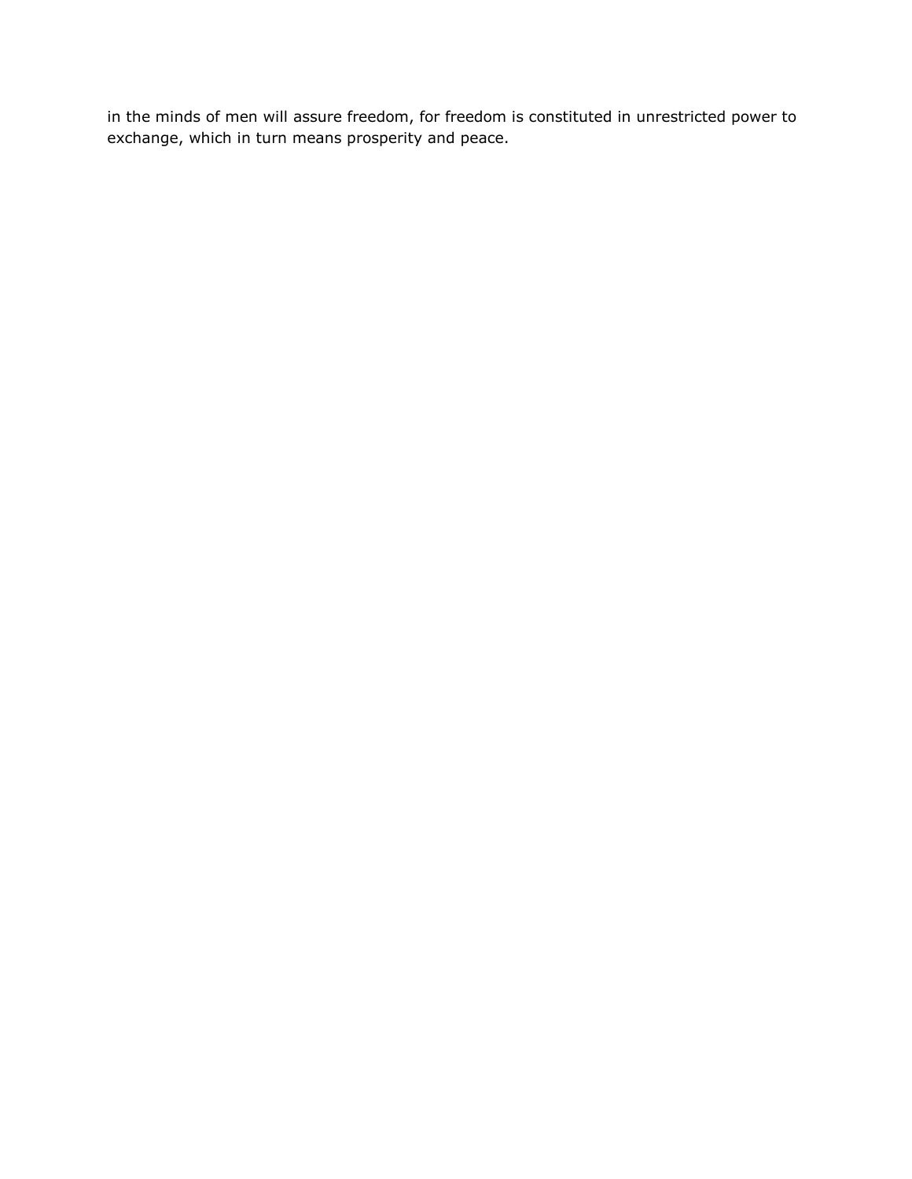in the minds of men will assure freedom, for freedom is constituted in unrestricted power to exchange, which in turn means prosperity and peace.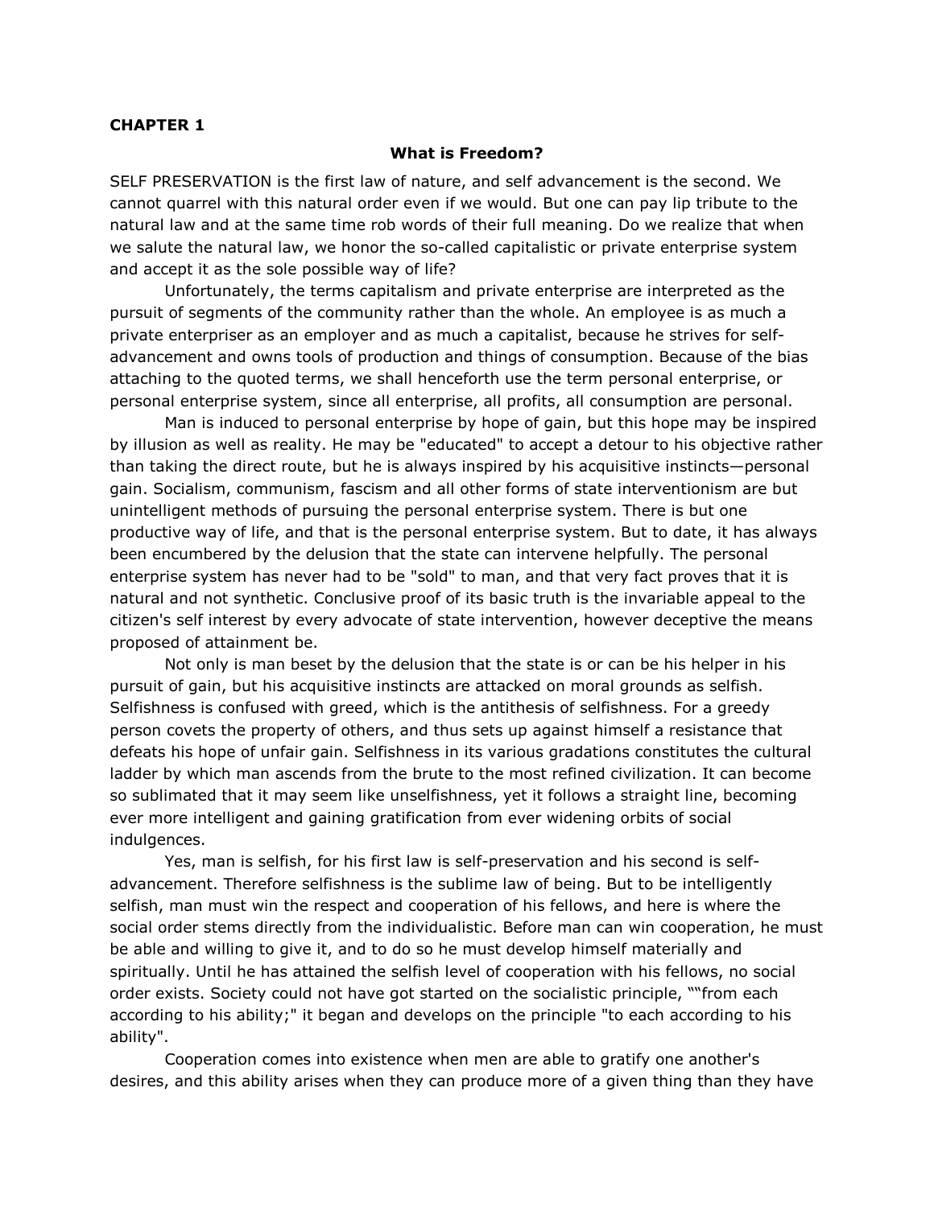**CHAPTER 1**

**What is Freedom?**

SELF PRESERVATION is the first law of nature, and self advancement is the second. We cannot quarrel with this natural order even if we would. But one can pay lip tribute to the natural law and at the same time rob words of their full meaning. Do we realize that when we salute the natural law, we honor the so-called capitalistic or private enterprise system and accept it as the sole possible way of life?

Unfortunately, the terms capitalism and private enterprise are interpreted as the pursuit of segments of the community rather than the whole. An employee is as much a private enterpriser as an employer and as much a capitalist, because he strives for self-advancement and owns tools of production and things of consumption. Because of the bias attaching to the quoted terms, we shall henceforth use the term personal enterprise, or personal enterprise system, since all enterprise, all profits, all consumption are personal.

Man is induced to personal enterprise by hope of gain, but this hope may be inspired by illusion as well as reality. He may be "educated" to accept a detour to his objective rather than taking the direct route, but he is always inspired by his acquisitive instincts—personal gain. Socialism, communism, fascism and all other forms of state interventionism are but unintelligent methods of pursuing the personal enterprise system. There is but one productive way of life, and that is the personal enterprise system. But to date, it has always been encumbered by the delusion that the state can intervene helpfully. The personal enterprise system has never had to be "sold" to man, and that very fact proves that it is natural and not synthetic. Conclusive proof of its basic truth is the invariable appeal to the citizen's self interest by every advocate of state intervention, however deceptive the means proposed of attainment be.

Not only is man beset by the delusion that the state is or can be his helper in his pursuit of gain, but his acquisitive instincts are attacked on moral grounds as selfish. Selfishness is confused with greed, which is the antithesis of selfishness. For a greedy person covets the property of others, and thus sets up against himself a resistance that defeats his hope of unfair gain. Selfishness in its various gradations constitutes the cultural ladder by which man ascends from the brute to the most refined civilization. It can become so sublimated that it may seem like unselfishness, yet it follows a straight line, becoming ever more intelligent and gaining gratification from ever widening orbits of social indulgences.

Yes, man is selfish, for his first law is self-preservation and his second is self-advancement. Therefore selfishness is the sublime law of being. But to be intelligently selfish, man must win the respect and cooperation of his fellows, and here is where the social order stems directly from the individualistic. Before man can win cooperation, he must be able and willing to give it, and to do so he must develop himself materially and spiritually. Until he has attained the selfish level of cooperation with his fellows, no social order exists. Society could not have got started on the socialistic principle, ""from each according to his ability;" it began and develops on the principle "to each according to his ability".

Cooperation comes into existence when men are able to gratify one another's desires, and this ability arises when they can produce more of a given thing than they have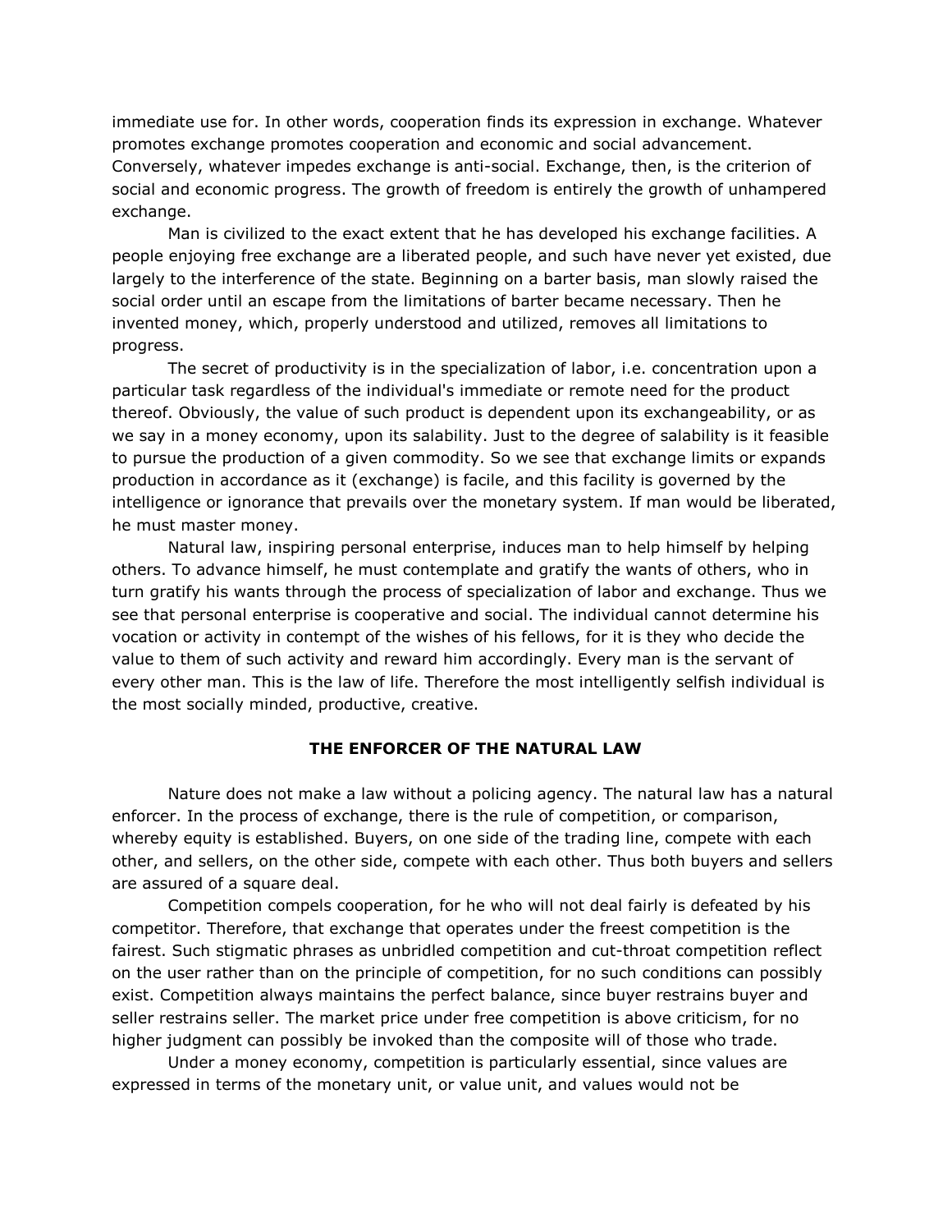immediate use for. In other words, cooperation finds its expression in exchange. Whatever promotes exchange promotes cooperation and economic and social advancement. Conversely, whatever impedes exchange is anti-social. Exchange, then, is the criterion of social and economic progress. The growth of freedom is entirely the growth of unhampered exchange.

Man is civilized to the exact extent that he has developed his exchange facilities. A people enjoying free exchange are a liberated people, and such have never yet existed, due largely to the interference of the state. Beginning on a barter basis, man slowly raised the social order until an escape from the limitations of barter became necessary. Then he invented money, which, properly understood and utilized, removes all limitations to progress.

The secret of productivity is in the specialization of labor, i.e. concentration upon a particular task regardless of the individual's immediate or remote need for the product thereof. Obviously, the value of such product is dependent upon its exchangeability, or as we say in a money economy, upon its salability. Just to the degree of salability is it feasible to pursue the production of a given commodity. So we see that exchange limits or expands production in accordance as it (exchange) is facile, and this facility is governed by the intelligence or ignorance that prevails over the monetary system. If man would be liberated, he must master money.

Natural law, inspiring personal enterprise, induces man to help himself by helping others. To advance himself, he must contemplate and gratify the wants of others, who in turn gratify his wants through the process of specialization of labor and exchange. Thus we see that personal enterprise is cooperative and social. The individual cannot determine his vocation or activity in contempt of the wishes of his fellows, for it is they who decide the value to them of such activity and reward him accordingly. Every man is the servant of every other man. This is the law of life. Therefore the most intelligently selfish individual is the most socially minded, productive, creative.

## THE ENFORCER OF THE NATURAL LAW

Nature does not make a law without a policing agency. The natural law has a natural enforcer. In the process of exchange, there is the rule of competition, or comparison, whereby equity is established. Buyers, on one side of the trading line, compete with each other, and sellers, on the other side, compete with each other. Thus both buyers and sellers are assured of a square deal.

Competition compels cooperation, for he who will not deal fairly is defeated by his competitor. Therefore, that exchange that operates under the freest competition is the fairest. Such stigmatic phrases as unbridled competition and cut-throat competition reflect on the user rather than on the principle of competition, for no such conditions can possibly exist. Competition always maintains the perfect balance, since buyer restrains buyer and seller restrains seller. The market price under free competition is above criticism, for no higher judgment can possibly be invoked than the composite will of those who trade.

Under a money economy, competition is particularly essential, since values are expressed in terms of the monetary unit, or value unit, and values would not be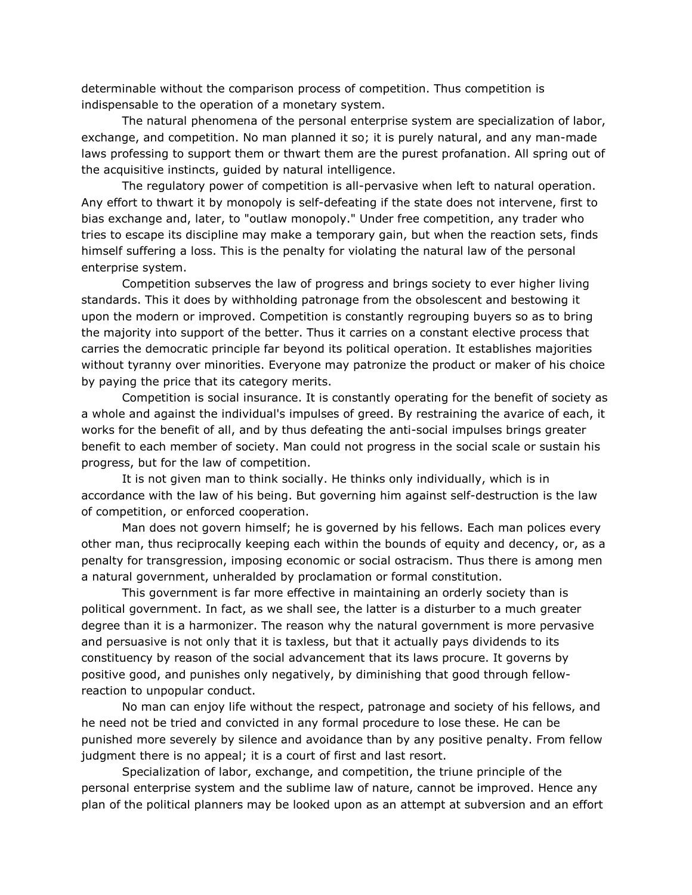determinable without the comparison process of competition. Thus competition is indispensable to the operation of a monetary system.

The natural phenomena of the personal enterprise system are specialization of labor, exchange, and competition. No man planned it so; it is purely natural, and any man-made laws professing to support them or thwart them are the purest profanation. All spring out of the acquisitive instincts, guided by natural intelligence.

The regulatory power of competition is all-pervasive when left to natural operation. Any effort to thwart it by monopoly is self-defeating if the state does not intervene, first to bias exchange and, later, to "outlaw monopoly." Under free competition, any trader who tries to escape its discipline may make a temporary gain, but when the reaction sets, finds himself suffering a loss. This is the penalty for violating the natural law of the personal enterprise system.

Competition subserves the law of progress and brings society to ever higher living standards. This it does by withholding patronage from the obsolescent and bestowing it upon the modern or improved. Competition is constantly regrouping buyers so as to bring the majority into support of the better. Thus it carries on a constant elective process that carries the democratic principle far beyond its political operation. It establishes majorities without tyranny over minorities. Everyone may patronize the product or maker of his choice by paying the price that its category merits.

Competition is social insurance. It is constantly operating for the benefit of society as a whole and against the individual's impulses of greed. By restraining the avarice of each, it works for the benefit of all, and by thus defeating the anti-social impulses brings greater benefit to each member of society. Man could not progress in the social scale or sustain his progress, but for the law of competition.

It is not given man to think socially. He thinks only individually, which is in accordance with the law of his being. But governing him against self-destruction is the law of competition, or enforced cooperation.

Man does not govern himself; he is governed by his fellows. Each man polices every other man, thus reciprocally keeping each within the bounds of equity and decency, or, as a penalty for transgression, imposing economic or social ostracism. Thus there is among men a natural government, unheralded by proclamation or formal constitution.

This government is far more effective in maintaining an orderly society than is political government. In fact, as we shall see, the latter is a disturber to a much greater degree than it is a harmonizer. The reason why the natural government is more pervasive and persuasive is not only that it is taxless, but that it actually pays dividends to its constituency by reason of the social advancement that its laws procure. It governs by positive good, and punishes only negatively, by diminishing that good through fellow-reaction to unpopular conduct.

No man can enjoy life without the respect, patronage and society of his fellows, and he need not be tried and convicted in any formal procedure to lose these. He can be punished more severely by silence and avoidance than by any positive penalty. From fellow judgment there is no appeal; it is a court of first and last resort.

Specialization of labor, exchange, and competition, the triune principle of the personal enterprise system and the sublime law of nature, cannot be improved. Hence any plan of the political planners may be looked upon as an attempt at subversion and an effort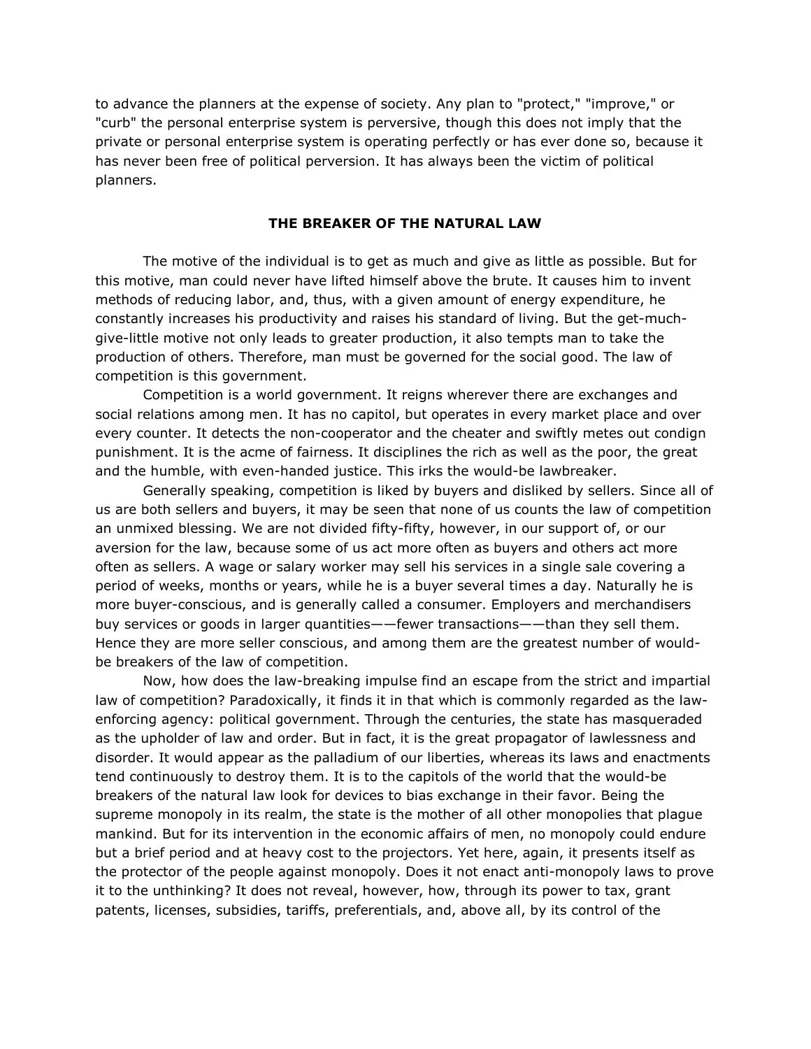to advance the planners at the expense of society. Any plan to "protect," "improve," or "curb" the personal enterprise system is perversive, though this does not imply that the private or personal enterprise system is operating perfectly or has ever done so, because it has never been free of political perversion. It has always been the victim of political planners.

## THE BREAKER OF THE NATURAL LAW

The motive of the individual is to get as much and give as little as possible. But for this motive, man could never have lifted himself above the brute. It causes him to invent methods of reducing labor, and, thus, with a given amount of energy expenditure, he constantly increases his productivity and raises his standard of living. But the get-much-give-little motive not only leads to greater production, it also tempts man to take the production of others. Therefore, man must be governed for the social good. The law of competition is this government.

Competition is a world government. It reigns wherever there are exchanges and social relations among men. It has no capitol, but operates in every market place and over every counter. It detects the non-cooperator and the cheater and swiftly metes out condign punishment. It is the acme of fairness. It disciplines the rich as well as the poor, the great and the humble, with even-handed justice. This irks the would-be lawbreaker.

Generally speaking, competition is liked by buyers and disliked by sellers. Since all of us are both sellers and buyers, it may be seen that none of us counts the law of competition an unmixed blessing. We are not divided fifty-fifty, however, in our support of, or our aversion for the law, because some of us act more often as buyers and others act more often as sellers. A wage or salary worker may sell his services in a single sale covering a period of weeks, months or years, while he is a buyer several times a day. Naturally he is more buyer-conscious, and is generally called a consumer. Employers and merchandisers buy services or goods in larger quantities——fewer transactions——than they sell them. Hence they are more seller conscious, and among them are the greatest number of would-be breakers of the law of competition.

Now, how does the law-breaking impulse find an escape from the strict and impartial law of competition? Paradoxically, it finds it in that which is commonly regarded as the law-enforcing agency: political government. Through the centuries, the state has masqueraded as the upholder of law and order. But in fact, it is the great propagator of lawlessness and disorder. It would appear as the palladium of our liberties, whereas its laws and enactments tend continuously to destroy them. It is to the capitols of the world that the would-be breakers of the natural law look for devices to bias exchange in their favor. Being the supreme monopoly in its realm, the state is the mother of all other monopolies that plague mankind. But for its intervention in the economic affairs of men, no monopoly could endure but a brief period and at heavy cost to the projectors. Yet here, again, it presents itself as the protector of the people against monopoly. Does it not enact anti-monopoly laws to prove it to the unthinking? It does not reveal, however, how, through its power to tax, grant patents, licenses, subsidies, tariffs, preferentials, and, above all, by its control of the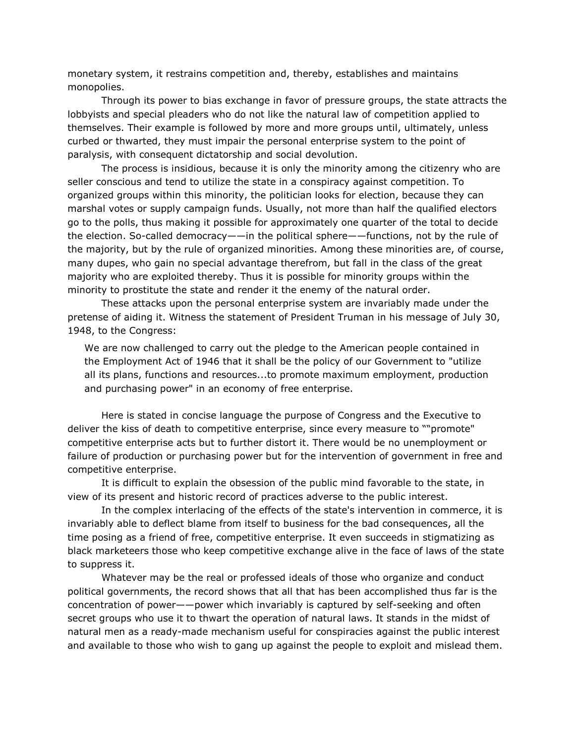monetary system, it restrains competition and, thereby, establishes and maintains monopolies.

Through its power to bias exchange in favor of pressure groups, the state attracts the lobbyists and special pleaders who do not like the natural law of competition applied to themselves. Their example is followed by more and more groups until, ultimately, unless curbed or thwarted, they must impair the personal enterprise system to the point of paralysis, with consequent dictatorship and social devolution.

The process is insidious, because it is only the minority among the citizenry who are seller conscious and tend to utilize the state in a conspiracy against competition. To organized groups within this minority, the politician looks for election, because they can marshal votes or supply campaign funds. Usually, not more than half the qualified electors go to the polls, thus making it possible for approximately one quarter of the total to decide the election. So-called democracy——in the political sphere——functions, not by the rule of the majority, but by the rule of organized minorities. Among these minorities are, of course, many dupes, who gain no special advantage therefrom, but fall in the class of the great majority who are exploited thereby. Thus it is possible for minority groups within the minority to prostitute the state and render it the enemy of the natural order.

These attacks upon the personal enterprise system are invariably made under the pretense of aiding it. Witness the statement of President Truman in his message of July 30, 1948, to the Congress:

> We are now challenged to carry out the pledge to the American people contained in the Employment Act of 1946 that it shall be the policy of our Government to "utilize all its plans, functions and resources...to promote maximum employment, production and purchasing power" in an economy of free enterprise.

Here is stated in concise language the purpose of Congress and the Executive to deliver the kiss of death to competitive enterprise, since every measure to ""promote" competitive enterprise acts but to further distort it. There would be no unemployment or failure of production or purchasing power but for the intervention of government in free and competitive enterprise.

It is difficult to explain the obsession of the public mind favorable to the state, in view of its present and historic record of practices adverse to the public interest.

In the complex interlacing of the effects of the state's intervention in commerce, it is invariably able to deflect blame from itself to business for the bad consequences, all the time posing as a friend of free, competitive enterprise. It even succeeds in stigmatizing as black marketeers those who keep competitive exchange alive in the face of laws of the state to suppress it.

Whatever may be the real or professed ideals of those who organize and conduct political governments, the record shows that all that has been accomplished thus far is the concentration of power——power which invariably is captured by self-seeking and often secret groups who use it to thwart the operation of natural laws. It stands in the midst of natural men as a ready-made mechanism useful for conspiracies against the public interest and available to those who wish to gang up against the people to exploit and mislead them.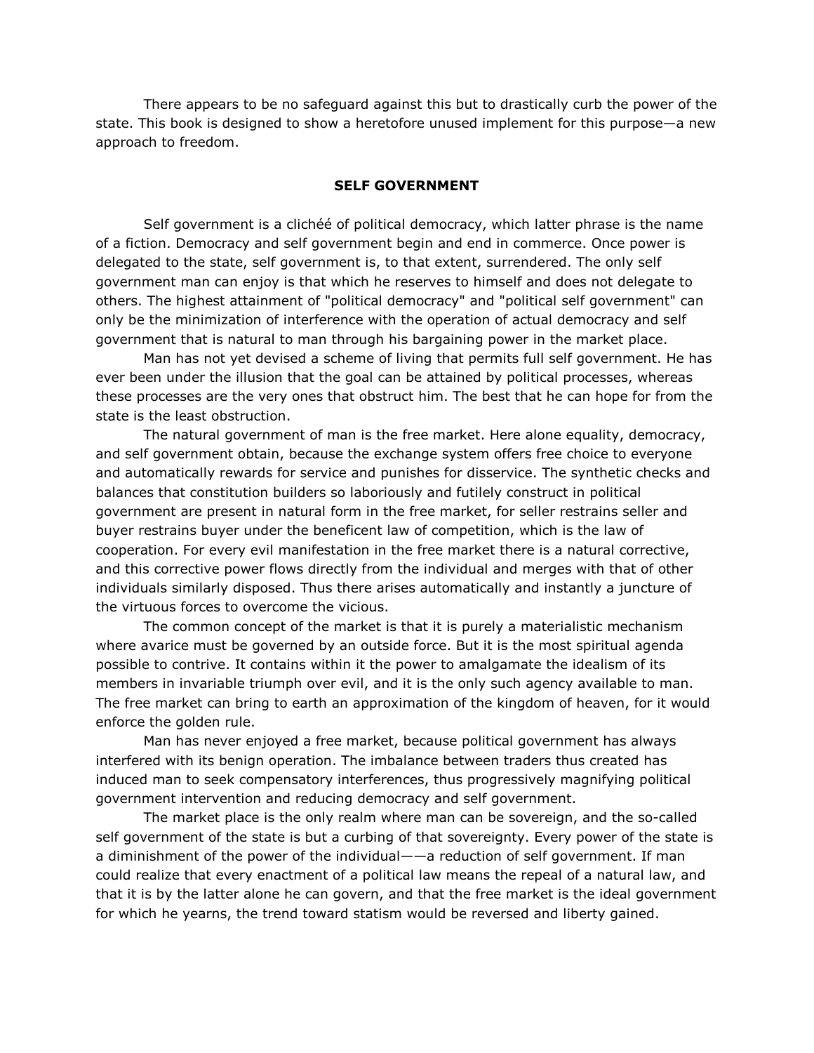There appears to be no safeguard against this but to drastically curb the power of the state. This book is designed to show a heretofore unused implement for this purpose—a new approach to freedom.

## SELF GOVERNMENT

Self government is a clichéé of political democracy, which latter phrase is the name of a fiction. Democracy and self government begin and end in commerce. Once power is delegated to the state, self government is, to that extent, surrendered. The only self government man can enjoy is that which he reserves to himself and does not delegate to others. The highest attainment of "political democracy" and "political self government" can only be the minimization of interference with the operation of actual democracy and self government that is natural to man through his bargaining power in the market place.

Man has not yet devised a scheme of living that permits full self government. He has ever been under the illusion that the goal can be attained by political processes, whereas these processes are the very ones that obstruct him. The best that he can hope for from the state is the least obstruction.

The natural government of man is the free market. Here alone equality, democracy, and self government obtain, because the exchange system offers free choice to everyone and automatically rewards for service and punishes for disservice. The synthetic checks and balances that constitution builders so laboriously and futilely construct in political government are present in natural form in the free market, for seller restrains seller and buyer restrains buyer under the beneficent law of competition, which is the law of cooperation. For every evil manifestation in the free market there is a natural corrective, and this corrective power flows directly from the individual and merges with that of other individuals similarly disposed. Thus there arises automatically and instantly a juncture of the virtuous forces to overcome the vicious.

The common concept of the market is that it is purely a materialistic mechanism where avarice must be governed by an outside force. But it is the most spiritual agenda possible to contrive. It contains within it the power to amalgamate the idealism of its members in invariable triumph over evil, and it is the only such agency available to man. The free market can bring to earth an approximation of the kingdom of heaven, for it would enforce the golden rule.

Man has never enjoyed a free market, because political government has always interfered with its benign operation. The imbalance between traders thus created has induced man to seek compensatory interferences, thus progressively magnifying political government intervention and reducing democracy and self government.

The market place is the only realm where man can be sovereign, and the so-called self government of the state is but a curbing of that sovereignty. Every power of the state is a diminishment of the power of the individual——a reduction of self government. If man could realize that every enactment of a political law means the repeal of a natural law, and that it is by the latter alone he can govern, and that the free market is the ideal government for which he yearns, the trend toward statism would be reversed and liberty gained.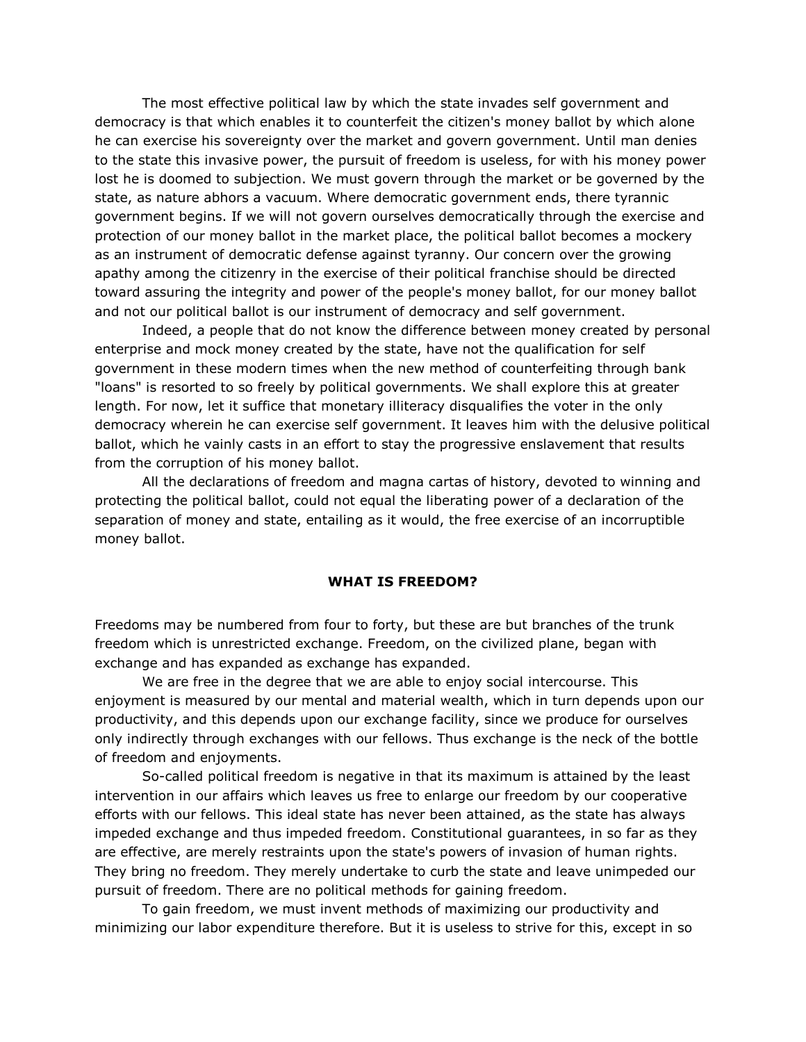The most effective political law by which the state invades self government and democracy is that which enables it to counterfeit the citizen's money ballot by which alone he can exercise his sovereignty over the market and govern government. Until man denies to the state this invasive power, the pursuit of freedom is useless, for with his money power lost he is doomed to subjection. We must govern through the market or be governed by the state, as nature abhors a vacuum. Where democratic government ends, there tyrannic government begins. If we will not govern ourselves democratically through the exercise and protection of our money ballot in the market place, the political ballot becomes a mockery as an instrument of democratic defense against tyranny. Our concern over the growing apathy among the citizenry in the exercise of their political franchise should be directed toward assuring the integrity and power of the people's money ballot, for our money ballot and not our political ballot is our instrument of democracy and self government.

Indeed, a people that do not know the difference between money created by personal enterprise and mock money created by the state, have not the qualification for self government in these modern times when the new method of counterfeiting through bank "loans" is resorted to so freely by political governments. We shall explore this at greater length. For now, let it suffice that monetary illiteracy disqualifies the voter in the only democracy wherein he can exercise self government. It leaves him with the delusive political ballot, which he vainly casts in an effort to stay the progressive enslavement that results from the corruption of his money ballot.

All the declarations of freedom and magna cartas of history, devoted to winning and protecting the political ballot, could not equal the liberating power of a declaration of the separation of money and state, entailing as it would, the free exercise of an incorruptible money ballot.

## WHAT IS FREEDOM?

Freedoms may be numbered from four to forty, but these are but branches of the trunk freedom which is unrestricted exchange. Freedom, on the civilized plane, began with exchange and has expanded as exchange has expanded.

We are free in the degree that we are able to enjoy social intercourse. This enjoyment is measured by our mental and material wealth, which in turn depends upon our productivity, and this depends upon our exchange facility, since we produce for ourselves only indirectly through exchanges with our fellows. Thus exchange is the neck of the bottle of freedom and enjoyments.

So-called political freedom is negative in that its maximum is attained by the least intervention in our affairs which leaves us free to enlarge our freedom by our cooperative efforts with our fellows. This ideal state has never been attained, as the state has always impeded exchange and thus impeded freedom. Constitutional guarantees, in so far as they are effective, are merely restraints upon the state's powers of invasion of human rights. They bring no freedom. They merely undertake to curb the state and leave unimpeded our pursuit of freedom. There are no political methods for gaining freedom.

To gain freedom, we must invent methods of maximizing our productivity and minimizing our labor expenditure therefore. But it is useless to strive for this, except in so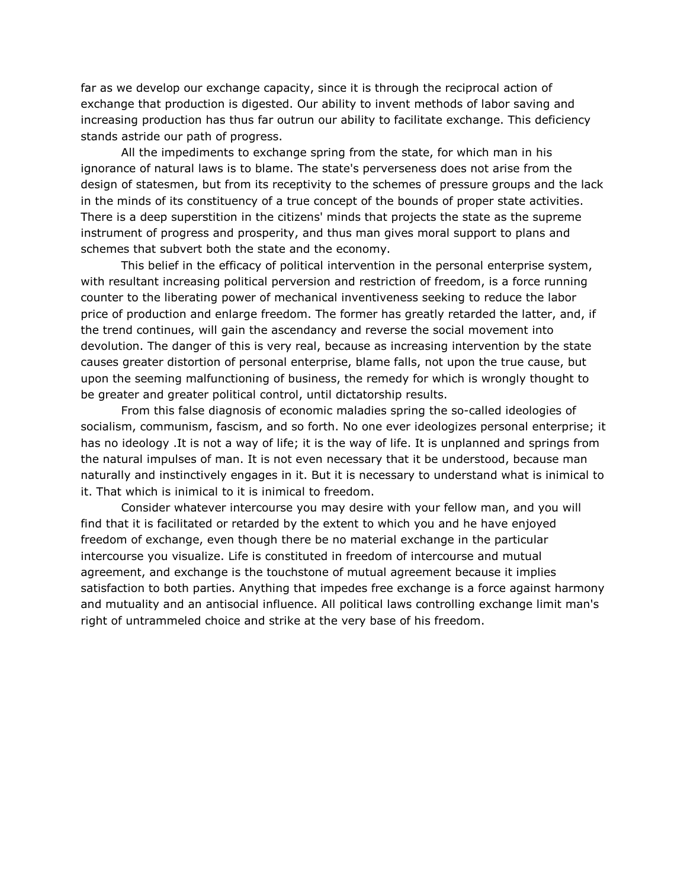far as we develop our exchange capacity, since it is through the reciprocal action of exchange that production is digested. Our ability to invent methods of labor saving and increasing production has thus far outrun our ability to facilitate exchange. This deficiency stands astride our path of progress.

All the impediments to exchange spring from the state, for which man in his ignorance of natural laws is to blame. The state's perverseness does not arise from the design of statesmen, but from its receptivity to the schemes of pressure groups and the lack in the minds of its constituency of a true concept of the bounds of proper state activities. There is a deep superstition in the citizens' minds that projects the state as the supreme instrument of progress and prosperity, and thus man gives moral support to plans and schemes that subvert both the state and the economy.

This belief in the efficacy of political intervention in the personal enterprise system, with resultant increasing political perversion and restriction of freedom, is a force running counter to the liberating power of mechanical inventiveness seeking to reduce the labor price of production and enlarge freedom. The former has greatly retarded the latter, and, if the trend continues, will gain the ascendancy and reverse the social movement into devolution. The danger of this is very real, because as increasing intervention by the state causes greater distortion of personal enterprise, blame falls, not upon the true cause, but upon the seeming malfunctioning of business, the remedy for which is wrongly thought to be greater and greater political control, until dictatorship results.

From this false diagnosis of economic maladies spring the so-called ideologies of socialism, communism, fascism, and so forth. No one ever ideologizes personal enterprise; it has no ideology .It is not a way of life; it is the way of life. It is unplanned and springs from the natural impulses of man. It is not even necessary that it be understood, because man naturally and instinctively engages in it. But it is necessary to understand what is inimical to it. That which is inimical to it is inimical to freedom.

Consider whatever intercourse you may desire with your fellow man, and you will find that it is facilitated or retarded by the extent to which you and he have enjoyed freedom of exchange, even though there be no material exchange in the particular intercourse you visualize. Life is constituted in freedom of intercourse and mutual agreement, and exchange is the touchstone of mutual agreement because it implies satisfaction to both parties. Anything that impedes free exchange is a force against harmony and mutuality and an antisocial influence. All political laws controlling exchange limit man's right of untrammeled choice and strike at the very base of his freedom.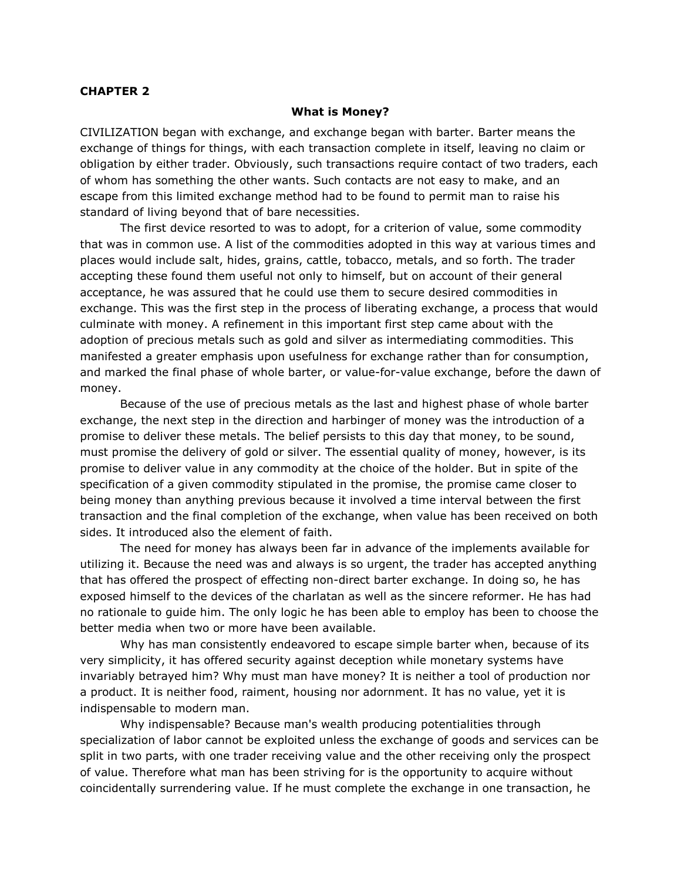**CHAPTER 2**

**What is Money?**

CIVILIZATION began with exchange, and exchange began with barter. Barter means the exchange of things for things, with each transaction complete in itself, leaving no claim or obligation by either trader. Obviously, such transactions require contact of two traders, each of whom has something the other wants. Such contacts are not easy to make, and an escape from this limited exchange method had to be found to permit man to raise his standard of living beyond that of bare necessities.

The first device resorted to was to adopt, for a criterion of value, some commodity that was in common use. A list of the commodities adopted in this way at various times and places would include salt, hides, grains, cattle, tobacco, metals, and so forth. The trader accepting these found them useful not only to himself, but on account of their general acceptance, he was assured that he could use them to secure desired commodities in exchange. This was the first step in the process of liberating exchange, a process that would culminate with money. A refinement in this important first step came about with the adoption of precious metals such as gold and silver as intermediating commodities. This manifested a greater emphasis upon usefulness for exchange rather than for consumption, and marked the final phase of whole barter, or value-for-value exchange, before the dawn of money.

Because of the use of precious metals as the last and highest phase of whole barter exchange, the next step in the direction and harbinger of money was the introduction of a promise to deliver these metals. The belief persists to this day that money, to be sound, must promise the delivery of gold or silver. The essential quality of money, however, is its promise to deliver value in any commodity at the choice of the holder. But in spite of the specification of a given commodity stipulated in the promise, the promise came closer to being money than anything previous because it involved a time interval between the first transaction and the final completion of the exchange, when value has been received on both sides. It introduced also the element of faith.

The need for money has always been far in advance of the implements available for utilizing it. Because the need was and always is so urgent, the trader has accepted anything that has offered the prospect of effecting non-direct barter exchange. In doing so, he has exposed himself to the devices of the charlatan as well as the sincere reformer. He has had no rationale to guide him. The only logic he has been able to employ has been to choose the better media when two or more have been available.

Why has man consistently endeavored to escape simple barter when, because of its very simplicity, it has offered security against deception while monetary systems have invariably betrayed him? Why must man have money? It is neither a tool of production nor a product. It is neither food, raiment, housing nor adornment. It has no value, yet it is indispensable to modern man.

Why indispensable? Because man's wealth producing potentialities through specialization of labor cannot be exploited unless the exchange of goods and services can be split in two parts, with one trader receiving value and the other receiving only the prospect of value. Therefore what man has been striving for is the opportunity to acquire without coincidentally surrendering value. If he must complete the exchange in one transaction, he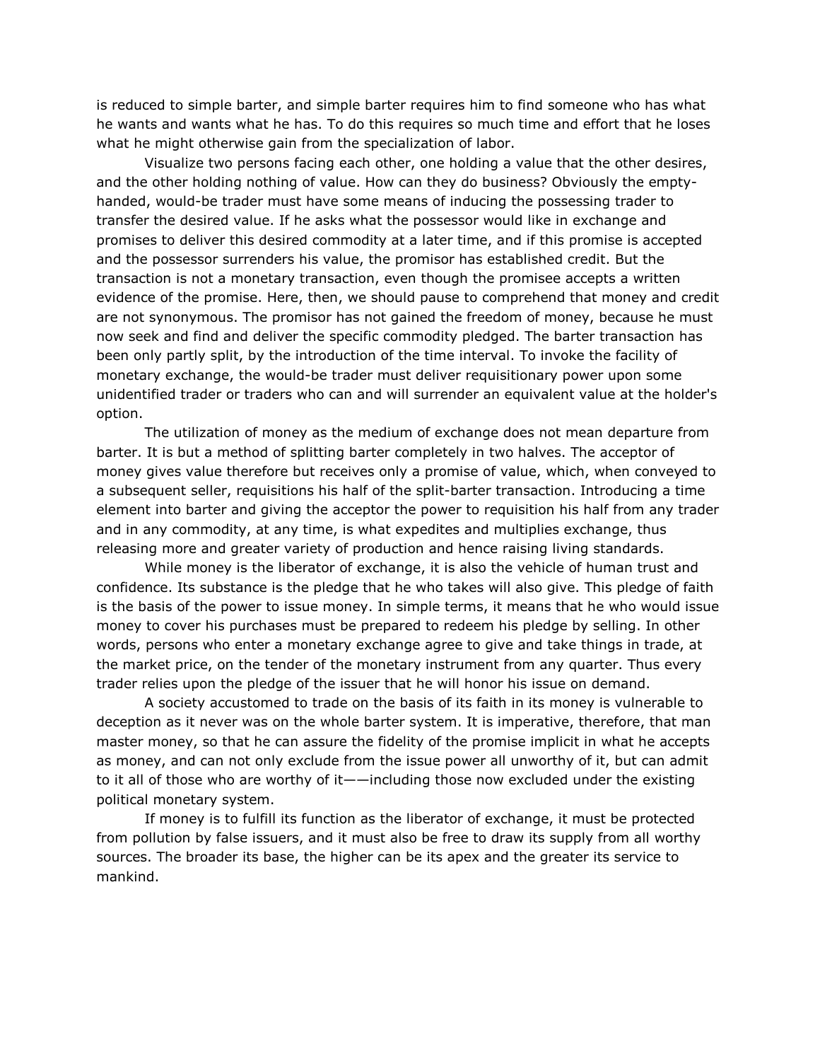is reduced to simple barter, and simple barter requires him to find someone who has what he wants and wants what he has. To do this requires so much time and effort that he loses what he might otherwise gain from the specialization of labor.

Visualize two persons facing each other, one holding a value that the other desires, and the other holding nothing of value. How can they do business? Obviously the empty-handed, would-be trader must have some means of inducing the possessing trader to transfer the desired value. If he asks what the possessor would like in exchange and promises to deliver this desired commodity at a later time, and if this promise is accepted and the possessor surrenders his value, the promisor has established credit. But the transaction is not a monetary transaction, even though the promisee accepts a written evidence of the promise. Here, then, we should pause to comprehend that money and credit are not synonymous. The promisor has not gained the freedom of money, because he must now seek and find and deliver the specific commodity pledged. The barter transaction has been only partly split, by the introduction of the time interval. To invoke the facility of monetary exchange, the would-be trader must deliver requisitionary power upon some unidentified trader or traders who can and will surrender an equivalent value at the holder's option.

The utilization of money as the medium of exchange does not mean departure from barter. It is but a method of splitting barter completely in two halves. The acceptor of money gives value therefore but receives only a promise of value, which, when conveyed to a subsequent seller, requisitions his half of the split-barter transaction. Introducing a time element into barter and giving the acceptor the power to requisition his half from any trader and in any commodity, at any time, is what expedites and multiplies exchange, thus releasing more and greater variety of production and hence raising living standards.

While money is the liberator of exchange, it is also the vehicle of human trust and confidence. Its substance is the pledge that he who takes will also give. This pledge of faith is the basis of the power to issue money. In simple terms, it means that he who would issue money to cover his purchases must be prepared to redeem his pledge by selling. In other words, persons who enter a monetary exchange agree to give and take things in trade, at the market price, on the tender of the monetary instrument from any quarter. Thus every trader relies upon the pledge of the issuer that he will honor his issue on demand.

A society accustomed to trade on the basis of its faith in its money is vulnerable to deception as it never was on the whole barter system. It is imperative, therefore, that man master money, so that he can assure the fidelity of the promise implicit in what he accepts as money, and can not only exclude from the issue power all unworthy of it, but can admit to it all of those who are worthy of it——including those now excluded under the existing political monetary system.

If money is to fulfill its function as the liberator of exchange, it must be protected from pollution by false issuers, and it must also be free to draw its supply from all worthy sources. The broader its base, the higher can be its apex and the greater its service to mankind.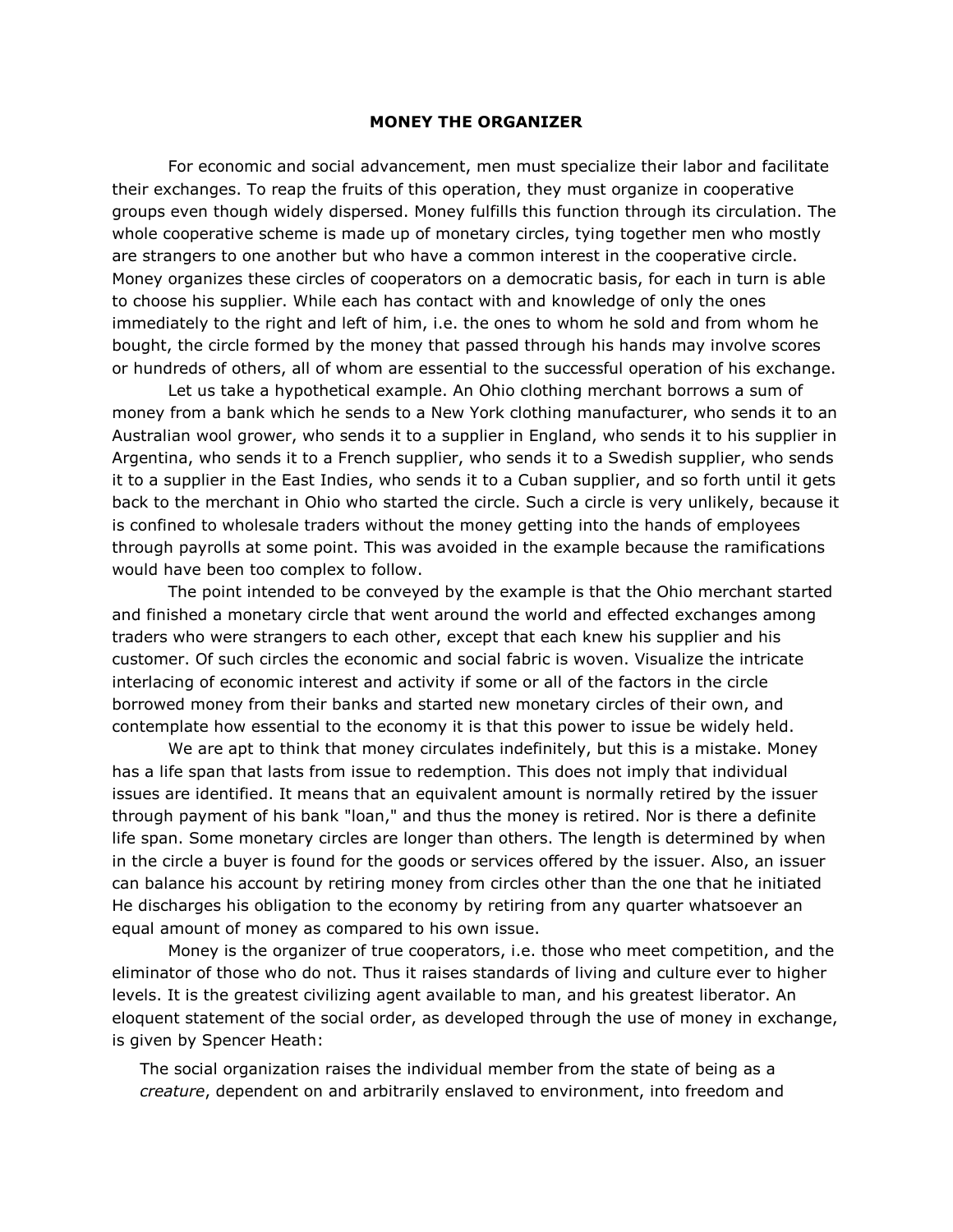## MONEY THE ORGANIZER

For economic and social advancement, men must specialize their labor and facilitate their exchanges. To reap the fruits of this operation, they must organize in cooperative groups even though widely dispersed. Money fulfills this function through its circulation. The whole cooperative scheme is made up of monetary circles, tying together men who mostly are strangers to one another but who have a common interest in the cooperative circle. Money organizes these circles of cooperators on a democratic basis, for each in turn is able to choose his supplier. While each has contact with and knowledge of only the ones immediately to the right and left of him, i.e. the ones to whom he sold and from whom he bought, the circle formed by the money that passed through his hands may involve scores or hundreds of others, all of whom are essential to the successful operation of his exchange.

Let us take a hypothetical example. An Ohio clothing merchant borrows a sum of money from a bank which he sends to a New York clothing manufacturer, who sends it to an Australian wool grower, who sends it to a supplier in England, who sends it to his supplier in Argentina, who sends it to a French supplier, who sends it to a Swedish supplier, who sends it to a supplier in the East Indies, who sends it to a Cuban supplier, and so forth until it gets back to the merchant in Ohio who started the circle. Such a circle is very unlikely, because it is confined to wholesale traders without the money getting into the hands of employees through payrolls at some point. This was avoided in the example because the ramifications would have been too complex to follow.

The point intended to be conveyed by the example is that the Ohio merchant started and finished a monetary circle that went around the world and effected exchanges among traders who were strangers to each other, except that each knew his supplier and his customer. Of such circles the economic and social fabric is woven. Visualize the intricate interlacing of economic interest and activity if some or all of the factors in the circle borrowed money from their banks and started new monetary circles of their own, and contemplate how essential to the economy it is that this power to issue be widely held.

We are apt to think that money circulates indefinitely, but this is a mistake. Money has a life span that lasts from issue to redemption. This does not imply that individual issues are identified. It means that an equivalent amount is normally retired by the issuer through payment of his bank "loan," and thus the money is retired. Nor is there a definite life span. Some monetary circles are longer than others. The length is determined by when in the circle a buyer is found for the goods or services offered by the issuer. Also, an issuer can balance his account by retiring money from circles other than the one that he initiated He discharges his obligation to the economy by retiring from any quarter whatsoever an equal amount of money as compared to his own issue.

Money is the organizer of true cooperators, i.e. those who meet competition, and the eliminator of those who do not. Thus it raises standards of living and culture ever to higher levels. It is the greatest civilizing agent available to man, and his greatest liberator. An eloquent statement of the social order, as developed through the use of money in exchange, is given by Spencer Heath:

> The social organization raises the individual member from the state of being as a *creature*, dependent on and arbitrarily enslaved to environment, into freedom and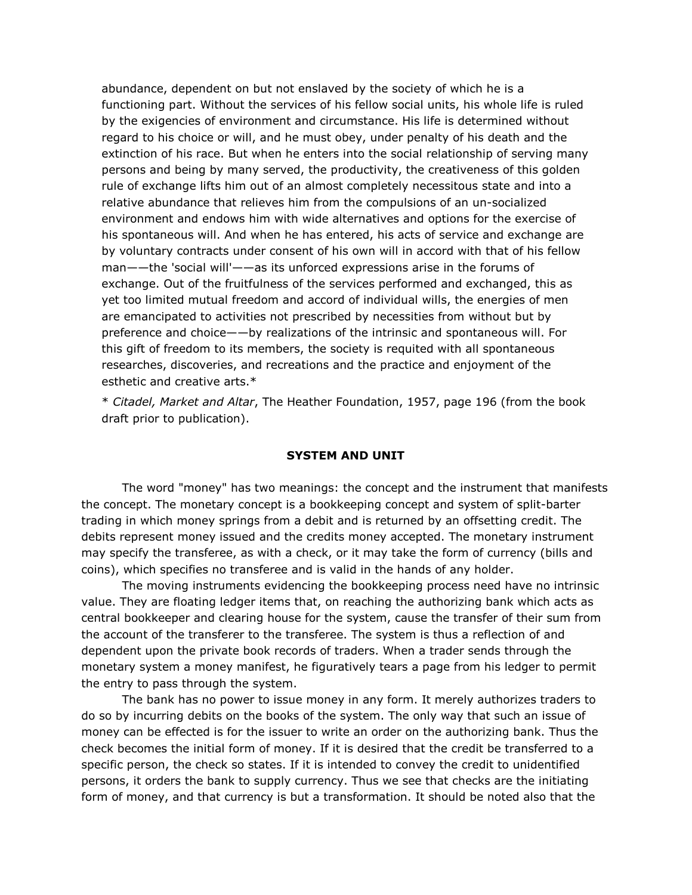abundance, dependent on but not enslaved by the society of which he is a functioning part. Without the services of his fellow social units, his whole life is ruled by the exigencies of environment and circumstance. His life is determined without regard to his choice or will, and he must obey, under penalty of his death and the extinction of his race. But when he enters into the social relationship of serving many persons and being by many served, the productivity, the creativeness of this golden rule of exchange lifts him out of an almost completely necessitous state and into a relative abundance that relieves him from the compulsions of an un-socialized environment and endows him with wide alternatives and options for the exercise of his spontaneous will. And when he has entered, his acts of service and exchange are by voluntary contracts under consent of his own will in accord with that of his fellow man——the 'social will'——as its unforced expressions arise in the forums of exchange. Out of the fruitfulness of the services performed and exchanged, this as yet too limited mutual freedom and accord of individual wills, the energies of men are emancipated to activities not prescribed by necessities from without but by preference and choice——by realizations of the intrinsic and spontaneous will. For this gift of freedom to its members, the society is requited with all spontaneous researches, discoveries, and recreations and the practice and enjoyment of the esthetic and creative arts.*

\* *Citadel, Market and Altar*, The Heather Foundation, 1957, page 196 (from the book draft prior to publication).

## SYSTEM AND UNIT

The word "money" has two meanings: the concept and the instrument that manifests the concept. The monetary concept is a bookkeeping concept and system of split-barter trading in which money springs from a debit and is returned by an offsetting credit. The debits represent money issued and the credits money accepted. The monetary instrument may specify the transferee, as with a check, or it may take the form of currency (bills and coins), which specifies no transferee and is valid in the hands of any holder.

The moving instruments evidencing the bookkeeping process need have no intrinsic value. They are floating ledger items that, on reaching the authorizing bank which acts as central bookkeeper and clearing house for the system, cause the transfer of their sum from the account of the transferer to the transferee. The system is thus a reflection of and dependent upon the private book records of traders. When a trader sends through the monetary system a money manifest, he figuratively tears a page from his ledger to permit the entry to pass through the system.

The bank has no power to issue money in any form. It merely authorizes traders to do so by incurring debits on the books of the system. The only way that such an issue of money can be effected is for the issuer to write an order on the authorizing bank. Thus the check becomes the initial form of money. If it is desired that the credit be transferred to a specific person, the check so states. If it is intended to convey the credit to unidentified persons, it orders the bank to supply currency. Thus we see that checks are the initiating form of money, and that currency is but a transformation. It should be noted also that the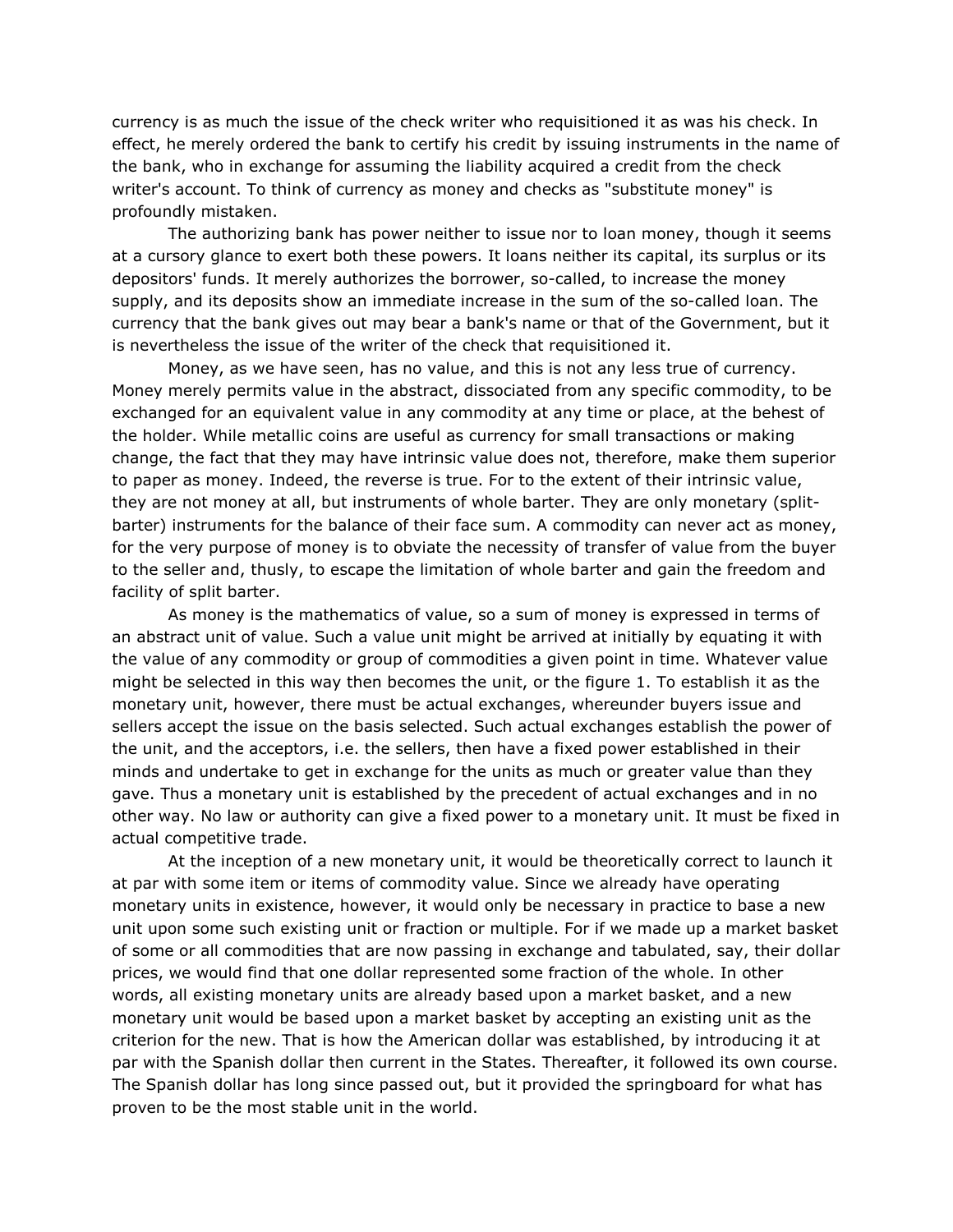currency is as much the issue of the check writer who requisitioned it as was his check. In effect, he merely ordered the bank to certify his credit by issuing instruments in the name of the bank, who in exchange for assuming the liability acquired a credit from the check writer's account. To think of currency as money and checks as "substitute money" is profoundly mistaken.

The authorizing bank has power neither to issue nor to loan money, though it seems at a cursory glance to exert both these powers. It loans neither its capital, its surplus or its depositors' funds. It merely authorizes the borrower, so-called, to increase the money supply, and its deposits show an immediate increase in the sum of the so-called loan. The currency that the bank gives out may bear a bank's name or that of the Government, but it is nevertheless the issue of the writer of the check that requisitioned it.

Money, as we have seen, has no value, and this is not any less true of currency. Money merely permits value in the abstract, dissociated from any specific commodity, to be exchanged for an equivalent value in any commodity at any time or place, at the behest of the holder. While metallic coins are useful as currency for small transactions or making change, the fact that they may have intrinsic value does not, therefore, make them superior to paper as money. Indeed, the reverse is true. For to the extent of their intrinsic value, they are not money at all, but instruments of whole barter. They are only monetary (split-barter) instruments for the balance of their face sum. A commodity can never act as money, for the very purpose of money is to obviate the necessity of transfer of value from the buyer to the seller and, thusly, to escape the limitation of whole barter and gain the freedom and facility of split barter.

As money is the mathematics of value, so a sum of money is expressed in terms of an abstract unit of value. Such a value unit might be arrived at initially by equating it with the value of any commodity or group of commodities a given point in time. Whatever value might be selected in this way then becomes the unit, or the figure 1. To establish it as the monetary unit, however, there must be actual exchanges, whereunder buyers issue and sellers accept the issue on the basis selected. Such actual exchanges establish the power of the unit, and the acceptors, i.e. the sellers, then have a fixed power established in their minds and undertake to get in exchange for the units as much or greater value than they gave. Thus a monetary unit is established by the precedent of actual exchanges and in no other way. No law or authority can give a fixed power to a monetary unit. It must be fixed in actual competitive trade.

At the inception of a new monetary unit, it would be theoretically correct to launch it at par with some item or items of commodity value. Since we already have operating monetary units in existence, however, it would only be necessary in practice to base a new unit upon some such existing unit or fraction or multiple. For if we made up a market basket of some or all commodities that are now passing in exchange and tabulated, say, their dollar prices, we would find that one dollar represented some fraction of the whole. In other words, all existing monetary units are already based upon a market basket, and a new monetary unit would be based upon a market basket by accepting an existing unit as the criterion for the new. That is how the American dollar was established, by introducing it at par with the Spanish dollar then current in the States. Thereafter, it followed its own course. The Spanish dollar has long since passed out, but it provided the springboard for what has proven to be the most stable unit in the world.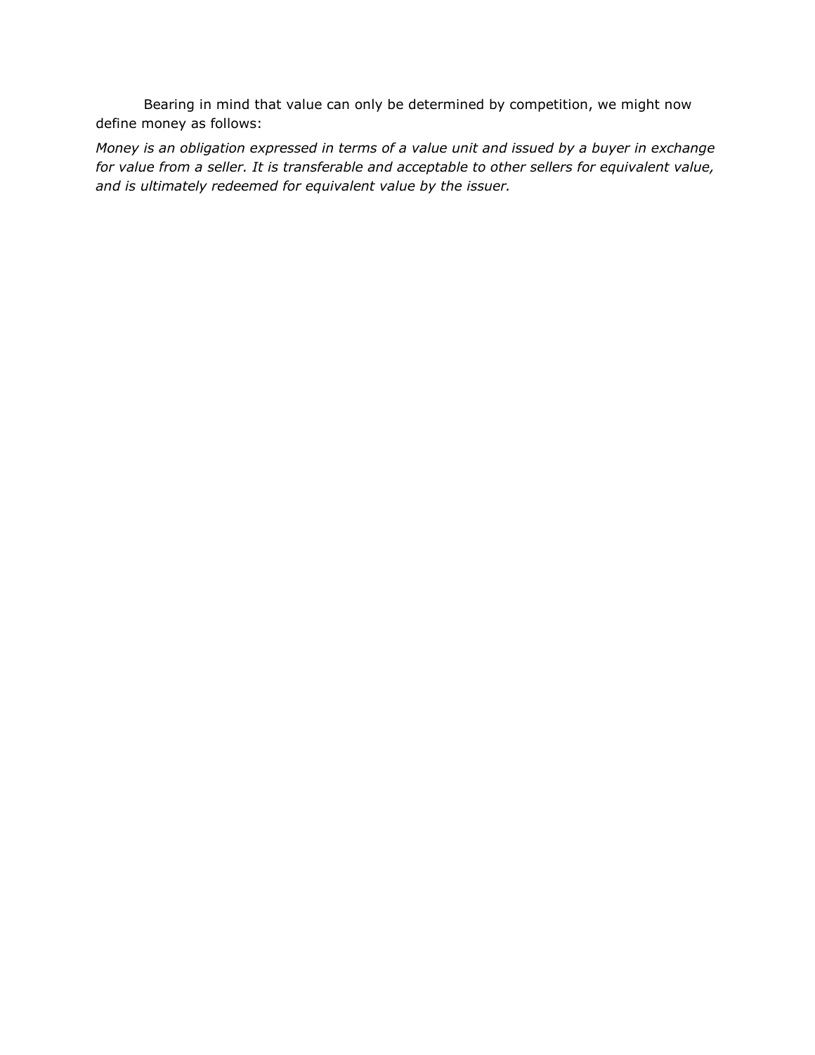Bearing in mind that value can only be determined by competition, we might now define money as follows:

*Money is an obligation expressed in terms of a value unit and issued by a buyer in exchange for value from a seller. It is transferable and acceptable to other sellers for equivalent value, and is ultimately redeemed for equivalent value by the issuer.*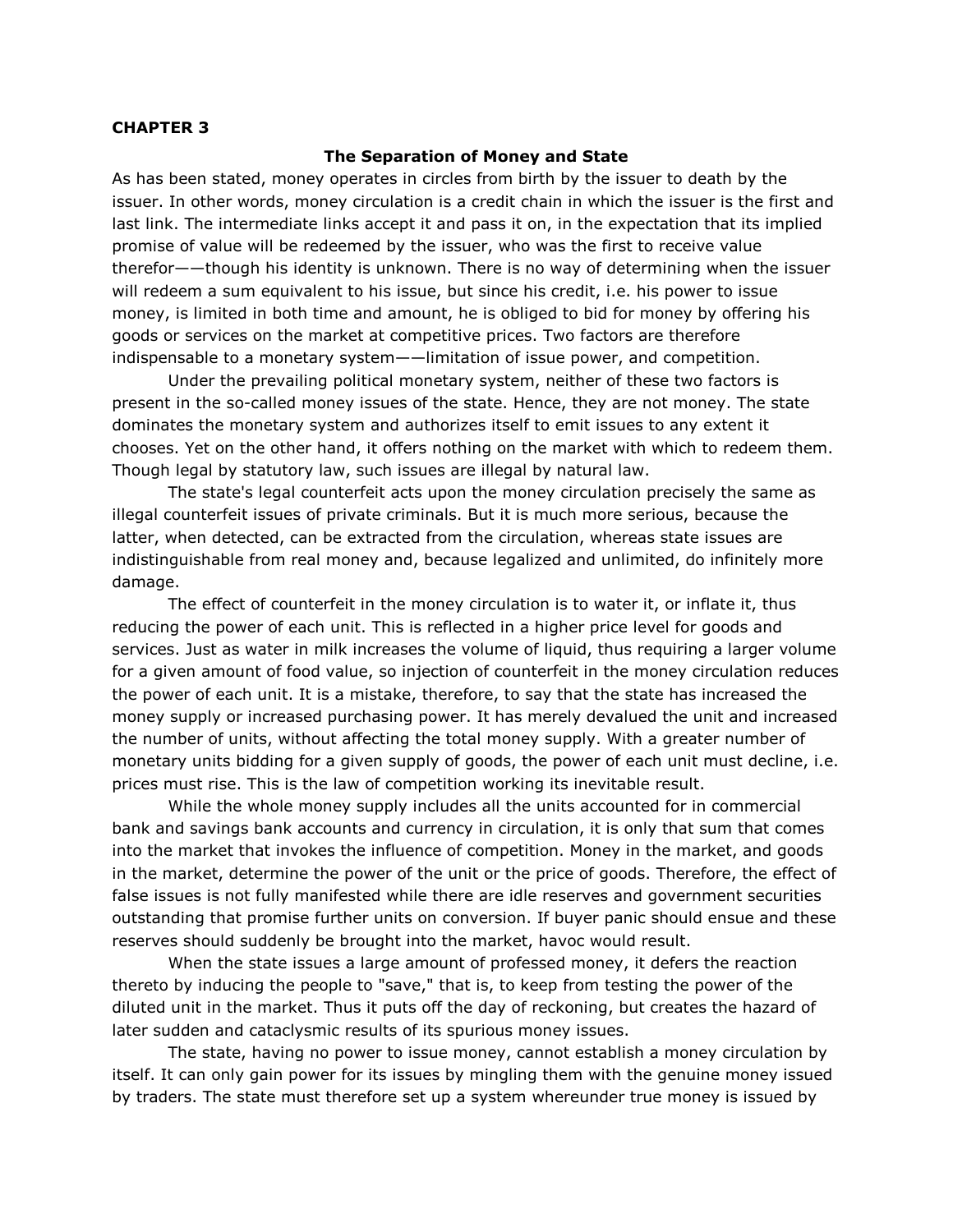**CHAPTER 3**

## The Separation of Money and State

As has been stated, money operates in circles from birth by the issuer to death by the issuer. In other words, money circulation is a credit chain in which the issuer is the first and last link. The intermediate links accept it and pass it on, in the expectation that its implied promise of value will be redeemed by the issuer, who was the first to receive value therefor——though his identity is unknown. There is no way of determining when the issuer will redeem a sum equivalent to his issue, but since his credit, i.e. his power to issue money, is limited in both time and amount, he is obliged to bid for money by offering his goods or services on the market at competitive prices. Two factors are therefore indispensable to a monetary system——limitation of issue power, and competition.

Under the prevailing political monetary system, neither of these two factors is present in the so-called money issues of the state. Hence, they are not money. The state dominates the monetary system and authorizes itself to emit issues to any extent it chooses. Yet on the other hand, it offers nothing on the market with which to redeem them. Though legal by statutory law, such issues are illegal by natural law.

The state's legal counterfeit acts upon the money circulation precisely the same as illegal counterfeit issues of private criminals. But it is much more serious, because the latter, when detected, can be extracted from the circulation, whereas state issues are indistinguishable from real money and, because legalized and unlimited, do infinitely more damage.

The effect of counterfeit in the money circulation is to water it, or inflate it, thus reducing the power of each unit. This is reflected in a higher price level for goods and services. Just as water in milk increases the volume of liquid, thus requiring a larger volume for a given amount of food value, so injection of counterfeit in the money circulation reduces the power of each unit. It is a mistake, therefore, to say that the state has increased the money supply or increased purchasing power. It has merely devalued the unit and increased the number of units, without affecting the total money supply. With a greater number of monetary units bidding for a given supply of goods, the power of each unit must decline, i.e. prices must rise. This is the law of competition working its inevitable result.

While the whole money supply includes all the units accounted for in commercial bank and savings bank accounts and currency in circulation, it is only that sum that comes into the market that invokes the influence of competition. Money in the market, and goods in the market, determine the power of the unit or the price of goods. Therefore, the effect of false issues is not fully manifested while there are idle reserves and government securities outstanding that promise further units on conversion. If buyer panic should ensue and these reserves should suddenly be brought into the market, havoc would result.

When the state issues a large amount of professed money, it defers the reaction thereto by inducing the people to "save," that is, to keep from testing the power of the diluted unit in the market. Thus it puts off the day of reckoning, but creates the hazard of later sudden and cataclysmic results of its spurious money issues.

The state, having no power to issue money, cannot establish a money circulation by itself. It can only gain power for its issues by mingling them with the genuine money issued by traders. The state must therefore set up a system whereunder true money is issued by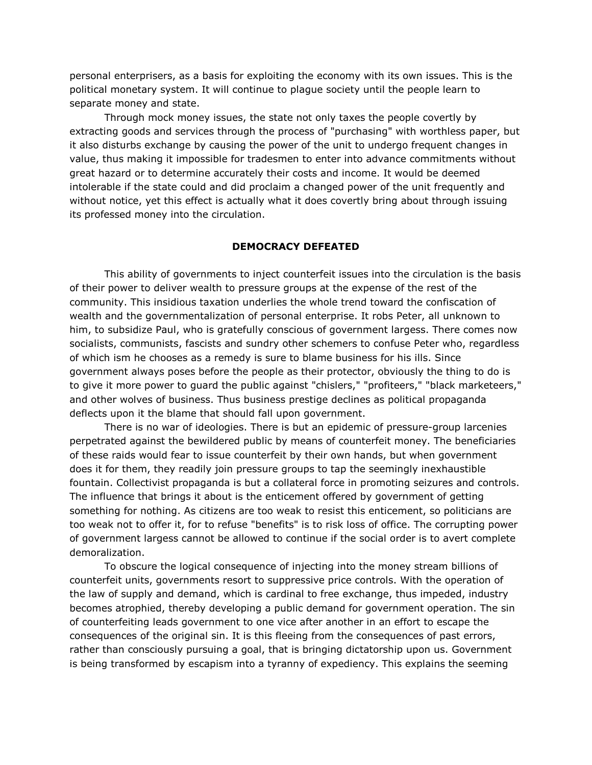personal enterprisers, as a basis for exploiting the economy with its own issues. This is the political monetary system. It will continue to plague society until the people learn to separate money and state.

Through mock money issues, the state not only taxes the people covertly by extracting goods and services through the process of "purchasing" with worthless paper, but it also disturbs exchange by causing the power of the unit to undergo frequent changes in value, thus making it impossible for tradesmen to enter into advance commitments without great hazard or to determine accurately their costs and income. It would be deemed intolerable if the state could and did proclaim a changed power of the unit frequently and without notice, yet this effect is actually what it does covertly bring about through issuing its professed money into the circulation.

## DEMOCRACY DEFEATED

This ability of governments to inject counterfeit issues into the circulation is the basis of their power to deliver wealth to pressure groups at the expense of the rest of the community. This insidious taxation underlies the whole trend toward the confiscation of wealth and the governmentalization of personal enterprise. It robs Peter, all unknown to him, to subsidize Paul, who is gratefully conscious of government largess. There comes now socialists, communists, fascists and sundry other schemers to confuse Peter who, regardless of which ism he chooses as a remedy is sure to blame business for his ills. Since government always poses before the people as their protector, obviously the thing to do is to give it more power to guard the public against "chislers," "profiteers," "black marketeers," and other wolves of business. Thus business prestige declines as political propaganda deflects upon it the blame that should fall upon government.

There is no war of ideologies. There is but an epidemic of pressure-group larcenies perpetrated against the bewildered public by means of counterfeit money. The beneficiaries of these raids would fear to issue counterfeit by their own hands, but when government does it for them, they readily join pressure groups to tap the seemingly inexhaustible fountain. Collectivist propaganda is but a collateral force in promoting seizures and controls. The influence that brings it about is the enticement offered by government of getting something for nothing. As citizens are too weak to resist this enticement, so politicians are too weak not to offer it, for to refuse "benefits" is to risk loss of office. The corrupting power of government largess cannot be allowed to continue if the social order is to avert complete demoralization.

To obscure the logical consequence of injecting into the money stream billions of counterfeit units, governments resort to suppressive price controls. With the operation of the law of supply and demand, which is cardinal to free exchange, thus impeded, industry becomes atrophied, thereby developing a public demand for government operation. The sin of counterfeiting leads government to one vice after another in an effort to escape the consequences of the original sin. It is this fleeing from the consequences of past errors, rather than consciously pursuing a goal, that is bringing dictatorship upon us. Government is being transformed by escapism into a tyranny of expediency. This explains the seeming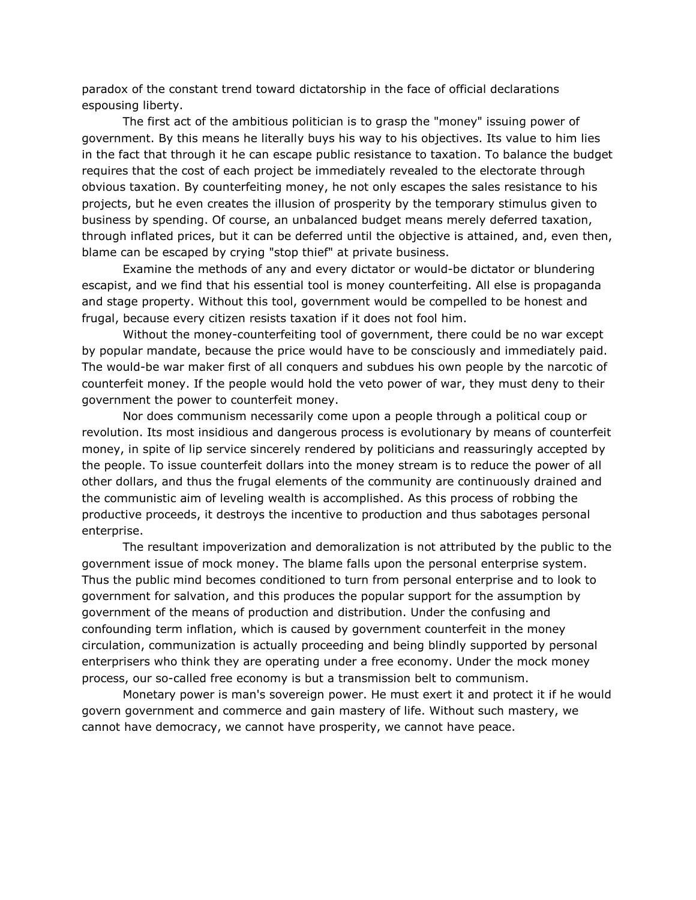paradox of the constant trend toward dictatorship in the face of official declarations espousing liberty.

The first act of the ambitious politician is to grasp the "money" issuing power of government. By this means he literally buys his way to his objectives. Its value to him lies in the fact that through it he can escape public resistance to taxation. To balance the budget requires that the cost of each project be immediately revealed to the electorate through obvious taxation. By counterfeiting money, he not only escapes the sales resistance to his projects, but he even creates the illusion of prosperity by the temporary stimulus given to business by spending. Of course, an unbalanced budget means merely deferred taxation, through inflated prices, but it can be deferred until the objective is attained, and, even then, blame can be escaped by crying "stop thief" at private business.

Examine the methods of any and every dictator or would-be dictator or blundering escapist, and we find that his essential tool is money counterfeiting. All else is propaganda and stage property. Without this tool, government would be compelled to be honest and frugal, because every citizen resists taxation if it does not fool him.

Without the money-counterfeiting tool of government, there could be no war except by popular mandate, because the price would have to be consciously and immediately paid. The would-be war maker first of all conquers and subdues his own people by the narcotic of counterfeit money. If the people would hold the veto power of war, they must deny to their government the power to counterfeit money.

Nor does communism necessarily come upon a people through a political coup or revolution. Its most insidious and dangerous process is evolutionary by means of counterfeit money, in spite of lip service sincerely rendered by politicians and reassuringly accepted by the people. To issue counterfeit dollars into the money stream is to reduce the power of all other dollars, and thus the frugal elements of the community are continuously drained and the communistic aim of leveling wealth is accomplished. As this process of robbing the productive proceeds, it destroys the incentive to production and thus sabotages personal enterprise.

The resultant impoverization and demoralization is not attributed by the public to the government issue of mock money. The blame falls upon the personal enterprise system. Thus the public mind becomes conditioned to turn from personal enterprise and to look to government for salvation, and this produces the popular support for the assumption by government of the means of production and distribution. Under the confusing and confounding term inflation, which is caused by government counterfeit in the money circulation, communization is actually proceeding and being blindly supported by personal enterprisers who think they are operating under a free economy. Under the mock money process, our so-called free economy is but a transmission belt to communism.

Monetary power is man's sovereign power. He must exert it and protect it if he would govern government and commerce and gain mastery of life. Without such mastery, we cannot have democracy, we cannot have prosperity, we cannot have peace.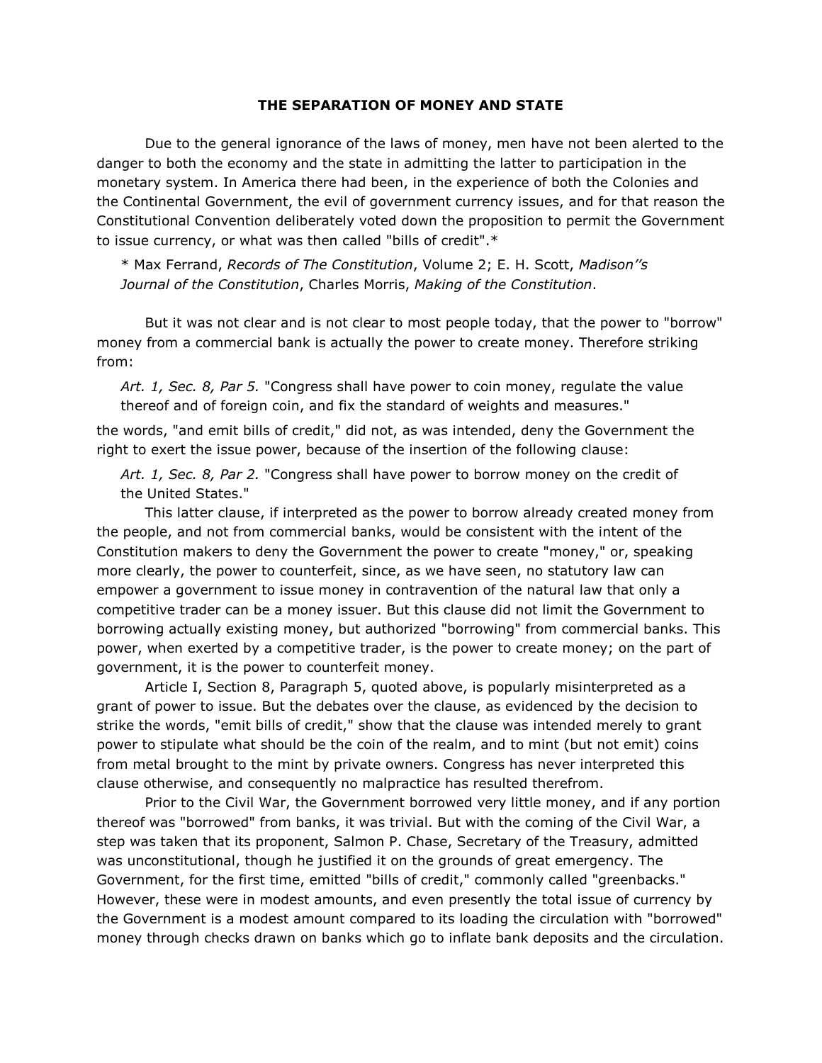# THE SEPARATION OF MONEY AND STATE

Due to the general ignorance of the laws of money, men have not been alerted to the danger to both the economy and the state in admitting the latter to participation in the monetary system. In America there had been, in the experience of both the Colonies and the Continental Government, the evil of government currency issues, and for that reason the Constitutional Convention deliberately voted down the proposition to permit the Government to issue currency, or what was then called "bills of credit".*

> * Max Ferrand, *Records of The Constitution*, Volume 2; E. H. Scott, *Madison''s Journal of the Constitution*, Charles Morris, *Making of the Constitution*.

But it was not clear and is not clear to most people today, that the power to "borrow" money from a commercial bank is actually the power to create money. Therefore striking from:

> *Art. 1, Sec. 8, Par 5.* "Congress shall have power to coin money, regulate the value thereof and of foreign coin, and fix the standard of weights and measures."

the words, "and emit bills of credit," did not, as was intended, deny the Government the right to exert the issue power, because of the insertion of the following clause:

> *Art. 1, Sec. 8, Par 2.* "Congress shall have power to borrow money on the credit of the United States."

This latter clause, if interpreted as the power to borrow already created money from the people, and not from commercial banks, would be consistent with the intent of the Constitution makers to deny the Government the power to create "money," or, speaking more clearly, the power to counterfeit, since, as we have seen, no statutory law can empower a government to issue money in contravention of the natural law that only a competitive trader can be a money issuer. But this clause did not limit the Government to borrowing actually existing money, but authorized "borrowing" from commercial banks. This power, when exerted by a competitive trader, is the power to create money; on the part of government, it is the power to counterfeit money.

Article I, Section 8, Paragraph 5, quoted above, is popularly misinterpreted as a grant of power to issue. But the debates over the clause, as evidenced by the decision to strike the words, "emit bills of credit," show that the clause was intended merely to grant power to stipulate what should be the coin of the realm, and to mint (but not emit) coins from metal brought to the mint by private owners. Congress has never interpreted this clause otherwise, and consequently no malpractice has resulted therefrom.

Prior to the Civil War, the Government borrowed very little money, and if any portion thereof was "borrowed" from banks, it was trivial. But with the coming of the Civil War, a step was taken that its proponent, Salmon P. Chase, Secretary of the Treasury, admitted was unconstitutional, though he justified it on the grounds of great emergency. The Government, for the first time, emitted "bills of credit," commonly called "greenbacks." However, these were in modest amounts, and even presently the total issue of currency by the Government is a modest amount compared to its loading the circulation with "borrowed" money through checks drawn on banks which go to inflate bank deposits and the circulation.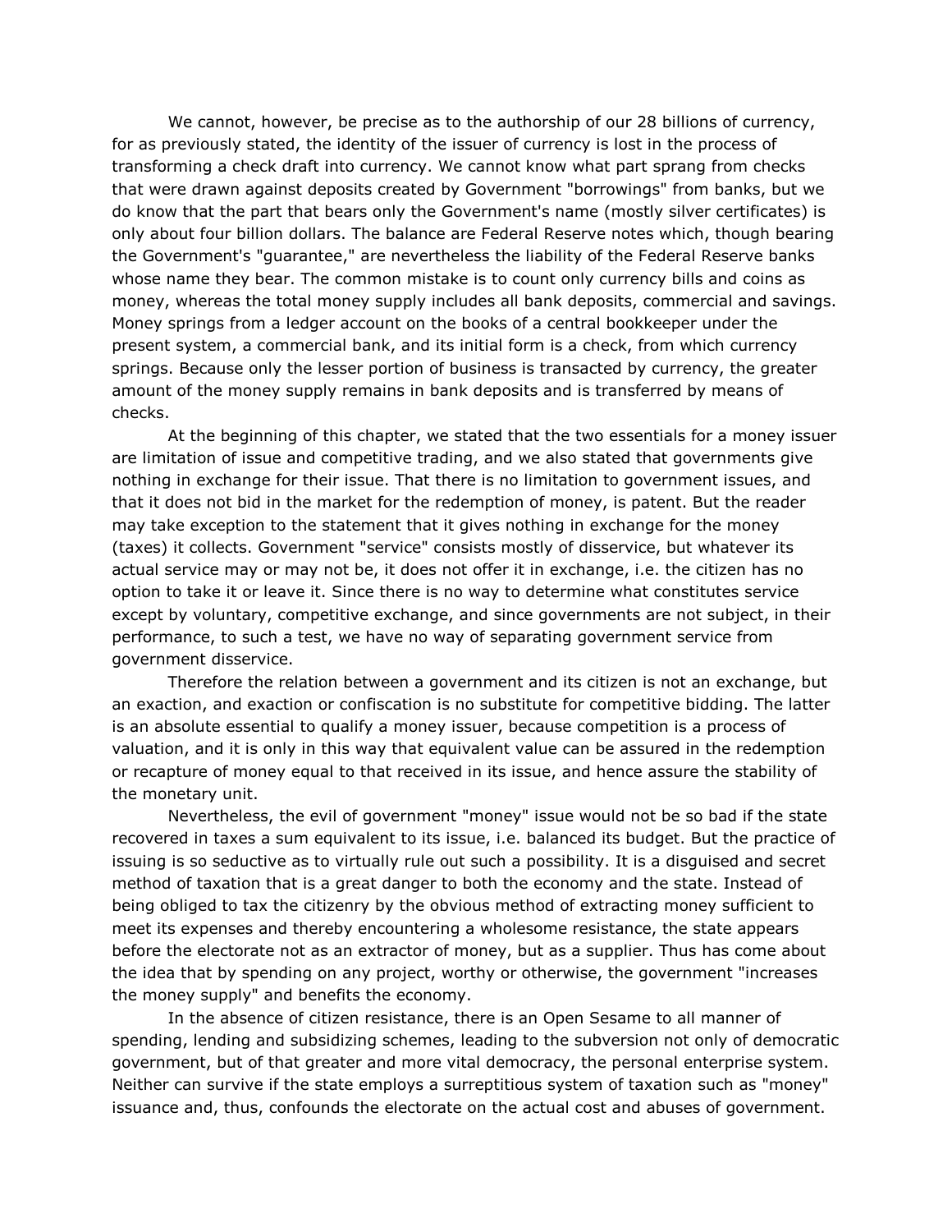We cannot, however, be precise as to the authorship of our 28 billions of currency, for as previously stated, the identity of the issuer of currency is lost in the process of transforming a check draft into currency. We cannot know what part sprang from checks that were drawn against deposits created by Government "borrowings" from banks, but we do know that the part that bears only the Government's name (mostly silver certificates) is only about four billion dollars. The balance are Federal Reserve notes which, though bearing the Government's "guarantee," are nevertheless the liability of the Federal Reserve banks whose name they bear. The common mistake is to count only currency bills and coins as money, whereas the total money supply includes all bank deposits, commercial and savings. Money springs from a ledger account on the books of a central bookkeeper under the present system, a commercial bank, and its initial form is a check, from which currency springs. Because only the lesser portion of business is transacted by currency, the greater amount of the money supply remains in bank deposits and is transferred by means of checks.

At the beginning of this chapter, we stated that the two essentials for a money issuer are limitation of issue and competitive trading, and we also stated that governments give nothing in exchange for their issue. That there is no limitation to government issues, and that it does not bid in the market for the redemption of money, is patent. But the reader may take exception to the statement that it gives nothing in exchange for the money (taxes) it collects. Government "service" consists mostly of disservice, but whatever its actual service may or may not be, it does not offer it in exchange, i.e. the citizen has no option to take it or leave it. Since there is no way to determine what constitutes service except by voluntary, competitive exchange, and since governments are not subject, in their performance, to such a test, we have no way of separating government service from government disservice.

Therefore the relation between a government and its citizen is not an exchange, but an exaction, and exaction or confiscation is no substitute for competitive bidding. The latter is an absolute essential to qualify a money issuer, because competition is a process of valuation, and it is only in this way that equivalent value can be assured in the redemption or recapture of money equal to that received in its issue, and hence assure the stability of the monetary unit.

Nevertheless, the evil of government "money" issue would not be so bad if the state recovered in taxes a sum equivalent to its issue, i.e. balanced its budget. But the practice of issuing is so seductive as to virtually rule out such a possibility. It is a disguised and secret method of taxation that is a great danger to both the economy and the state. Instead of being obliged to tax the citizenry by the obvious method of extracting money sufficient to meet its expenses and thereby encountering a wholesome resistance, the state appears before the electorate not as an extractor of money, but as a supplier. Thus has come about the idea that by spending on any project, worthy or otherwise, the government "increases the money supply" and benefits the economy.

In the absence of citizen resistance, there is an Open Sesame to all manner of spending, lending and subsidizing schemes, leading to the subversion not only of democratic government, but of that greater and more vital democracy, the personal enterprise system. Neither can survive if the state employs a surreptitious system of taxation such as "money" issuance and, thus, confounds the electorate on the actual cost and abuses of government.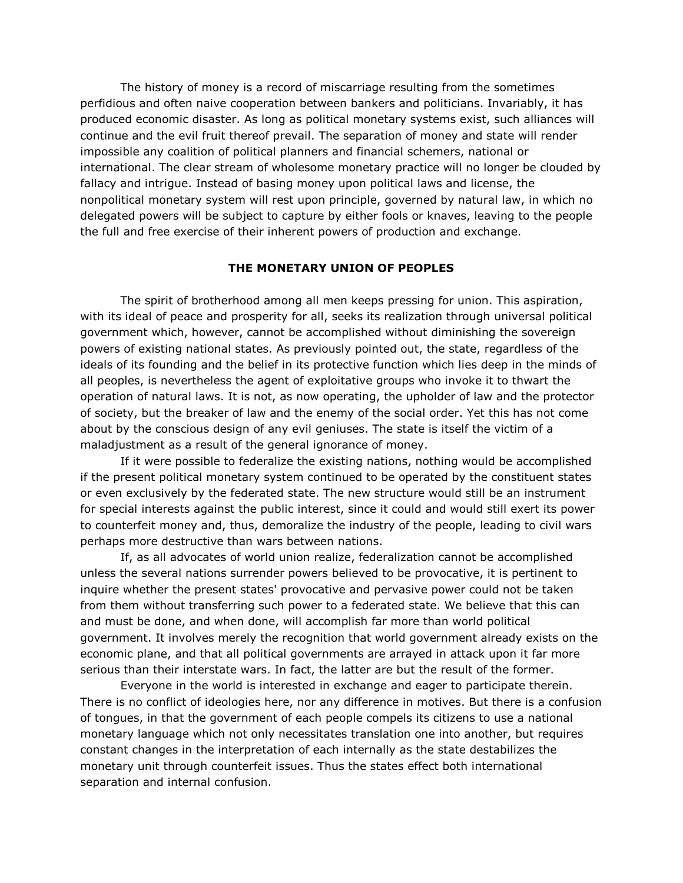The history of money is a record of miscarriage resulting from the sometimes perfidious and often naive cooperation between bankers and politicians. Invariably, it has produced economic disaster. As long as political monetary systems exist, such alliances will continue and the evil fruit thereof prevail. The separation of money and state will render impossible any coalition of political planners and financial schemers, national or international. The clear stream of wholesome monetary practice will no longer be clouded by fallacy and intrigue. Instead of basing money upon political laws and license, the nonpolitical monetary system will rest upon principle, governed by natural law, in which no delegated powers will be subject to capture by either fools or knaves, leaving to the people the full and free exercise of their inherent powers of production and exchange.

## THE MONETARY UNION OF PEOPLES

The spirit of brotherhood among all men keeps pressing for union. This aspiration, with its ideal of peace and prosperity for all, seeks its realization through universal political government which, however, cannot be accomplished without diminishing the sovereign powers of existing national states. As previously pointed out, the state, regardless of the ideals of its founding and the belief in its protective function which lies deep in the minds of all peoples, is nevertheless the agent of exploitative groups who invoke it to thwart the operation of natural laws. It is not, as now operating, the upholder of law and the protector of society, but the breaker of law and the enemy of the social order. Yet this has not come about by the conscious design of any evil geniuses. The state is itself the victim of a maladjustment as a result of the general ignorance of money.

If it were possible to federalize the existing nations, nothing would be accomplished if the present political monetary system continued to be operated by the constituent states or even exclusively by the federated state. The new structure would still be an instrument for special interests against the public interest, since it could and would still exert its power to counterfeit money and, thus, demoralize the industry of the people, leading to civil wars perhaps more destructive than wars between nations.

If, as all advocates of world union realize, federalization cannot be accomplished unless the several nations surrender powers believed to be provocative, it is pertinent to inquire whether the present states' provocative and pervasive power could not be taken from them without transferring such power to a federated state. We believe that this can and must be done, and when done, will accomplish far more than world political government. It involves merely the recognition that world government already exists on the economic plane, and that all political governments are arrayed in attack upon it far more serious than their interstate wars. In fact, the latter are but the result of the former.

Everyone in the world is interested in exchange and eager to participate therein. There is no conflict of ideologies here, nor any difference in motives. But there is a confusion of tongues, in that the government of each people compels its citizens to use a national monetary language which not only necessitates translation one into another, but requires constant changes in the interpretation of each internally as the state destabilizes the monetary unit through counterfeit issues. Thus the states effect both international separation and internal confusion.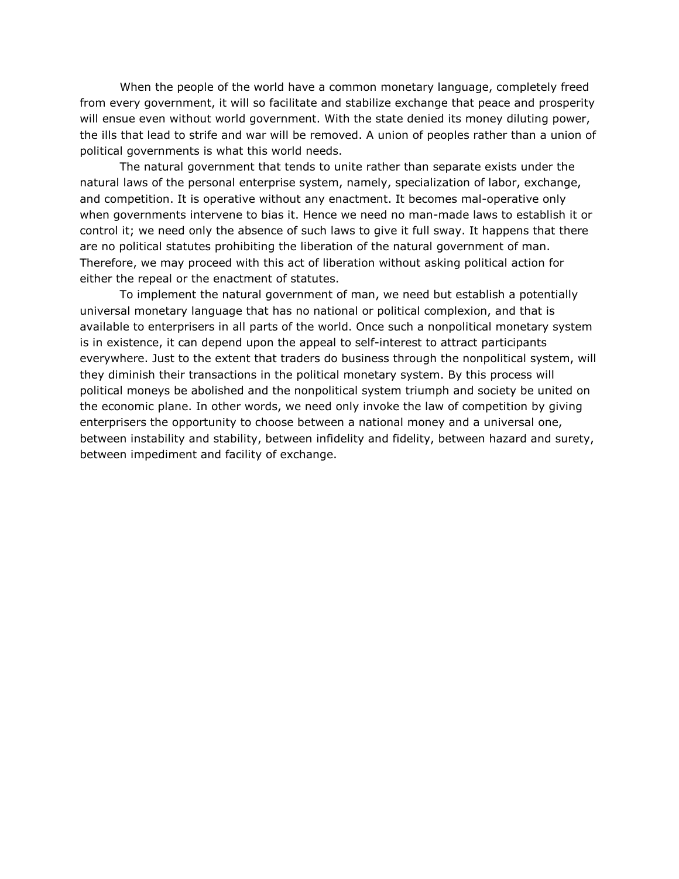When the people of the world have a common monetary language, completely freed from every government, it will so facilitate and stabilize exchange that peace and prosperity will ensue even without world government. With the state denied its money diluting power, the ills that lead to strife and war will be removed. A union of peoples rather than a union of political governments is what this world needs.

The natural government that tends to unite rather than separate exists under the natural laws of the personal enterprise system, namely, specialization of labor, exchange, and competition. It is operative without any enactment. It becomes mal-operative only when governments intervene to bias it. Hence we need no man-made laws to establish it or control it; we need only the absence of such laws to give it full sway. It happens that there are no political statutes prohibiting the liberation of the natural government of man. Therefore, we may proceed with this act of liberation without asking political action for either the repeal or the enactment of statutes.

To implement the natural government of man, we need but establish a potentially universal monetary language that has no national or political complexion, and that is available to enterprisers in all parts of the world. Once such a nonpolitical monetary system is in existence, it can depend upon the appeal to self-interest to attract participants everywhere. Just to the extent that traders do business through the nonpolitical system, will they diminish their transactions in the political monetary system. By this process will political moneys be abolished and the nonpolitical system triumph and society be united on the economic plane. In other words, we need only invoke the law of competition by giving enterprisers the opportunity to choose between a national money and a universal one, between instability and stability, between infidelity and fidelity, between hazard and surety, between impediment and facility of exchange.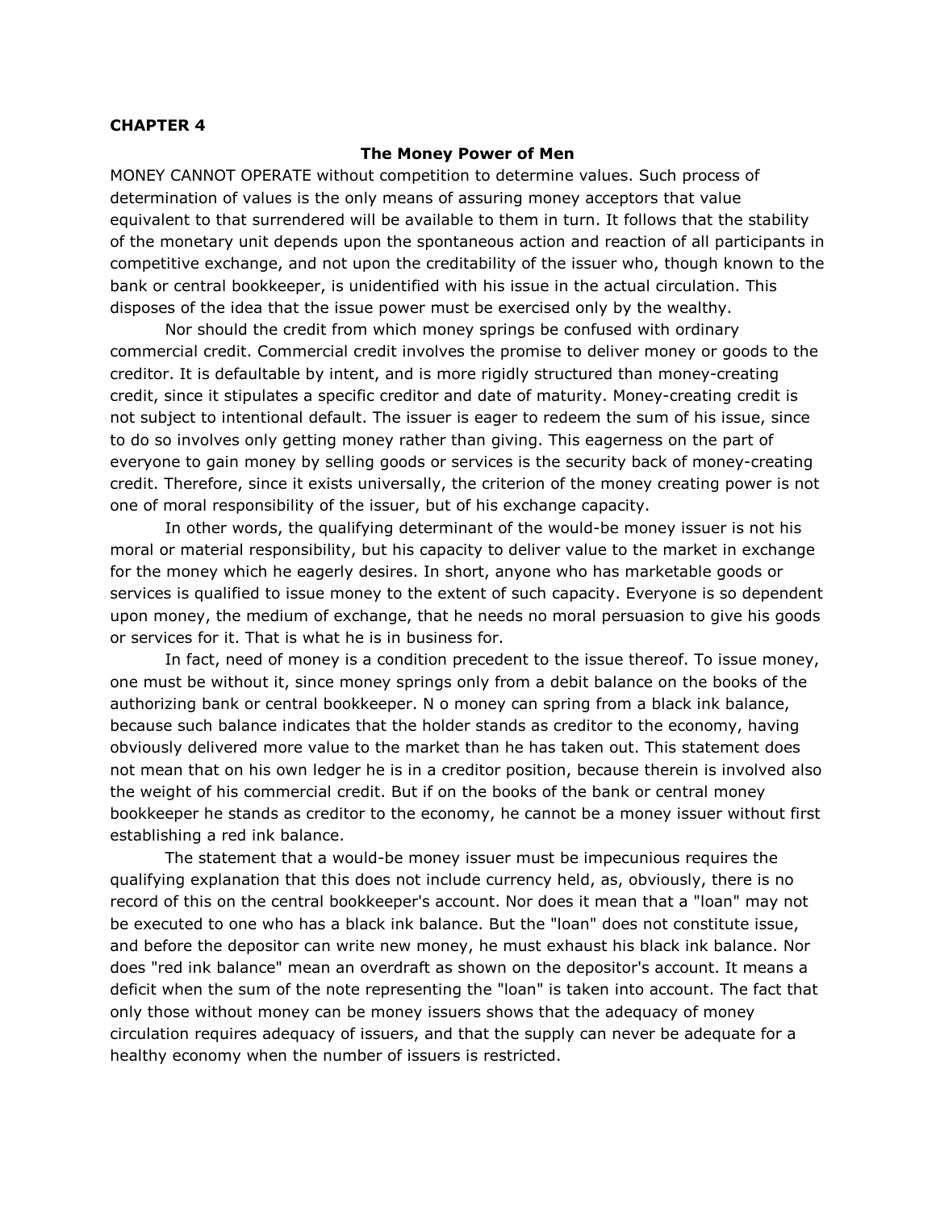**CHAPTER 4**

**The Money Power of Men**

MONEY CANNOT OPERATE without competition to determine values. Such process of determination of values is the only means of assuring money acceptors that value equivalent to that surrendered will be available to them in turn. It follows that the stability of the monetary unit depends upon the spontaneous action and reaction of all participants in competitive exchange, and not upon the creditability of the issuer who, though known to the bank or central bookkeeper, is unidentified with his issue in the actual circulation. This disposes of the idea that the issue power must be exercised only by the wealthy.

Nor should the credit from which money springs be confused with ordinary commercial credit. Commercial credit involves the promise to deliver money or goods to the creditor. It is defaultable by intent, and is more rigidly structured than money-creating credit, since it stipulates a specific creditor and date of maturity. Money-creating credit is not subject to intentional default. The issuer is eager to redeem the sum of his issue, since to do so involves only getting money rather than giving. This eagerness on the part of everyone to gain money by selling goods or services is the security back of money-creating credit. Therefore, since it exists universally, the criterion of the money creating power is not one of moral responsibility of the issuer, but of his exchange capacity.

In other words, the qualifying determinant of the would-be money issuer is not his moral or material responsibility, but his capacity to deliver value to the market in exchange for the money which he eagerly desires. In short, anyone who has marketable goods or services is qualified to issue money to the extent of such capacity. Everyone is so dependent upon money, the medium of exchange, that he needs no moral persuasion to give his goods or services for it. That is what he is in business for.

In fact, need of money is a condition precedent to the issue thereof. To issue money, one must be without it, since money springs only from a debit balance on the books of the authorizing bank or central bookkeeper. N o money can spring from a black ink balance, because such balance indicates that the holder stands as creditor to the economy, having obviously delivered more value to the market than he has taken out. This statement does not mean that on his own ledger he is in a creditor position, because therein is involved also the weight of his commercial credit. But if on the books of the bank or central money bookkeeper he stands as creditor to the economy, he cannot be a money issuer without first establishing a red ink balance.

The statement that a would-be money issuer must be impecunious requires the qualifying explanation that this does not include currency held, as, obviously, there is no record of this on the central bookkeeper's account. Nor does it mean that a "loan" may not be executed to one who has a black ink balance. But the "loan" does not constitute issue, and before the depositor can write new money, he must exhaust his black ink balance. Nor does "red ink balance" mean an overdraft as shown on the depositor's account. It means a deficit when the sum of the note representing the "loan" is taken into account. The fact that only those without money can be money issuers shows that the adequacy of money circulation requires adequacy of issuers, and that the supply can never be adequate for a healthy economy when the number of issuers is restricted.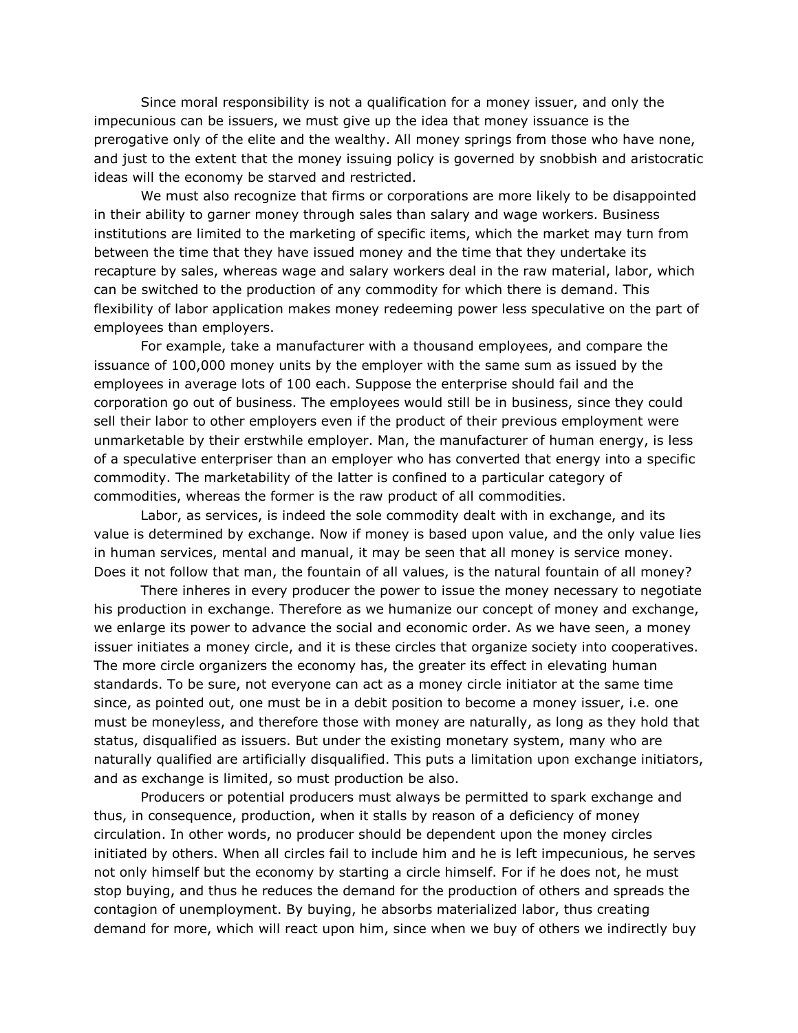Since moral responsibility is not a qualification for a money issuer, and only the impecunious can be issuers, we must give up the idea that money issuance is the prerogative only of the elite and the wealthy. All money springs from those who have none, and just to the extent that the money issuing policy is governed by snobbish and aristocratic ideas will the economy be starved and restricted.

We must also recognize that firms or corporations are more likely to be disappointed in their ability to garner money through sales than salary and wage workers. Business institutions are limited to the marketing of specific items, which the market may turn from between the time that they have issued money and the time that they undertake its recapture by sales, whereas wage and salary workers deal in the raw material, labor, which can be switched to the production of any commodity for which there is demand. This flexibility of labor application makes money redeeming power less speculative on the part of employees than employers.

For example, take a manufacturer with a thousand employees, and compare the issuance of 100,000 money units by the employer with the same sum as issued by the employees in average lots of 100 each. Suppose the enterprise should fail and the corporation go out of business. The employees would still be in business, since they could sell their labor to other employers even if the product of their previous employment were unmarketable by their erstwhile employer. Man, the manufacturer of human energy, is less of a speculative enterpriser than an employer who has converted that energy into a specific commodity. The marketability of the latter is confined to a particular category of commodities, whereas the former is the raw product of all commodities.

Labor, as services, is indeed the sole commodity dealt with in exchange, and its value is determined by exchange. Now if money is based upon value, and the only value lies in human services, mental and manual, it may be seen that all money is service money. Does it not follow that man, the fountain of all values, is the natural fountain of all money?

There inheres in every producer the power to issue the money necessary to negotiate his production in exchange. Therefore as we humanize our concept of money and exchange, we enlarge its power to advance the social and economic order. As we have seen, a money issuer initiates a money circle, and it is these circles that organize society into cooperatives. The more circle organizers the economy has, the greater its effect in elevating human standards. To be sure, not everyone can act as a money circle initiator at the same time since, as pointed out, one must be in a debit position to become a money issuer, i.e. one must be moneyless, and therefore those with money are naturally, as long as they hold that status, disqualified as issuers. But under the existing monetary system, many who are naturally qualified are artificially disqualified. This puts a limitation upon exchange initiators, and as exchange is limited, so must production be also.

Producers or potential producers must always be permitted to spark exchange and thus, in consequence, production, when it stalls by reason of a deficiency of money circulation. In other words, no producer should be dependent upon the money circles initiated by others. When all circles fail to include him and he is left impecunious, he serves not only himself but the economy by starting a circle himself. For if he does not, he must stop buying, and thus he reduces the demand for the production of others and spreads the contagion of unemployment. By buying, he absorbs materialized labor, thus creating demand for more, which will react upon him, since when we buy of others we indirectly buy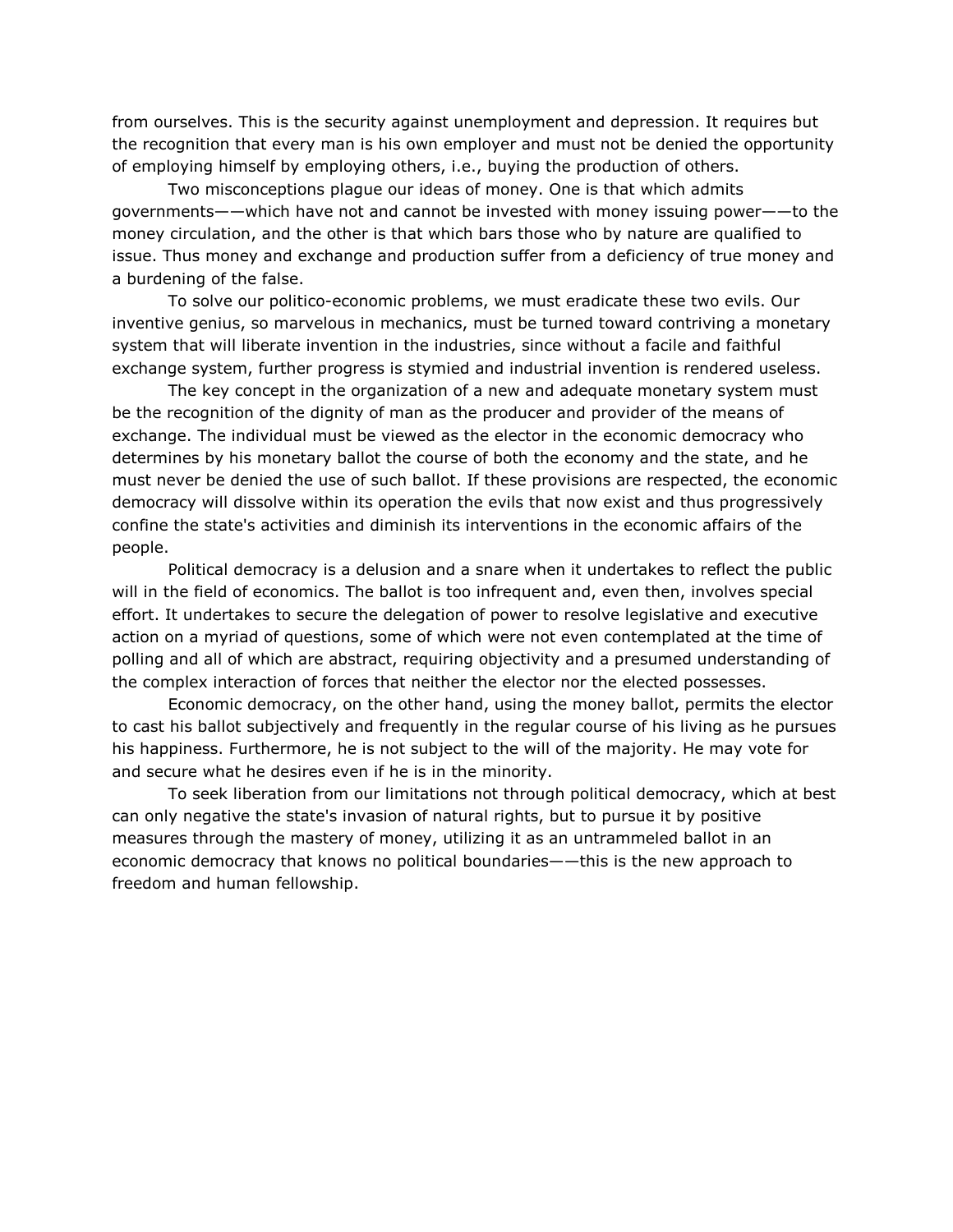from ourselves. This is the security against unemployment and depression. It requires but the recognition that every man is his own employer and must not be denied the opportunity of employing himself by employing others, i.e., buying the production of others.

Two misconceptions plague our ideas of money. One is that which admits governments——which have not and cannot be invested with money issuing power——to the money circulation, and the other is that which bars those who by nature are qualified to issue. Thus money and exchange and production suffer from a deficiency of true money and a burdening of the false.

To solve our politico-economic problems, we must eradicate these two evils. Our inventive genius, so marvelous in mechanics, must be turned toward contriving a monetary system that will liberate invention in the industries, since without a facile and faithful exchange system, further progress is stymied and industrial invention is rendered useless.

The key concept in the organization of a new and adequate monetary system must be the recognition of the dignity of man as the producer and provider of the means of exchange. The individual must be viewed as the elector in the economic democracy who determines by his monetary ballot the course of both the economy and the state, and he must never be denied the use of such ballot. If these provisions are respected, the economic democracy will dissolve within its operation the evils that now exist and thus progressively confine the state's activities and diminish its interventions in the economic affairs of the people.

Political democracy is a delusion and a snare when it undertakes to reflect the public will in the field of economics. The ballot is too infrequent and, even then, involves special effort. It undertakes to secure the delegation of power to resolve legislative and executive action on a myriad of questions, some of which were not even contemplated at the time of polling and all of which are abstract, requiring objectivity and a presumed understanding of the complex interaction of forces that neither the elector nor the elected possesses.

Economic democracy, on the other hand, using the money ballot, permits the elector to cast his ballot subjectively and frequently in the regular course of his living as he pursues his happiness. Furthermore, he is not subject to the will of the majority. He may vote for and secure what he desires even if he is in the minority.

To seek liberation from our limitations not through political democracy, which at best can only negative the state's invasion of natural rights, but to pursue it by positive measures through the mastery of money, utilizing it as an untrammeled ballot in an economic democracy that knows no political boundaries——this is the new approach to freedom and human fellowship.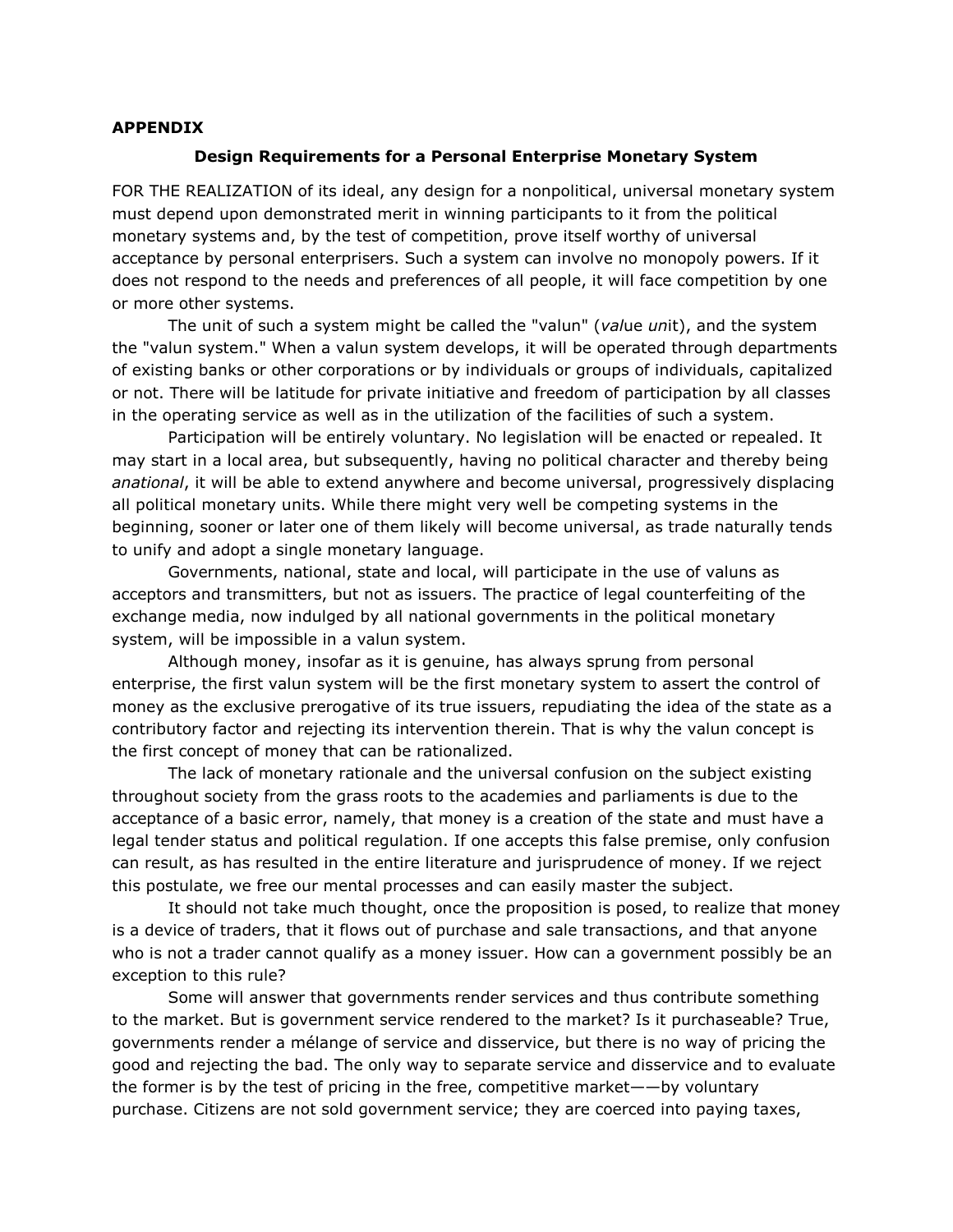**APPENDIX**

**Design Requirements for a Personal Enterprise Monetary System**

FOR THE REALIZATION of its ideal, any design for a nonpolitical, universal monetary system must depend upon demonstrated merit in winning participants to it from the political monetary systems and, by the test of competition, prove itself worthy of universal acceptance by personal enterprisers. Such a system can involve no monopoly powers. If it does not respond to the needs and preferences of all people, it will face competition by one or more other systems.

The unit of such a system might be called the "valun" (*val*ue *un*it), and the system the "valun system." When a valun system develops, it will be operated through departments of existing banks or other corporations or by individuals or groups of individuals, capitalized or not. There will be latitude for private initiative and freedom of participation by all classes in the operating service as well as in the utilization of the facilities of such a system.

Participation will be entirely voluntary. No legislation will be enacted or repealed. It may start in a local area, but subsequently, having no political character and thereby being *anational*, it will be able to extend anywhere and become universal, progressively displacing all political monetary units. While there might very well be competing systems in the beginning, sooner or later one of them likely will become universal, as trade naturally tends to unify and adopt a single monetary language.

Governments, national, state and local, will participate in the use of valuns as acceptors and transmitters, but not as issuers. The practice of legal counterfeiting of the exchange media, now indulged by all national governments in the political monetary system, will be impossible in a valun system.

Although money, insofar as it is genuine, has always sprung from personal enterprise, the first valun system will be the first monetary system to assert the control of money as the exclusive prerogative of its true issuers, repudiating the idea of the state as a contributory factor and rejecting its intervention therein. That is why the valun concept is the first concept of money that can be rationalized.

The lack of monetary rationale and the universal confusion on the subject existing throughout society from the grass roots to the academies and parliaments is due to the acceptance of a basic error, namely, that money is a creation of the state and must have a legal tender status and political regulation. If one accepts this false premise, only confusion can result, as has resulted in the entire literature and jurisprudence of money. If we reject this postulate, we free our mental processes and can easily master the subject.

It should not take much thought, once the proposition is posed, to realize that money is a device of traders, that it flows out of purchase and sale transactions, and that anyone who is not a trader cannot qualify as a money issuer. How can a government possibly be an exception to this rule?

Some will answer that governments render services and thus contribute something to the market. But is government service rendered to the market? Is it purchaseable? True, governments render a mélange of service and disservice, but there is no way of pricing the good and rejecting the bad. The only way to separate service and disservice and to evaluate the former is by the test of pricing in the free, competitive market——by voluntary purchase. Citizens are not sold government service; they are coerced into paying taxes,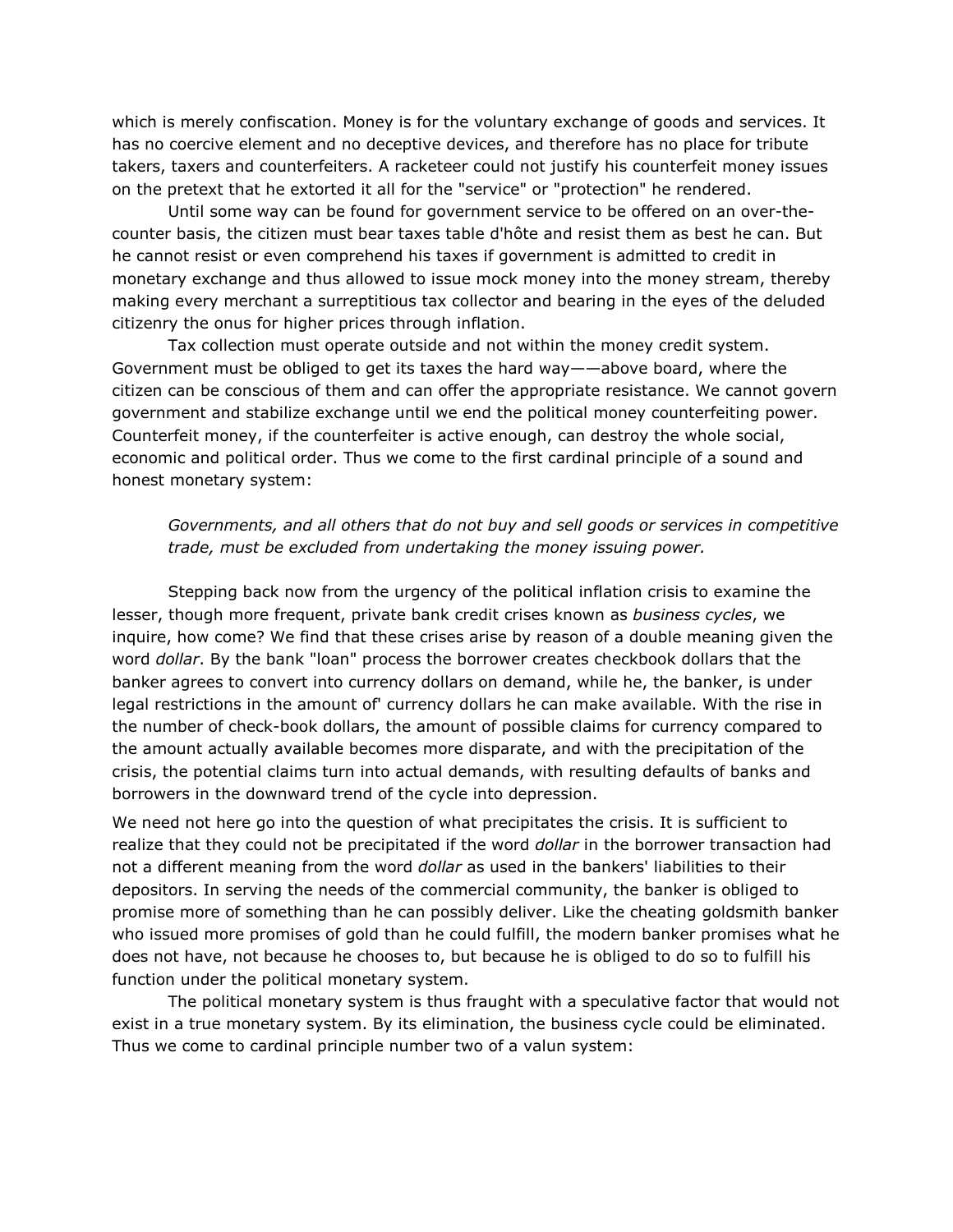which is merely confiscation. Money is for the voluntary exchange of goods and services. It has no coercive element and no deceptive devices, and therefore has no place for tribute takers, taxers and counterfeiters. A racketeer could not justify his counterfeit money issues on the pretext that he extorted it all for the "service" or "protection" he rendered.

Until some way can be found for government service to be offered on an over-the-counter basis, the citizen must bear taxes table d'hôte and resist them as best he can. But he cannot resist or even comprehend his taxes if government is admitted to credit in monetary exchange and thus allowed to issue mock money into the money stream, thereby making every merchant a surreptitious tax collector and bearing in the eyes of the deluded citizenry the onus for higher prices through inflation.

Tax collection must operate outside and not within the money credit system. Government must be obliged to get its taxes the hard way——above board, where the citizen can be conscious of them and can offer the appropriate resistance. We cannot govern government and stabilize exchange until we end the political money counterfeiting power. Counterfeit money, if the counterfeiter is active enough, can destroy the whole social, economic and political order. Thus we come to the first cardinal principle of a sound and honest monetary system:

> *Governments, and all others that do not buy and sell goods or services in competitive trade, must be excluded from undertaking the money issuing power.*

Stepping back now from the urgency of the political inflation crisis to examine the lesser, though more frequent, private bank credit crises known as *business cycles*, we inquire, how come? We find that these crises arise by reason of a double meaning given the word *dollar*. By the bank "loan" process the borrower creates checkbook dollars that the banker agrees to convert into currency dollars on demand, while he, the banker, is under legal restrictions in the amount of' currency dollars he can make available. With the rise in the number of check-book dollars, the amount of possible claims for currency compared to the amount actually available becomes more disparate, and with the precipitation of the crisis, the potential claims turn into actual demands, with resulting defaults of banks and borrowers in the downward trend of the cycle into depression.

We need not here go into the question of what precipitates the crisis. It is sufficient to realize that they could not be precipitated if the word *dollar* in the borrower transaction had not a different meaning from the word *dollar* as used in the bankers' liabilities to their depositors. In serving the needs of the commercial community, the banker is obliged to promise more of something than he can possibly deliver. Like the cheating goldsmith banker who issued more promises of gold than he could fulfill, the modern banker promises what he does not have, not because he chooses to, but because he is obliged to do so to fulfill his function under the political monetary system.

The political monetary system is thus fraught with a speculative factor that would not exist in a true monetary system. By its elimination, the business cycle could be eliminated. Thus we come to cardinal principle number two of a valun system: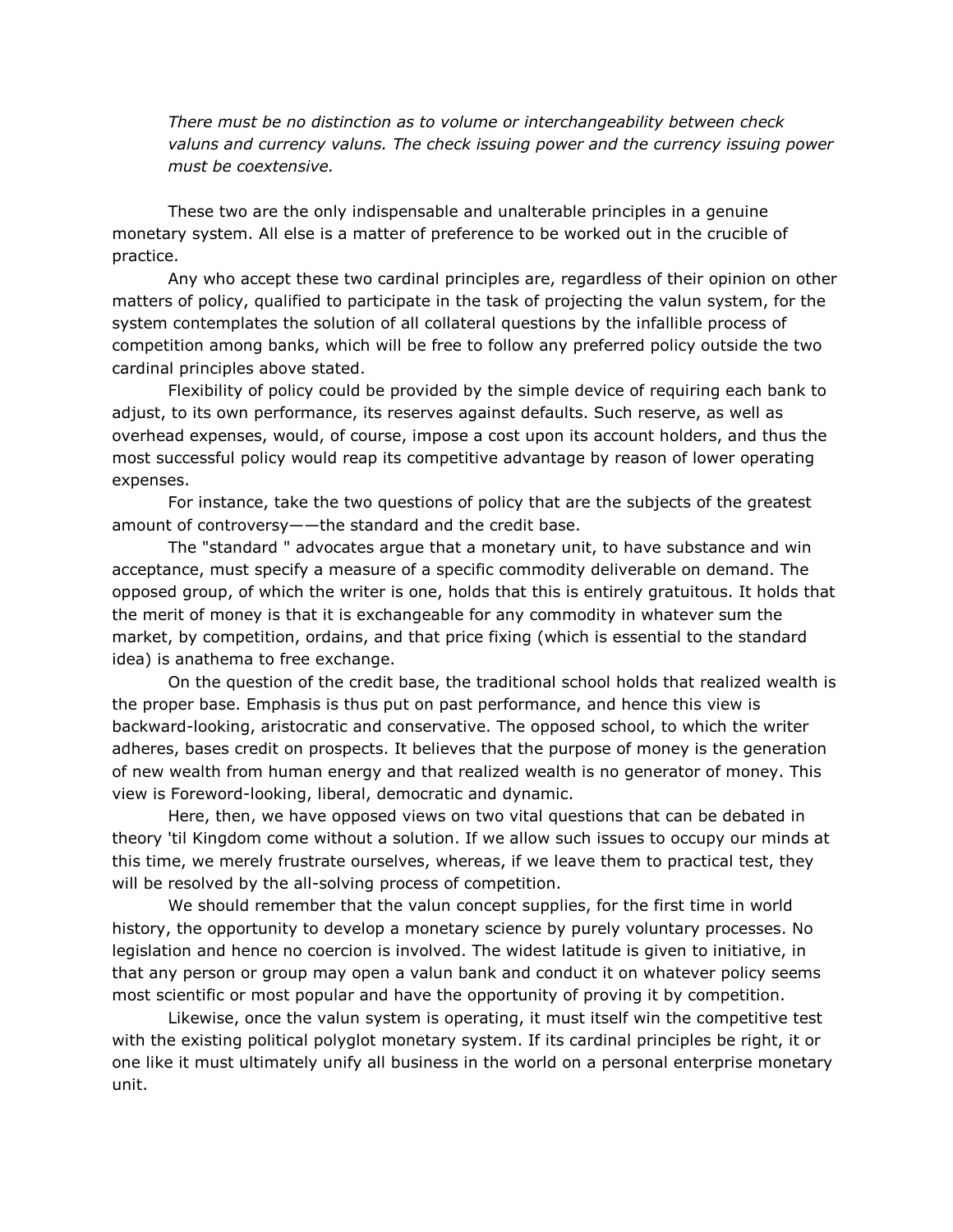*There must be no distinction as to volume or interchangeability between check valuns and currency valuns. The check issuing power and the currency issuing power must be coextensive.*

These two are the only indispensable and unalterable principles in a genuine monetary system. All else is a matter of preference to be worked out in the crucible of practice.

Any who accept these two cardinal principles are, regardless of their opinion on other matters of policy, qualified to participate in the task of projecting the valun system, for the system contemplates the solution of all collateral questions by the infallible process of competition among banks, which will be free to follow any preferred policy outside the two cardinal principles above stated.

Flexibility of policy could be provided by the simple device of requiring each bank to adjust, to its own performance, its reserves against defaults. Such reserve, as well as overhead expenses, would, of course, impose a cost upon its account holders, and thus the most successful policy would reap its competitive advantage by reason of lower operating expenses.

For instance, take the two questions of policy that are the subjects of the greatest amount of controversy——the standard and the credit base.

The "standard " advocates argue that a monetary unit, to have substance and win acceptance, must specify a measure of a specific commodity deliverable on demand. The opposed group, of which the writer is one, holds that this is entirely gratuitous. It holds that the merit of money is that it is exchangeable for any commodity in whatever sum the market, by competition, ordains, and that price fixing (which is essential to the standard idea) is anathema to free exchange.

On the question of the credit base, the traditional school holds that realized wealth is the proper base. Emphasis is thus put on past performance, and hence this view is backward-looking, aristocratic and conservative. The opposed school, to which the writer adheres, bases credit on prospects. It believes that the purpose of money is the generation of new wealth from human energy and that realized wealth is no generator of money. This view is Foreword-looking, liberal, democratic and dynamic.

Here, then, we have opposed views on two vital questions that can be debated in theory 'til Kingdom come without a solution. If we allow such issues to occupy our minds at this time, we merely frustrate ourselves, whereas, if we leave them to practical test, they will be resolved by the all-solving process of competition.

We should remember that the valun concept supplies, for the first time in world history, the opportunity to develop a monetary science by purely voluntary processes. No legislation and hence no coercion is involved. The widest latitude is given to initiative, in that any person or group may open a valun bank and conduct it on whatever policy seems most scientific or most popular and have the opportunity of proving it by competition.

Likewise, once the valun system is operating, it must itself win the competitive test with the existing political polyglot monetary system. If its cardinal principles be right, it or one like it must ultimately unify all business in the world on a personal enterprise monetary unit.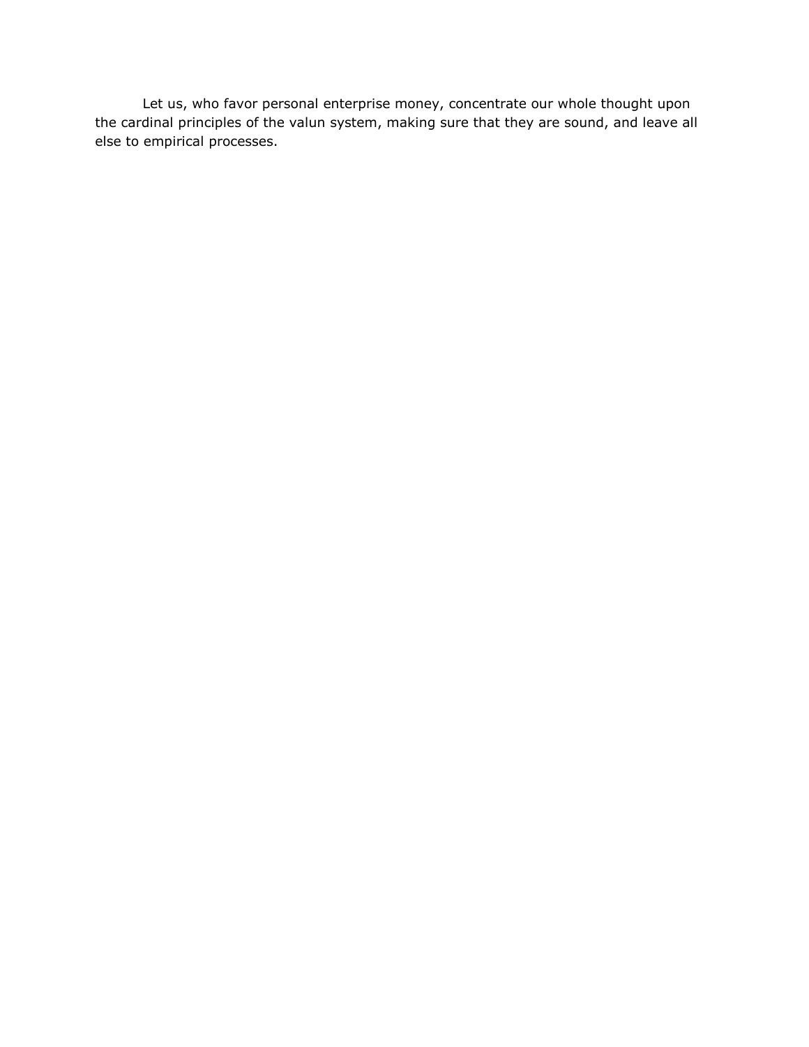Let us, who favor personal enterprise money, concentrate our whole thought upon the cardinal principles of the valun system, making sure that they are sound, and leave all else to empirical processes.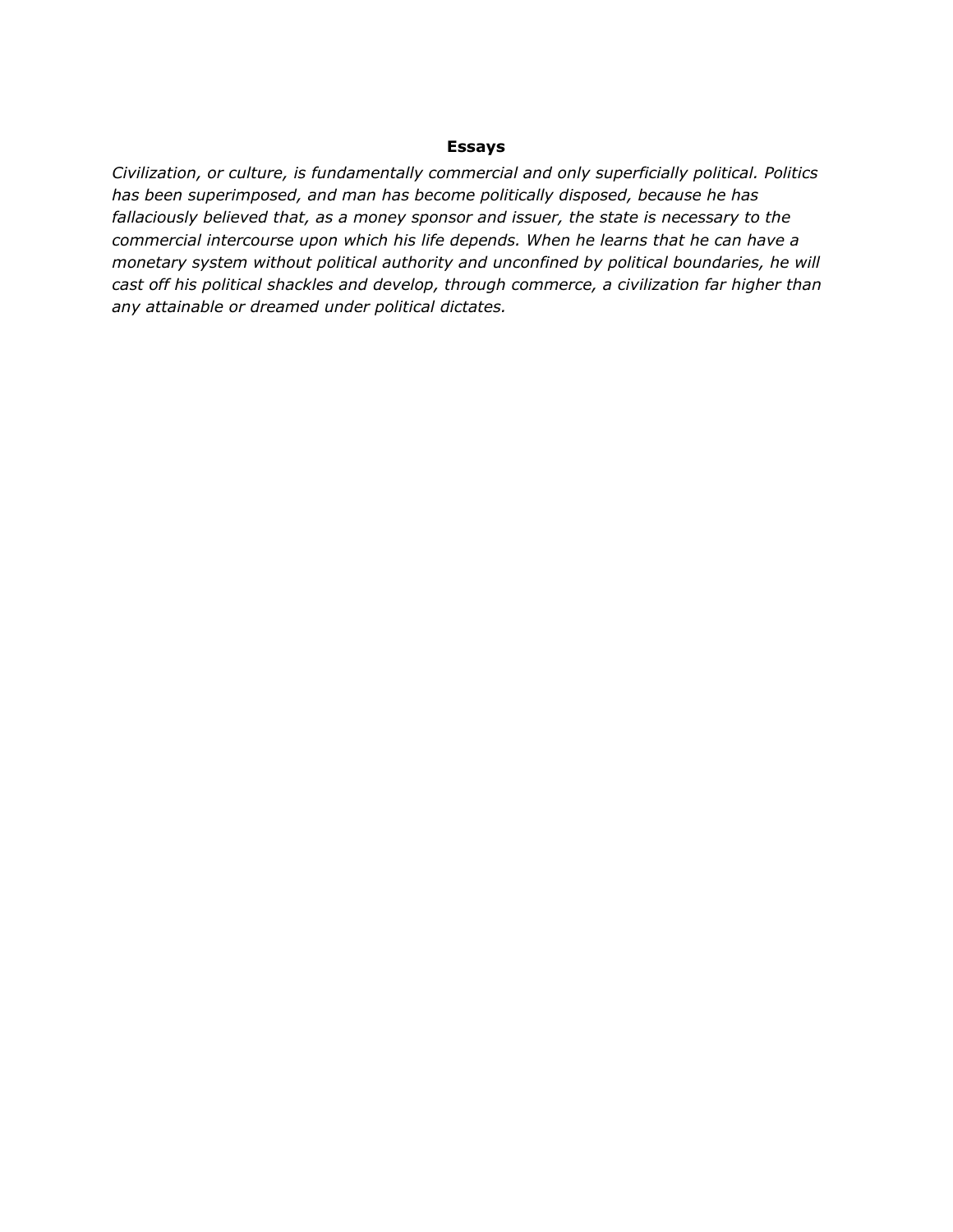**Essays**

*Civilization, or culture, is fundamentally commercial and only superficially political. Politics has been superimposed, and man has become politically disposed, because he has fallaciously believed that, as a money sponsor and issuer, the state is necessary to the commercial intercourse upon which his life depends. When he learns that he can have a monetary system without political authority and unconfined by political boundaries, he will cast off his political shackles and develop, through commerce, a civilization far higher than any attainable or dreamed under political dictates.*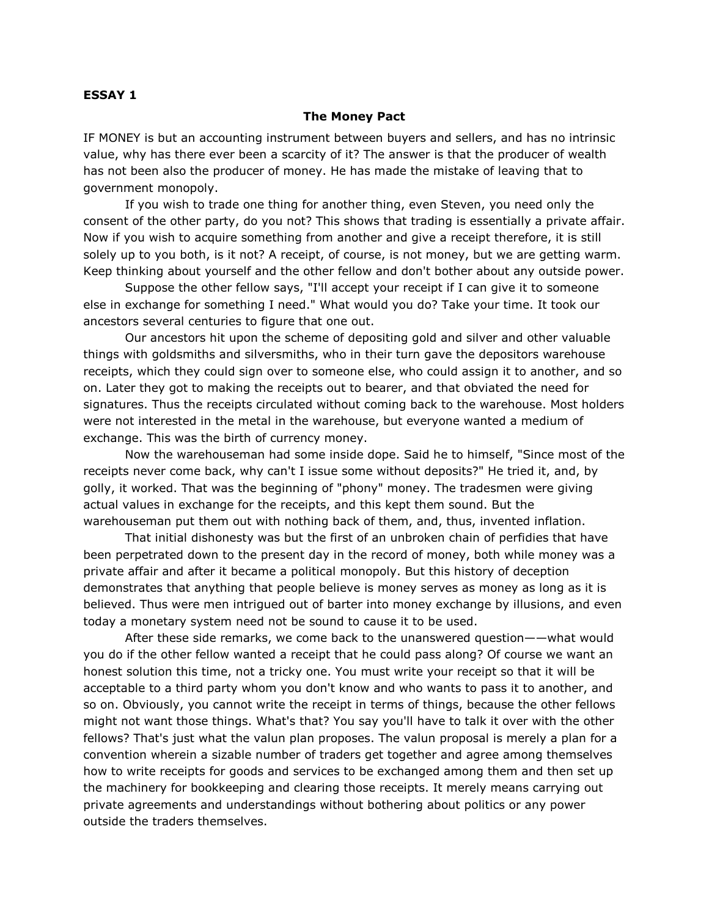**ESSAY 1**

**The Money Pact**

IF MONEY is but an accounting instrument between buyers and sellers, and has no intrinsic value, why has there ever been a scarcity of it? The answer is that the producer of wealth has not been also the producer of money. He has made the mistake of leaving that to government monopoly.

If you wish to trade one thing for another thing, even Steven, you need only the consent of the other party, do you not? This shows that trading is essentially a private affair. Now if you wish to acquire something from another and give a receipt therefore, it is still solely up to you both, is it not? A receipt, of course, is not money, but we are getting warm. Keep thinking about yourself and the other fellow and don't bother about any outside power.

Suppose the other fellow says, "I'll accept your receipt if I can give it to someone else in exchange for something I need." What would you do? Take your time. It took our ancestors several centuries to figure that one out.

Our ancestors hit upon the scheme of depositing gold and silver and other valuable things with goldsmiths and silversmiths, who in their turn gave the depositors warehouse receipts, which they could sign over to someone else, who could assign it to another, and so on. Later they got to making the receipts out to bearer, and that obviated the need for signatures. Thus the receipts circulated without coming back to the warehouse. Most holders were not interested in the metal in the warehouse, but everyone wanted a medium of exchange. This was the birth of currency money.

Now the warehouseman had some inside dope. Said he to himself, "Since most of the receipts never come back, why can't I issue some without deposits?" He tried it, and, by golly, it worked. That was the beginning of "phony" money. The tradesmen were giving actual values in exchange for the receipts, and this kept them sound. But the warehouseman put them out with nothing back of them, and, thus, invented inflation.

That initial dishonesty was but the first of an unbroken chain of perfidies that have been perpetrated down to the present day in the record of money, both while money was a private affair and after it became a political monopoly. But this history of deception demonstrates that anything that people believe is money serves as money as long as it is believed. Thus were men intrigued out of barter into money exchange by illusions, and even today a monetary system need not be sound to cause it to be used.

After these side remarks, we come back to the unanswered question——what would you do if the other fellow wanted a receipt that he could pass along? Of course we want an honest solution this time, not a tricky one. You must write your receipt so that it will be acceptable to a third party whom you don't know and who wants to pass it to another, and so on. Obviously, you cannot write the receipt in terms of things, because the other fellows might not want those things. What's that? You say you'll have to talk it over with the other fellows? That's just what the valun plan proposes. The valun proposal is merely a plan for a convention wherein a sizable number of traders get together and agree among themselves how to write receipts for goods and services to be exchanged among them and then set up the machinery for bookkeeping and clearing those receipts. It merely means carrying out private agreements and understandings without bothering about politics or any power outside the traders themselves.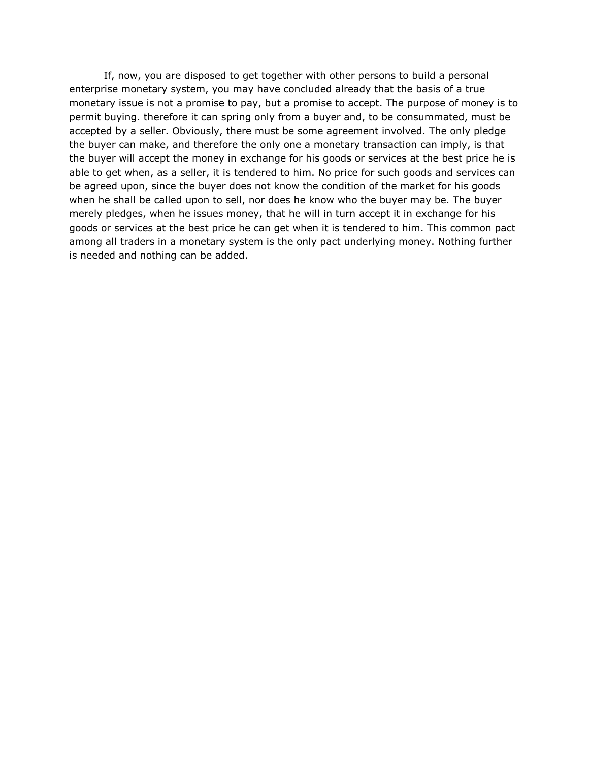If, now, you are disposed to get together with other persons to build a personal enterprise monetary system, you may have concluded already that the basis of a true monetary issue is not a promise to pay, but a promise to accept. The purpose of money is to permit buying. therefore it can spring only from a buyer and, to be consummated, must be accepted by a seller. Obviously, there must be some agreement involved. The only pledge the buyer can make, and therefore the only one a monetary transaction can imply, is that the buyer will accept the money in exchange for his goods or services at the best price he is able to get when, as a seller, it is tendered to him. No price for such goods and services can be agreed upon, since the buyer does not know the condition of the market for his goods when he shall be called upon to sell, nor does he know who the buyer may be. The buyer merely pledges, when he issues money, that he will in turn accept it in exchange for his goods or services at the best price he can get when it is tendered to him. This common pact among all traders in a monetary system is the only pact underlying money. Nothing further is needed and nothing can be added.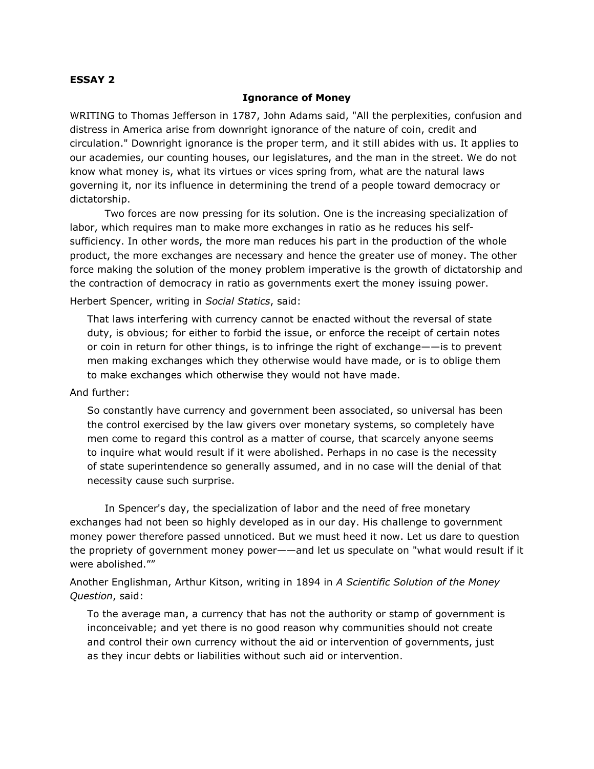**ESSAY 2**

**Ignorance of Money**

WRITING to Thomas Jefferson in 1787, John Adams said, "All the perplexities, confusion and distress in America arise from downright ignorance of the nature of coin, credit and circulation." Downright ignorance is the proper term, and it still abides with us. It applies to our academies, our counting houses, our legislatures, and the man in the street. We do not know what money is, what its virtues or vices spring from, what are the natural laws governing it, nor its influence in determining the trend of a people toward democracy or dictatorship.

Two forces are now pressing for its solution. One is the increasing specialization of labor, which requires man to make more exchanges in ratio as he reduces his self-sufficiency. In other words, the more man reduces his part in the production of the whole product, the more exchanges are necessary and hence the greater use of money. The other force making the solution of the money problem imperative is the growth of dictatorship and the contraction of democracy in ratio as governments exert the money issuing power.

Herbert Spencer, writing in *Social Statics*, said:

> That laws interfering with currency cannot be enacted without the reversal of state duty, is obvious; for either to forbid the issue, or enforce the receipt of certain notes or coin in return for other things, is to infringe the right of exchange——is to prevent men making exchanges which they otherwise would have made, or is to oblige them to make exchanges which otherwise they would not have made.

And further:

> So constantly have currency and government been associated, so universal has been the control exercised by the law givers over monetary systems, so completely have men come to regard this control as a matter of course, that scarcely anyone seems to inquire what would result if it were abolished. Perhaps in no case is the necessity of state superintendence so generally assumed, and in no case will the denial of that necessity cause such surprise.

In Spencer's day, the specialization of labor and the need of free monetary exchanges had not been so highly developed as in our day. His challenge to government money power therefore passed unnoticed. But we must heed it now. Let us dare to question the propriety of government money power——and let us speculate on "what would result if it were abolished.""

Another Englishman, Arthur Kitson, writing in 1894 in *A Scientific Solution of the Money Question*, said:

> To the average man, a currency that has not the authority or stamp of government is inconceivable; and yet there is no good reason why communities should not create and control their own currency without the aid or intervention of governments, just as they incur debts or liabilities without such aid or intervention.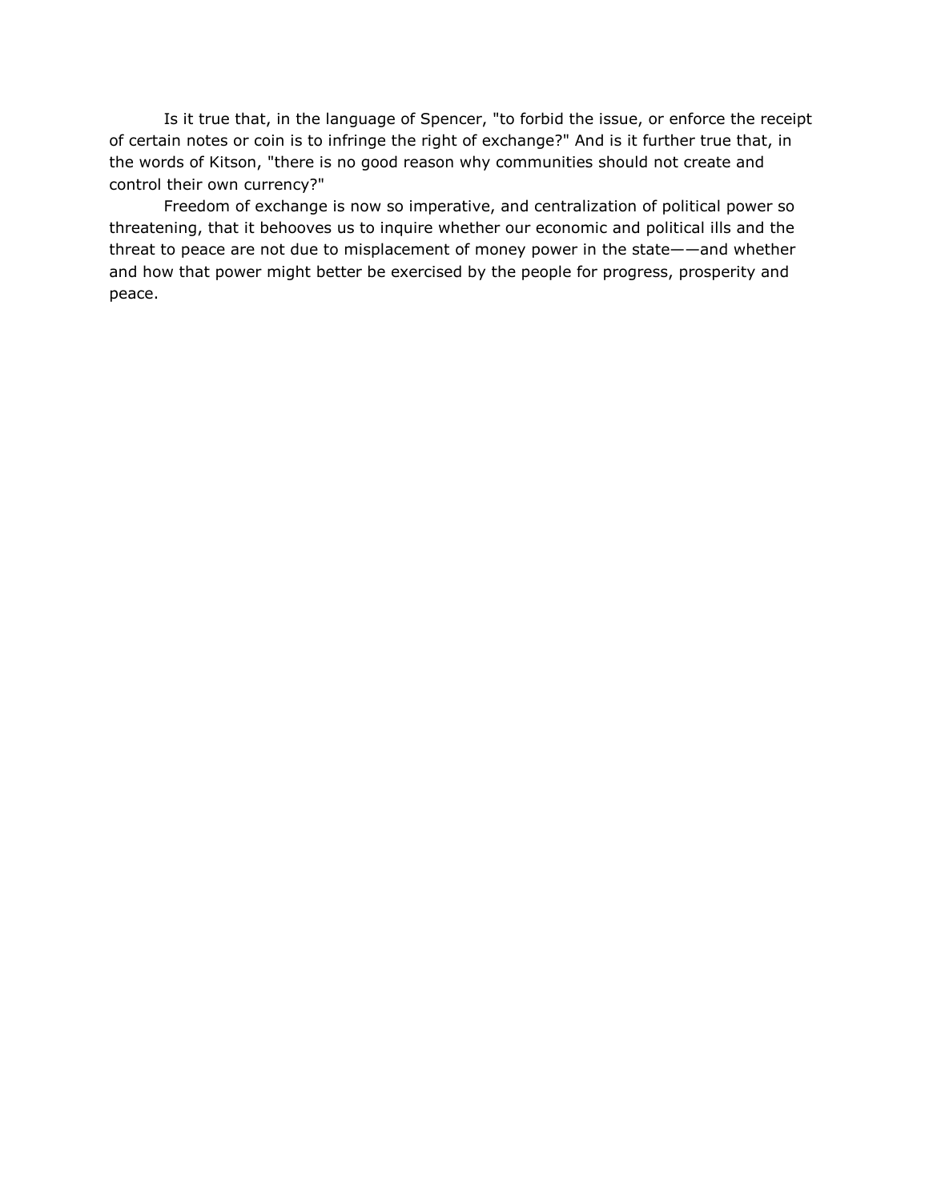Is it true that, in the language of Spencer, "to forbid the issue, or enforce the receipt of certain notes or coin is to infringe the right of exchange?" And is it further true that, in the words of Kitson, "there is no good reason why communities should not create and control their own currency?"

Freedom of exchange is now so imperative, and centralization of political power so threatening, that it behooves us to inquire whether our economic and political ills and the threat to peace are not due to misplacement of money power in the state——and whether and how that power might better be exercised by the people for progress, prosperity and peace.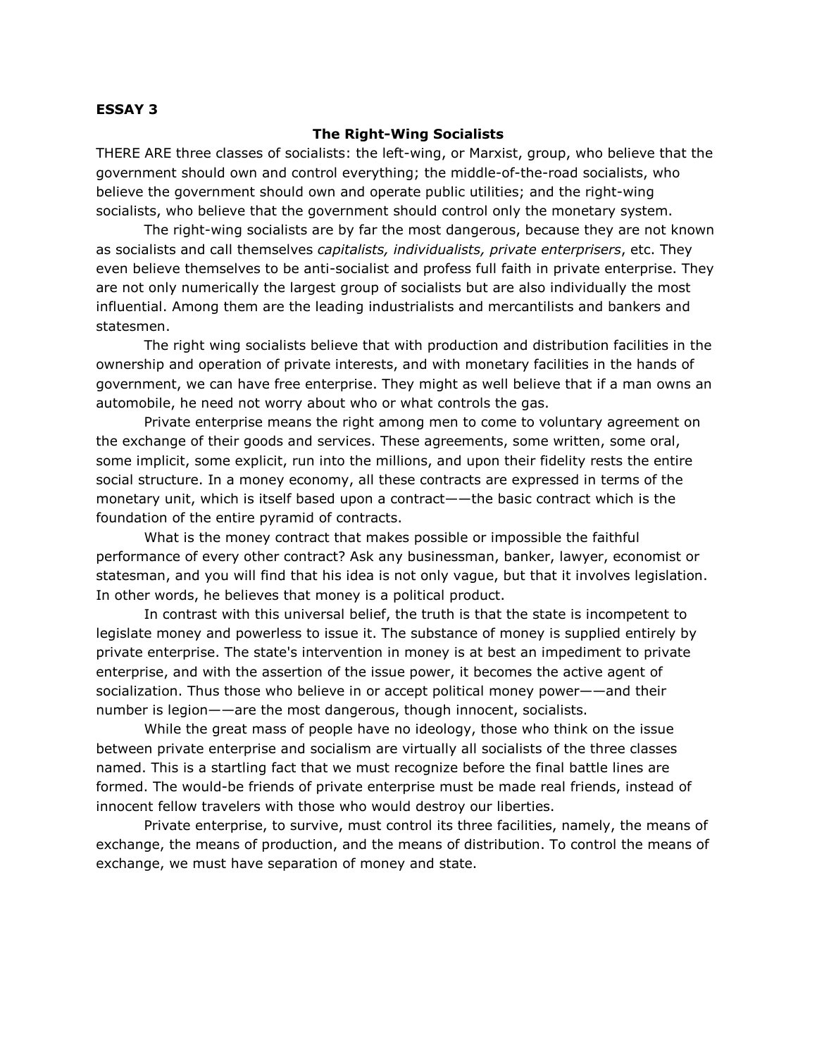**ESSAY 3**

## The Right-Wing Socialists

THERE ARE three classes of socialists: the left-wing, or Marxist, group, who believe that the government should own and control everything; the middle-of-the-road socialists, who believe the government should own and operate public utilities; and the right-wing socialists, who believe that the government should control only the monetary system.

The right-wing socialists are by far the most dangerous, because they are not known as socialists and call themselves *capitalists, individualists, private enterprisers*, etc. They even believe themselves to be anti-socialist and profess full faith in private enterprise. They are not only numerically the largest group of socialists but are also individually the most influential. Among them are the leading industrialists and mercantilists and bankers and statesmen.

The right wing socialists believe that with production and distribution facilities in the ownership and operation of private interests, and with monetary facilities in the hands of government, we can have free enterprise. They might as well believe that if a man owns an automobile, he need not worry about who or what controls the gas.

Private enterprise means the right among men to come to voluntary agreement on the exchange of their goods and services. These agreements, some written, some oral, some implicit, some explicit, run into the millions, and upon their fidelity rests the entire social structure. In a money economy, all these contracts are expressed in terms of the monetary unit, which is itself based upon a contract——the basic contract which is the foundation of the entire pyramid of contracts.

What is the money contract that makes possible or impossible the faithful performance of every other contract? Ask any businessman, banker, lawyer, economist or statesman, and you will find that his idea is not only vague, but that it involves legislation. In other words, he believes that money is a political product.

In contrast with this universal belief, the truth is that the state is incompetent to legislate money and powerless to issue it. The substance of money is supplied entirely by private enterprise. The state's intervention in money is at best an impediment to private enterprise, and with the assertion of the issue power, it becomes the active agent of socialization. Thus those who believe in or accept political money power——and their number is legion——are the most dangerous, though innocent, socialists.

While the great mass of people have no ideology, those who think on the issue between private enterprise and socialism are virtually all socialists of the three classes named. This is a startling fact that we must recognize before the final battle lines are formed. The would-be friends of private enterprise must be made real friends, instead of innocent fellow travelers with those who would destroy our liberties.

Private enterprise, to survive, must control its three facilities, namely, the means of exchange, the means of production, and the means of distribution. To control the means of exchange, we must have separation of money and state.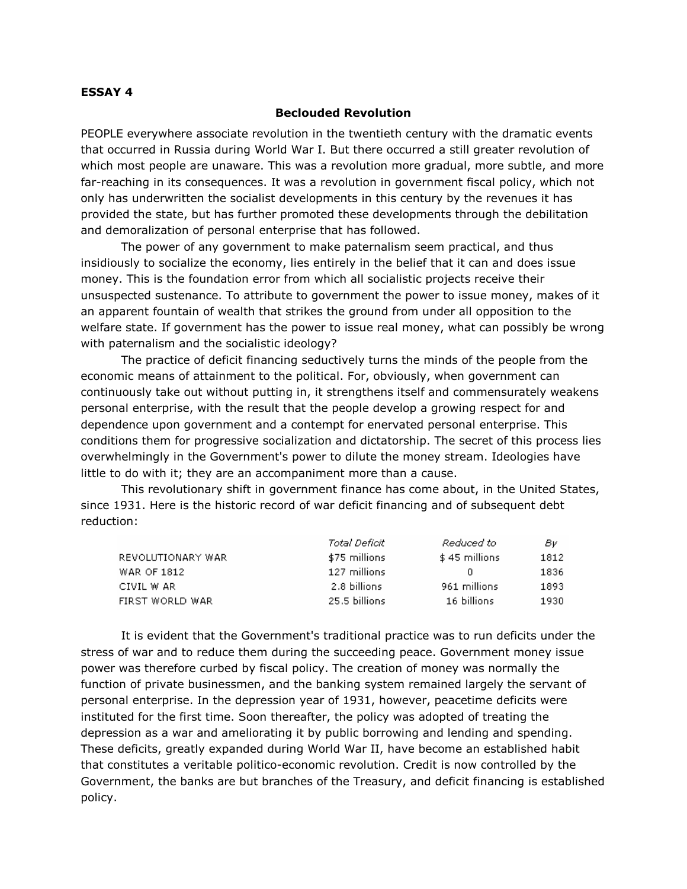**ESSAY 4**

## Beclouded Revolution

PEOPLE everywhere associate revolution in the twentieth century with the dramatic events that occurred in Russia during World War I. But there occurred a still greater revolution of which most people are unaware. This was a revolution more gradual, more subtle, and more far-reaching in its consequences. It was a revolution in government fiscal policy, which not only has underwritten the socialist developments in this century by the revenues it has provided the state, but has further promoted these developments through the debilitation and demoralization of personal enterprise that has followed.

The power of any government to make paternalism seem practical, and thus insidiously to socialize the economy, lies entirely in the belief that it can and does issue money. This is the foundation error from which all socialistic projects receive their unsuspected sustenance. To attribute to government the power to issue money, makes of it an apparent fountain of wealth that strikes the ground from under all opposition to the welfare state. If government has the power to issue real money, what can possibly be wrong with paternalism and the socialistic ideology?

The practice of deficit financing seductively turns the minds of the people from the economic means of attainment to the political. For, obviously, when government can continuously take out without putting in, it strengthens itself and commensurately weakens personal enterprise, with the result that the people develop a growing respect for and dependence upon government and a contempt for enervated personal enterprise. This conditions them for progressive socialization and dictatorship. The secret of this process lies overwhelmingly in the Government's power to dilute the money stream. Ideologies have little to do with it; they are an accompaniment more than a cause.

This revolutionary shift in government finance has come about, in the United States, since 1931. Here is the historic record of war deficit financing and of subsequent debt reduction:

| | *Total Deficit* | *Reduced to* | *By* |
|---|---|---|---|
| REVOLUTIONARY WAR | $75 millions | $ 45 millions | 1812 |
| WAR OF 1812 | 127 millions | 0 | 1836 |
| CIVIL W AR | 2.8 billions | 961 millions | 1893 |
| FIRST WORLD WAR | 25.5 billions | 16 billions | 1930 |

It is evident that the Government's traditional practice was to run deficits under the stress of war and to reduce them during the succeeding peace. Government money issue power was therefore curbed by fiscal policy. The creation of money was normally the function of private businessmen, and the banking system remained largely the servant of personal enterprise. In the depression year of 1931, however, peacetime deficits were instituted for the first time. Soon thereafter, the policy was adopted of treating the depression as a war and ameliorating it by public borrowing and lending and spending. These deficits, greatly expanded during World War II, have become an established habit that constitutes a veritable politico-economic revolution. Credit is now controlled by the Government, the banks are but branches of the Treasury, and deficit financing is established policy.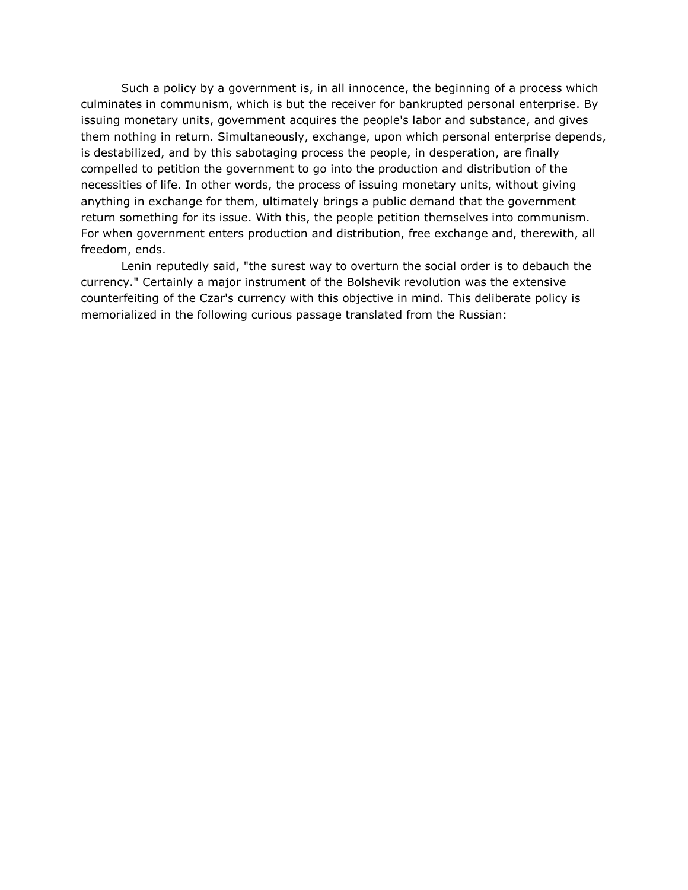Such a policy by a government is, in all innocence, the beginning of a process which culminates in communism, which is but the receiver for bankrupted personal enterprise. By issuing monetary units, government acquires the people's labor and substance, and gives them nothing in return. Simultaneously, exchange, upon which personal enterprise depends, is destabilized, and by this sabotaging process the people, in desperation, are finally compelled to petition the government to go into the production and distribution of the necessities of life. In other words, the process of issuing monetary units, without giving anything in exchange for them, ultimately brings a public demand that the government return something for its issue. With this, the people petition themselves into communism. For when government enters production and distribution, free exchange and, therewith, all freedom, ends.

Lenin reputedly said, "the surest way to overturn the social order is to debauch the currency." Certainly a major instrument of the Bolshevik revolution was the extensive counterfeiting of the Czar's currency with this objective in mind. This deliberate policy is memorialized in the following curious passage translated from the Russian: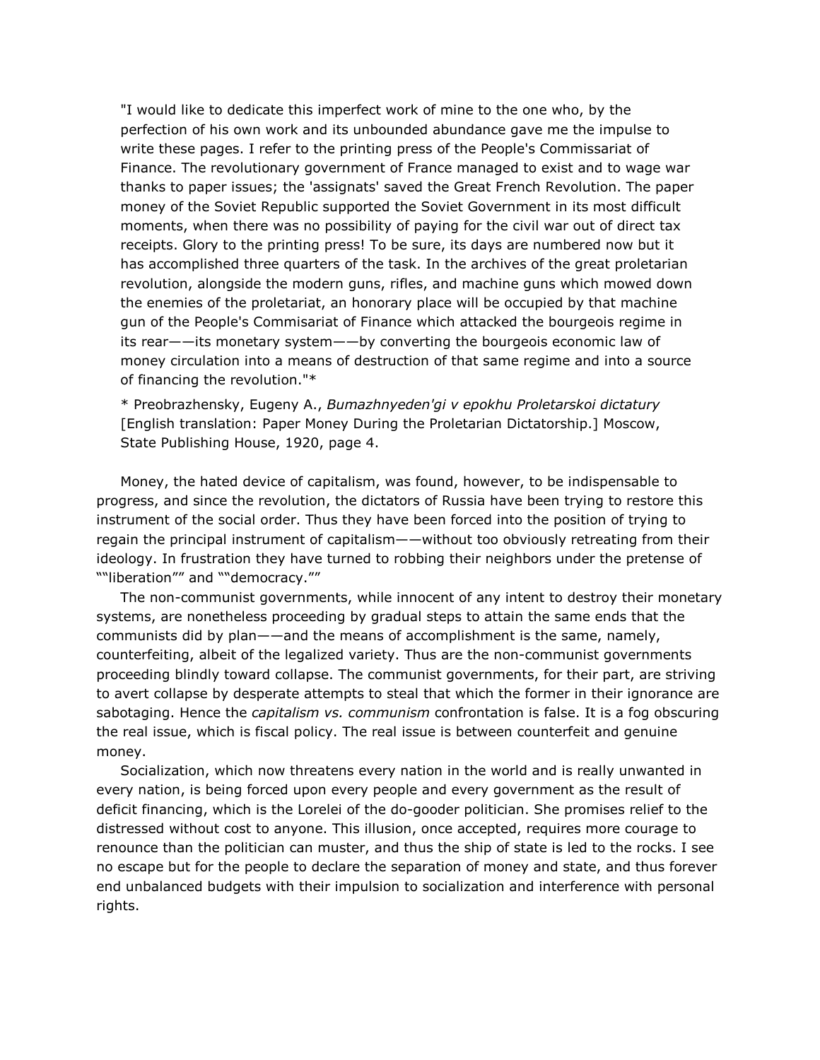"I would like to dedicate this imperfect work of mine to the one who, by the perfection of his own work and its unbounded abundance gave me the impulse to write these pages. I refer to the printing press of the People's Commissariat of Finance. The revolutionary government of France managed to exist and to wage war thanks to paper issues; the 'assignats' saved the Great French Revolution. The paper money of the Soviet Republic supported the Soviet Government in its most difficult moments, when there was no possibility of paying for the civil war out of direct tax receipts. Glory to the printing press! To be sure, its days are numbered now but it has accomplished three quarters of the task. In the archives of the great proletarian revolution, alongside the modern guns, rifles, and machine guns which mowed down the enemies of the proletariat, an honorary place will be occupied by that machine gun of the People's Commisariat of Finance which attacked the bourgeois regime in its rear——its monetary system——by converting the bourgeois economic law of money circulation into a means of destruction of that same regime and into a source of financing the revolution."*

\* Preobrazhensky, Eugeny A., *Bumazhnyeden'gi v epokhu Proletarskoi dictatury* [English translation: Paper Money During the Proletarian Dictatorship.] Moscow, State Publishing House, 1920, page 4.

Money, the hated device of capitalism, was found, however, to be indispensable to progress, and since the revolution, the dictators of Russia have been trying to restore this instrument of the social order. Thus they have been forced into the position of trying to regain the principal instrument of capitalism——without too obviously retreating from their ideology. In frustration they have turned to robbing their neighbors under the pretense of ""liberation"" and ""democracy.""

The non-communist governments, while innocent of any intent to destroy their monetary systems, are nonetheless proceeding by gradual steps to attain the same ends that the communists did by plan——and the means of accomplishment is the same, namely, counterfeiting, albeit of the legalized variety. Thus are the non-communist governments proceeding blindly toward collapse. The communist governments, for their part, are striving to avert collapse by desperate attempts to steal that which the former in their ignorance are sabotaging. Hence the *capitalism vs. communism* confrontation is false. It is a fog obscuring the real issue, which is fiscal policy. The real issue is between counterfeit and genuine money.

Socialization, which now threatens every nation in the world and is really unwanted in every nation, is being forced upon every people and every government as the result of deficit financing, which is the Lorelei of the do-gooder politician. She promises relief to the distressed without cost to anyone. This illusion, once accepted, requires more courage to renounce than the politician can muster, and thus the ship of state is led to the rocks. I see no escape but for the people to declare the separation of money and state, and thus forever end unbalanced budgets with their impulsion to socialization and interference with personal rights.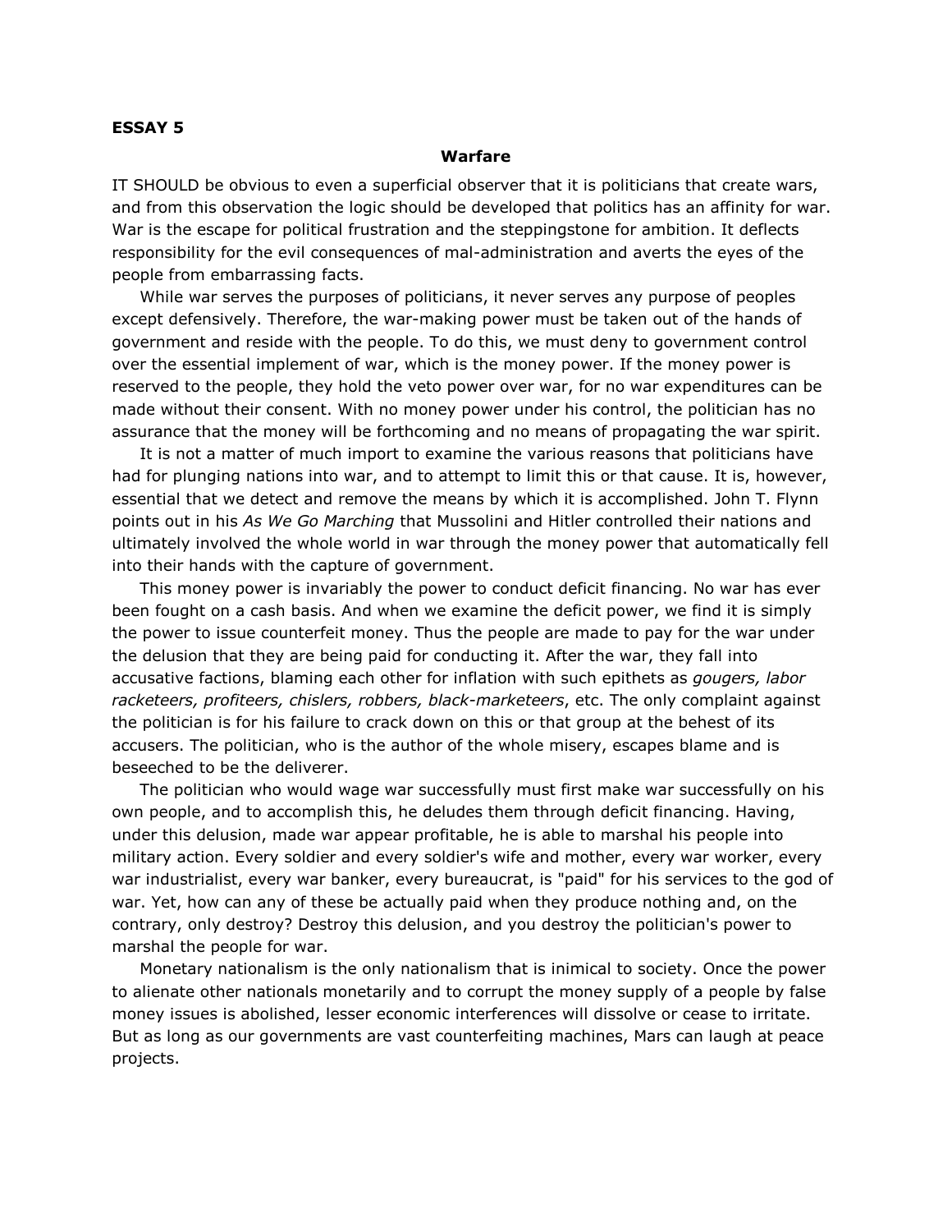**ESSAY 5**

## Warfare

IT SHOULD be obvious to even a superficial observer that it is politicians that create wars, and from this observation the logic should be developed that politics has an affinity for war. War is the escape for political frustration and the steppingstone for ambition. It deflects responsibility for the evil consequences of mal-administration and averts the eyes of the people from embarrassing facts.

While war serves the purposes of politicians, it never serves any purpose of peoples except defensively. Therefore, the war-making power must be taken out of the hands of government and reside with the people. To do this, we must deny to government control over the essential implement of war, which is the money power. If the money power is reserved to the people, they hold the veto power over war, for no war expenditures can be made without their consent. With no money power under his control, the politician has no assurance that the money will be forthcoming and no means of propagating the war spirit.

It is not a matter of much import to examine the various reasons that politicians have had for plunging nations into war, and to attempt to limit this or that cause. It is, however, essential that we detect and remove the means by which it is accomplished. John T. Flynn points out in his *As We Go Marching* that Mussolini and Hitler controlled their nations and ultimately involved the whole world in war through the money power that automatically fell into their hands with the capture of government.

This money power is invariably the power to conduct deficit financing. No war has ever been fought on a cash basis. And when we examine the deficit power, we find it is simply the power to issue counterfeit money. Thus the people are made to pay for the war under the delusion that they are being paid for conducting it. After the war, they fall into accusative factions, blaming each other for inflation with such epithets as *gougers, labor racketeers, profiteers, chislers, robbers, black-marketeers*, etc. The only complaint against the politician is for his failure to crack down on this or that group at the behest of its accusers. The politician, who is the author of the whole misery, escapes blame and is beseeched to be the deliverer.

The politician who would wage war successfully must first make war successfully on his own people, and to accomplish this, he deludes them through deficit financing. Having, under this delusion, made war appear profitable, he is able to marshal his people into military action. Every soldier and every soldier's wife and mother, every war worker, every war industrialist, every war banker, every bureaucrat, is "paid" for his services to the god of war. Yet, how can any of these be actually paid when they produce nothing and, on the contrary, only destroy? Destroy this delusion, and you destroy the politician's power to marshal the people for war.

Monetary nationalism is the only nationalism that is inimical to society. Once the power to alienate other nationals monetarily and to corrupt the money supply of a people by false money issues is abolished, lesser economic interferences will dissolve or cease to irritate. But as long as our governments are vast counterfeiting machines, Mars can laugh at peace projects.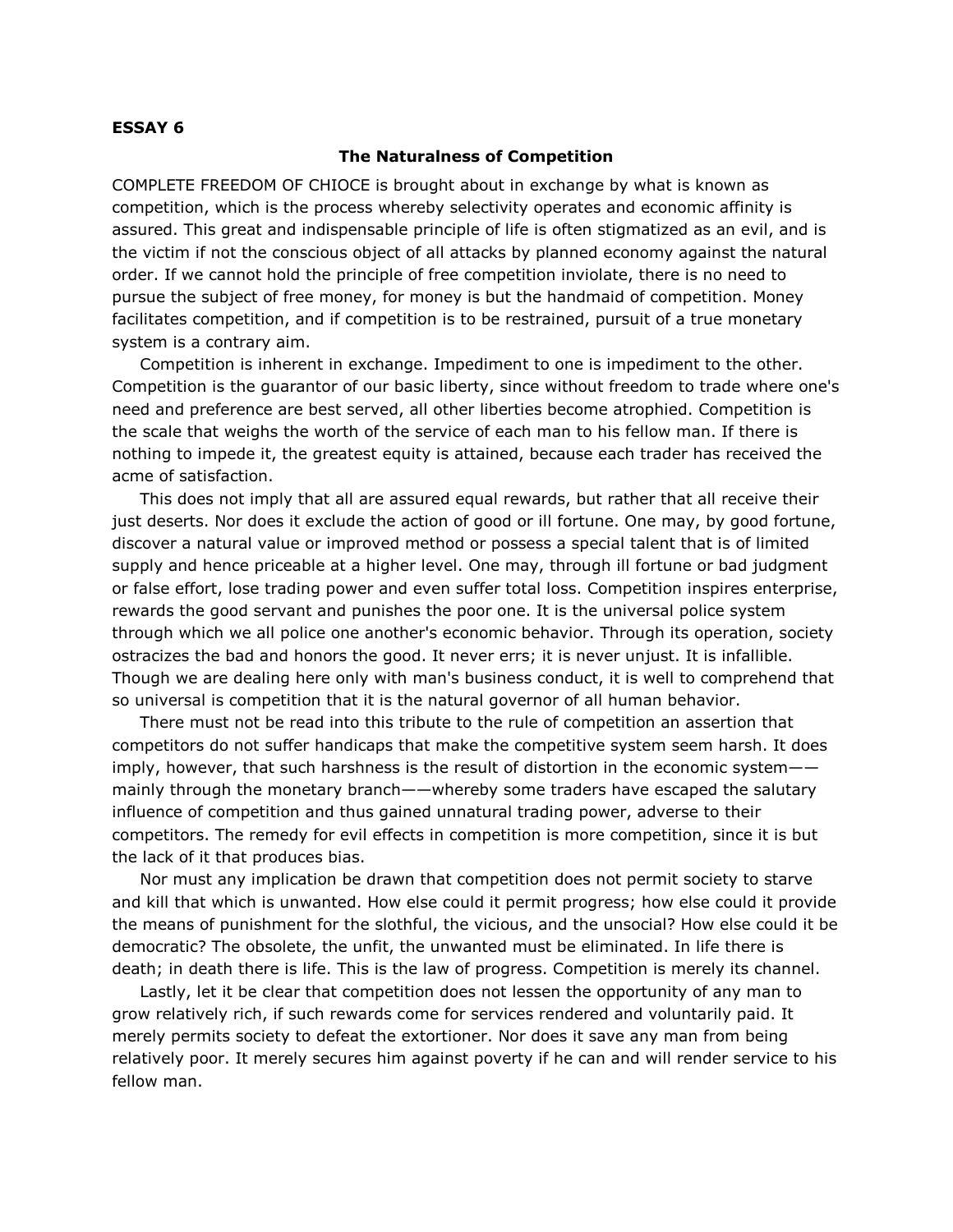**ESSAY 6**

### The Naturalness of Competition

COMPLETE FREEDOM OF CHIOCE is brought about in exchange by what is known as competition, which is the process whereby selectivity operates and economic affinity is assured. This great and indispensable principle of life is often stigmatized as an evil, and is the victim if not the conscious object of all attacks by planned economy against the natural order. If we cannot hold the principle of free competition inviolate, there is no need to pursue the subject of free money, for money is but the handmaid of competition. Money facilitates competition, and if competition is to be restrained, pursuit of a true monetary system is a contrary aim.

Competition is inherent in exchange. Impediment to one is impediment to the other. Competition is the guarantor of our basic liberty, since without freedom to trade where one's need and preference are best served, all other liberties become atrophied. Competition is the scale that weighs the worth of the service of each man to his fellow man. If there is nothing to impede it, the greatest equity is attained, because each trader has received the acme of satisfaction.

This does not imply that all are assured equal rewards, but rather that all receive their just deserts. Nor does it exclude the action of good or ill fortune. One may, by good fortune, discover a natural value or improved method or possess a special talent that is of limited supply and hence priceable at a higher level. One may, through ill fortune or bad judgment or false effort, lose trading power and even suffer total loss. Competition inspires enterprise, rewards the good servant and punishes the poor one. It is the universal police system through which we all police one another's economic behavior. Through its operation, society ostracizes the bad and honors the good. It never errs; it is never unjust. It is infallible. Though we are dealing here only with man's business conduct, it is well to comprehend that so universal is competition that it is the natural governor of all human behavior.

There must not be read into this tribute to the rule of competition an assertion that competitors do not suffer handicaps that make the competitive system seem harsh. It does imply, however, that such harshness is the result of distortion in the economic system——mainly through the monetary branch——whereby some traders have escaped the salutary influence of competition and thus gained unnatural trading power, adverse to their competitors. The remedy for evil effects in competition is more competition, since it is but the lack of it that produces bias.

Nor must any implication be drawn that competition does not permit society to starve and kill that which is unwanted. How else could it permit progress; how else could it provide the means of punishment for the slothful, the vicious, and the unsocial? How else could it be democratic? The obsolete, the unfit, the unwanted must be eliminated. In life there is death; in death there is life. This is the law of progress. Competition is merely its channel.

Lastly, let it be clear that competition does not lessen the opportunity of any man to grow relatively rich, if such rewards come for services rendered and voluntarily paid. It merely permits society to defeat the extortioner. Nor does it save any man from being relatively poor. It merely secures him against poverty if he can and will render service to his fellow man.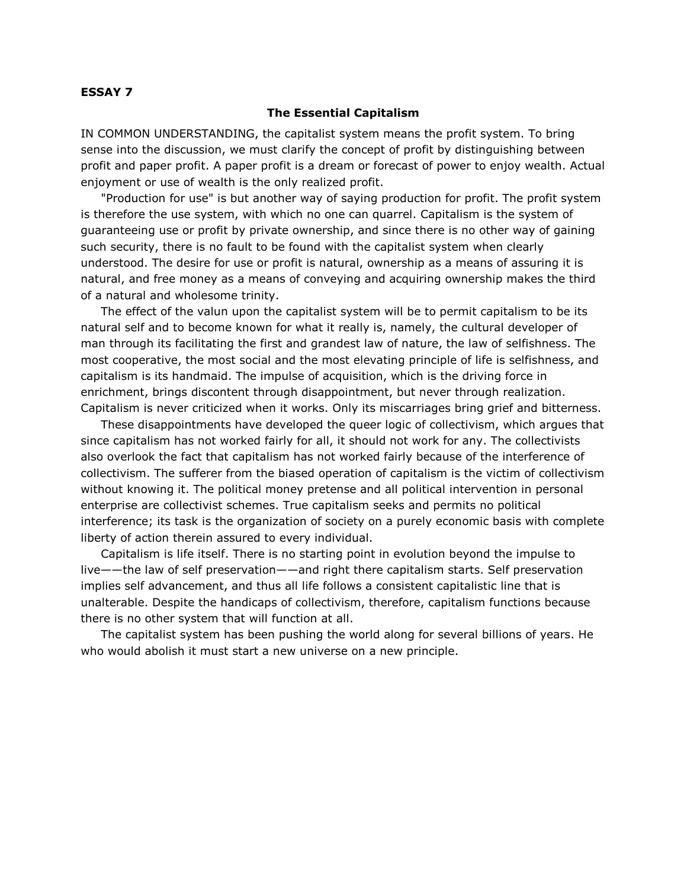**ESSAY 7**

## The Essential Capitalism

IN COMMON UNDERSTANDING, the capitalist system means the profit system. To bring sense into the discussion, we must clarify the concept of profit by distinguishing between profit and paper profit. A paper profit is a dream or forecast of power to enjoy wealth. Actual enjoyment or use of wealth is the only realized profit.

"Production for use" is but another way of saying production for profit. The profit system is therefore the use system, with which no one can quarrel. Capitalism is the system of guaranteeing use or profit by private ownership, and since there is no other way of gaining such security, there is no fault to be found with the capitalist system when clearly understood. The desire for use or profit is natural, ownership as a means of assuring it is natural, and free money as a means of conveying and acquiring ownership makes the third of a natural and wholesome trinity.

The effect of the valun upon the capitalist system will be to permit capitalism to be its natural self and to become known for what it really is, namely, the cultural developer of man through its facilitating the first and grandest law of nature, the law of selfishness. The most cooperative, the most social and the most elevating principle of life is selfishness, and capitalism is its handmaid. The impulse of acquisition, which is the driving force in enrichment, brings discontent through disappointment, but never through realization. Capitalism is never criticized when it works. Only its miscarriages bring grief and bitterness.

These disappointments have developed the queer logic of collectivism, which argues that since capitalism has not worked fairly for all, it should not work for any. The collectivists also overlook the fact that capitalism has not worked fairly because of the interference of collectivism. The sufferer from the biased operation of capitalism is the victim of collectivism without knowing it. The political money pretense and all political intervention in personal enterprise are collectivist schemes. True capitalism seeks and permits no political interference; its task is the organization of society on a purely economic basis with complete liberty of action therein assured to every individual.

Capitalism is life itself. There is no starting point in evolution beyond the impulse to live——the law of self preservation——and right there capitalism starts. Self preservation implies self advancement, and thus all life follows a consistent capitalistic line that is unalterable. Despite the handicaps of collectivism, therefore, capitalism functions because there is no other system that will function at all.

The capitalist system has been pushing the world along for several billions of years. He who would abolish it must start a new universe on a new principle.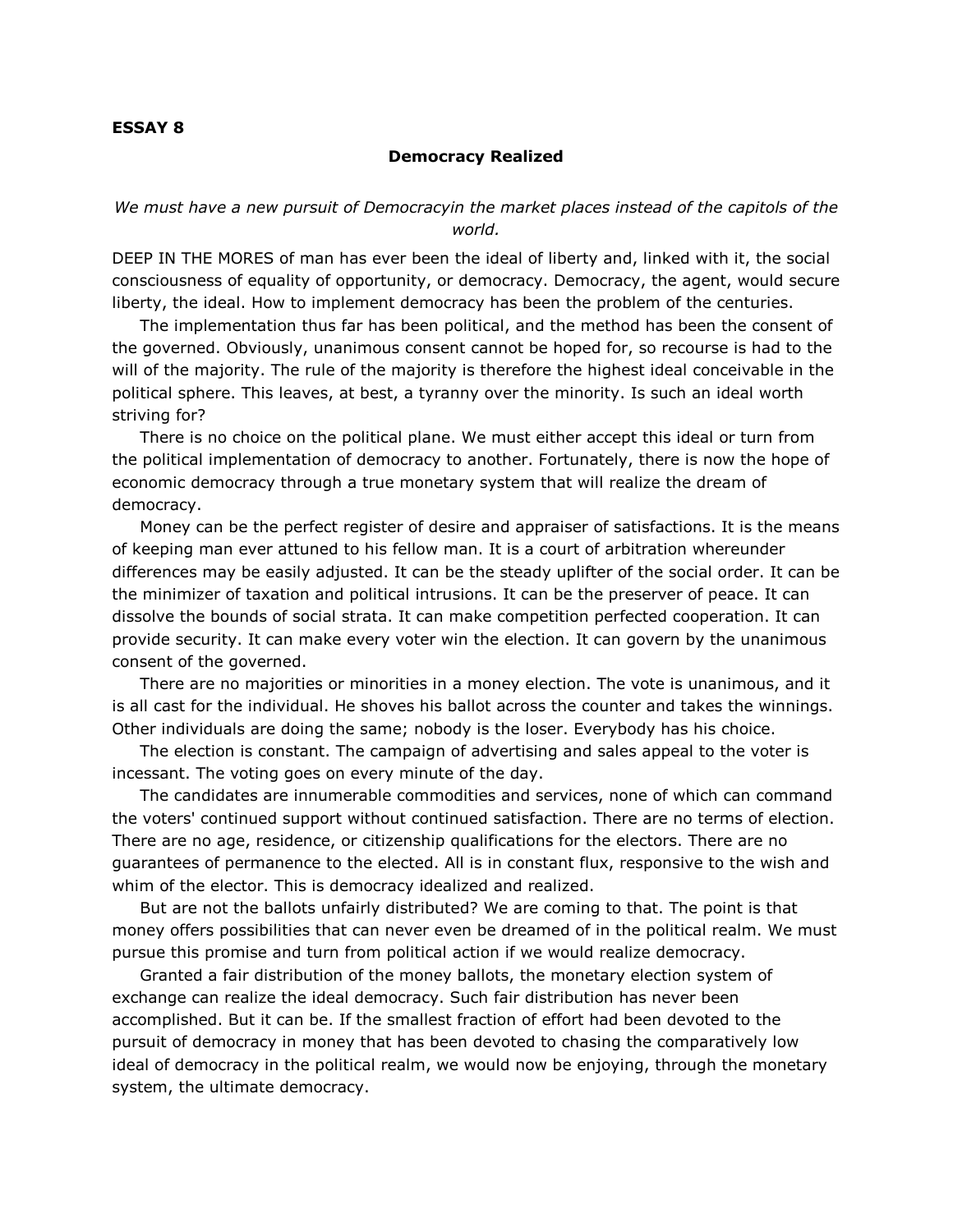**ESSAY 8**

## Democracy Realized

*We must have a new pursuit of Democracyin the market places instead of the capitols of the world.*

DEEP IN THE MORES of man has ever been the ideal of liberty and, linked with it, the social consciousness of equality of opportunity, or democracy. Democracy, the agent, would secure liberty, the ideal. How to implement democracy has been the problem of the centuries.

The implementation thus far has been political, and the method has been the consent of the governed. Obviously, unanimous consent cannot be hoped for, so recourse is had to the will of the majority. The rule of the majority is therefore the highest ideal conceivable in the political sphere. This leaves, at best, a tyranny over the minority. Is such an ideal worth striving for?

There is no choice on the political plane. We must either accept this ideal or turn from the political implementation of democracy to another. Fortunately, there is now the hope of economic democracy through a true monetary system that will realize the dream of democracy.

Money can be the perfect register of desire and appraiser of satisfactions. It is the means of keeping man ever attuned to his fellow man. It is a court of arbitration whereunder differences may be easily adjusted. It can be the steady uplifter of the social order. It can be the minimizer of taxation and political intrusions. It can be the preserver of peace. It can dissolve the bounds of social strata. It can make competition perfected cooperation. It can provide security. It can make every voter win the election. It can govern by the unanimous consent of the governed.

There are no majorities or minorities in a money election. The vote is unanimous, and it is all cast for the individual. He shoves his ballot across the counter and takes the winnings. Other individuals are doing the same; nobody is the loser. Everybody has his choice.

The election is constant. The campaign of advertising and sales appeal to the voter is incessant. The voting goes on every minute of the day.

The candidates are innumerable commodities and services, none of which can command the voters' continued support without continued satisfaction. There are no terms of election. There are no age, residence, or citizenship qualifications for the electors. There are no guarantees of permanence to the elected. All is in constant flux, responsive to the wish and whim of the elector. This is democracy idealized and realized.

But are not the ballots unfairly distributed? We are coming to that. The point is that money offers possibilities that can never even be dreamed of in the political realm. We must pursue this promise and turn from political action if we would realize democracy.

Granted a fair distribution of the money ballots, the monetary election system of exchange can realize the ideal democracy. Such fair distribution has never been accomplished. But it can be. If the smallest fraction of effort had been devoted to the pursuit of democracy in money that has been devoted to chasing the comparatively low ideal of democracy in the political realm, we would now be enjoying, through the monetary system, the ultimate democracy.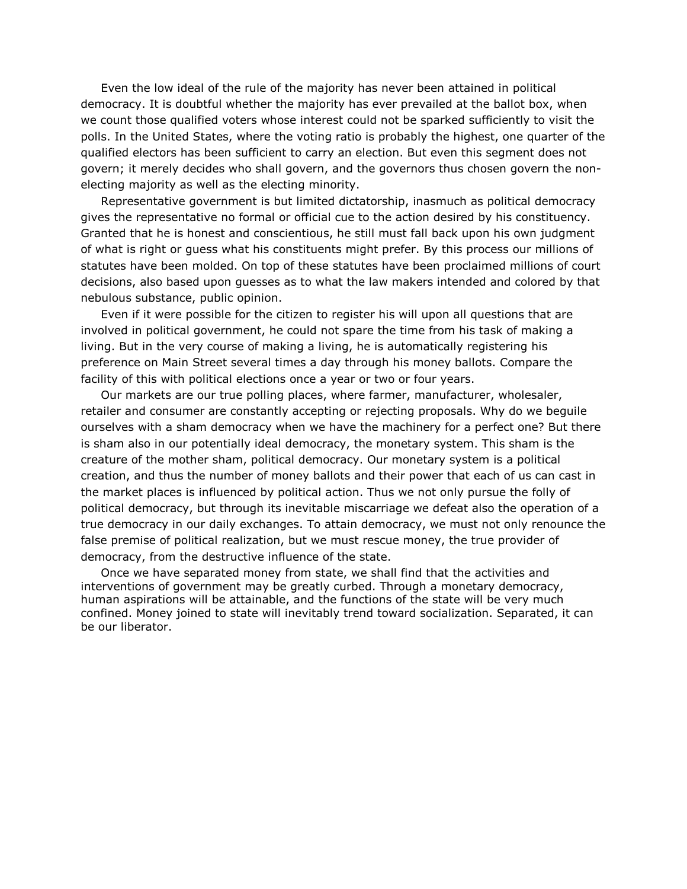Even the low ideal of the rule of the majority has never been attained in political democracy. It is doubtful whether the majority has ever prevailed at the ballot box, when we count those qualified voters whose interest could not be sparked sufficiently to visit the polls. In the United States, where the voting ratio is probably the highest, one quarter of the qualified electors has been sufficient to carry an election. But even this segment does not govern; it merely decides who shall govern, and the governors thus chosen govern the non-electing majority as well as the electing minority.

Representative government is but limited dictatorship, inasmuch as political democracy gives the representative no formal or official cue to the action desired by his constituency. Granted that he is honest and conscientious, he still must fall back upon his own judgment of what is right or guess what his constituents might prefer. By this process our millions of statutes have been molded. On top of these statutes have been proclaimed millions of court decisions, also based upon guesses as to what the law makers intended and colored by that nebulous substance, public opinion.

Even if it were possible for the citizen to register his will upon all questions that are involved in political government, he could not spare the time from his task of making a living. But in the very course of making a living, he is automatically registering his preference on Main Street several times a day through his money ballots. Compare the facility of this with political elections once a year or two or four years.

Our markets are our true polling places, where farmer, manufacturer, wholesaler, retailer and consumer are constantly accepting or rejecting proposals. Why do we beguile ourselves with a sham democracy when we have the machinery for a perfect one? But there is sham also in our potentially ideal democracy, the monetary system. This sham is the creature of the mother sham, political democracy. Our monetary system is a political creation, and thus the number of money ballots and their power that each of us can cast in the market places is influenced by political action. Thus we not only pursue the folly of political democracy, but through its inevitable miscarriage we defeat also the operation of a true democracy in our daily exchanges. To attain democracy, we must not only renounce the false premise of political realization, but we must rescue money, the true provider of democracy, from the destructive influence of the state.

Once we have separated money from state, we shall find that the activities and interventions of government may be greatly curbed. Through a monetary democracy, human aspirations will be attainable, and the functions of the state will be very much confined. Money joined to state will inevitably trend toward socialization. Separated, it can be our liberator.